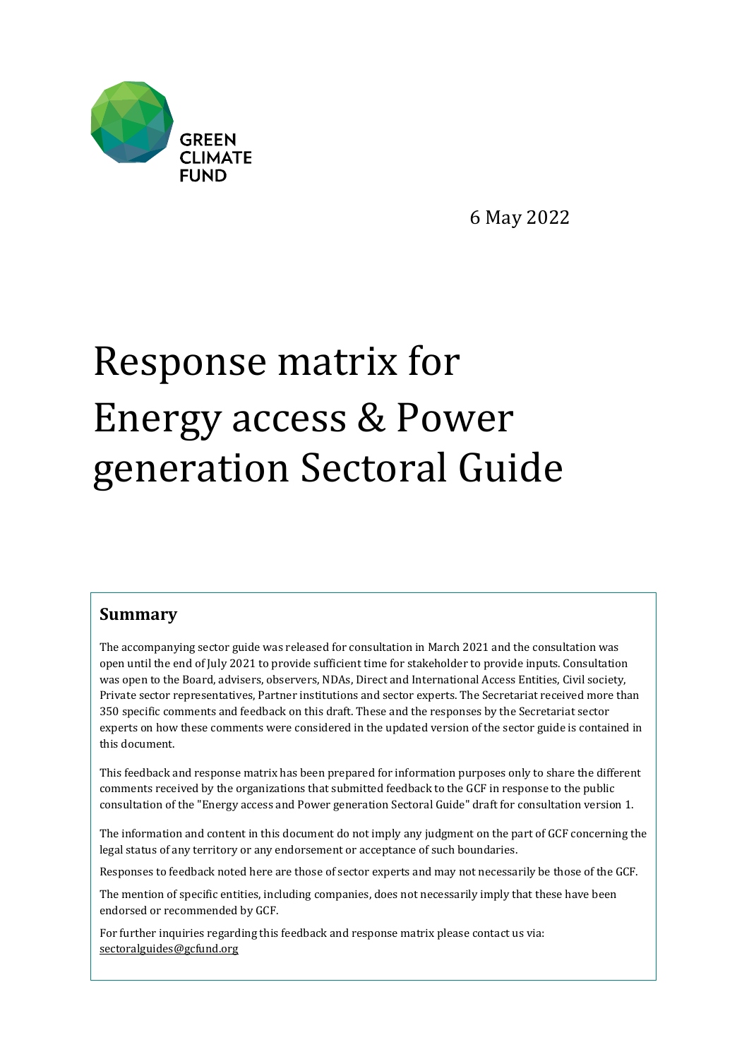GREEN CLIMATE FUND

6 May 2022

# Response matrix for Energy access & Power generation Sectoral Guide

## Summary

The accompanying sector guide was released for consultation in March 2021 and the consultation was open until the end of July 2021 to provide sufficient time for stakeholder to provide inputs. Consultation was open to the Board, advisers, observers, NDAs, Direct and International Access Entities, Civil society, Private sector representatives, Partner institutions and sector experts. The Secretariat received more than 350 specific comments and feedback on this draft. These and the responses by the Secretariat sector experts on how these comments were considered in the updated version of the sector guide is contained in this document.

This feedback and response matrix has been prepared for information purposes only to share the different comments received by the organizations that submitted feedback to the GCF in response to the public consultation of the "Energy access and Power generation Sectoral Guide" draft for consultation version 1.

The information and content in this document do not imply any judgment on the part of GCF concerning the legal status of any territory or any endorsement or acceptance of such boundaries.

Responses to feedback noted here are those of sector experts and may not necessarily be those of the GCF.

The mention of specific entities, including companies, does not necessarily imply that these have been endorsed or recommended by GCF.

For further inquiries regarding this feedback and response matrix please contact us via: sectoralguides@gcfund.org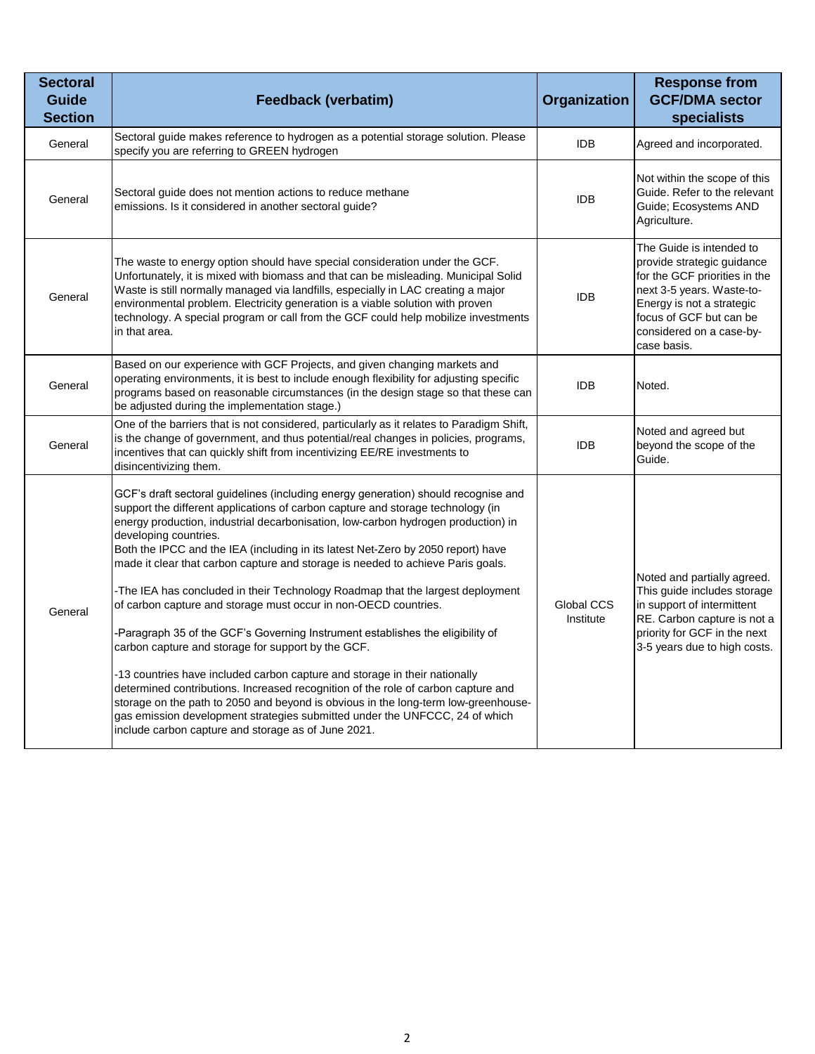| Sectoral Guide Section | Feedback (verbatim) | Organization | Response from GCF/DMA sector specialists |
|---|---|---|---|
| General | Sectoral guide makes reference to hydrogen as a potential storage solution. Please specify you are referring to GREEN hydrogen | IDB | Agreed and incorporated. |
| General | Sectoral guide does not mention actions to reduce methane emissions. Is it considered in another sectoral guide? | IDB | Not within the scope of this Guide. Refer to the relevant Guide; Ecosystems AND Agriculture. |
| General | The waste to energy option should have special consideration under the GCF. Unfortunately, it is mixed with biomass and that can be misleading. Municipal Solid Waste is still normally managed via landfills, especially in LAC creating a major environmental problem. Electricity generation is a viable solution with proven technology. A special program or call from the GCF could help mobilize investments in that area. | IDB | The Guide is intended to provide strategic guidance for the GCF priorities in the next 3-5 years. Waste-to-Energy is not a strategic focus of GCF but can be considered on a case-by-case basis. |
| General | Based on our experience with GCF Projects, and given changing markets and operating environments, it is best to include enough flexibility for adjusting specific programs based on reasonable circumstances (in the design stage so that these can be adjusted during the implementation stage.) | IDB | Noted. |
| General | One of the barriers that is not considered, particularly as it relates to Paradigm Shift, is the change of government, and thus potential/real changes in policies, programs, incentives that can quickly shift from incentivizing EE/RE investments to disincentivizing them. | IDB | Noted and agreed but beyond the scope of the Guide. |
| General | GCF's draft sectoral guidelines (including energy generation) should recognise and support the different applications of carbon capture and storage technology (in energy production, industrial decarbonisation, low-carbon hydrogen production) in developing countries.<br>Both the IPCC and the IEA (including in its latest Net-Zero by 2050 report) have made it clear that carbon capture and storage is needed to achieve Paris goals.<br><br>-The IEA has concluded in their Technology Roadmap that the largest deployment of carbon capture and storage must occur in non-OECD countries.<br><br>-Paragraph 35 of the GCF's Governing Instrument establishes the eligibility of carbon capture and storage for support by the GCF.<br><br>-13 countries have included carbon capture and storage in their nationally determined contributions. Increased recognition of the role of carbon capture and storage on the path to 2050 and beyond is obvious in the long-term low-greenhouse-gas emission development strategies submitted under the UNFCCC, 24 of which include carbon capture and storage as of June 2021. | Global CCS Institute | Noted and partially agreed. This guide includes storage in support of intermittent RE. Carbon capture is not a priority for GCF in the next 3-5 years due to high costs. |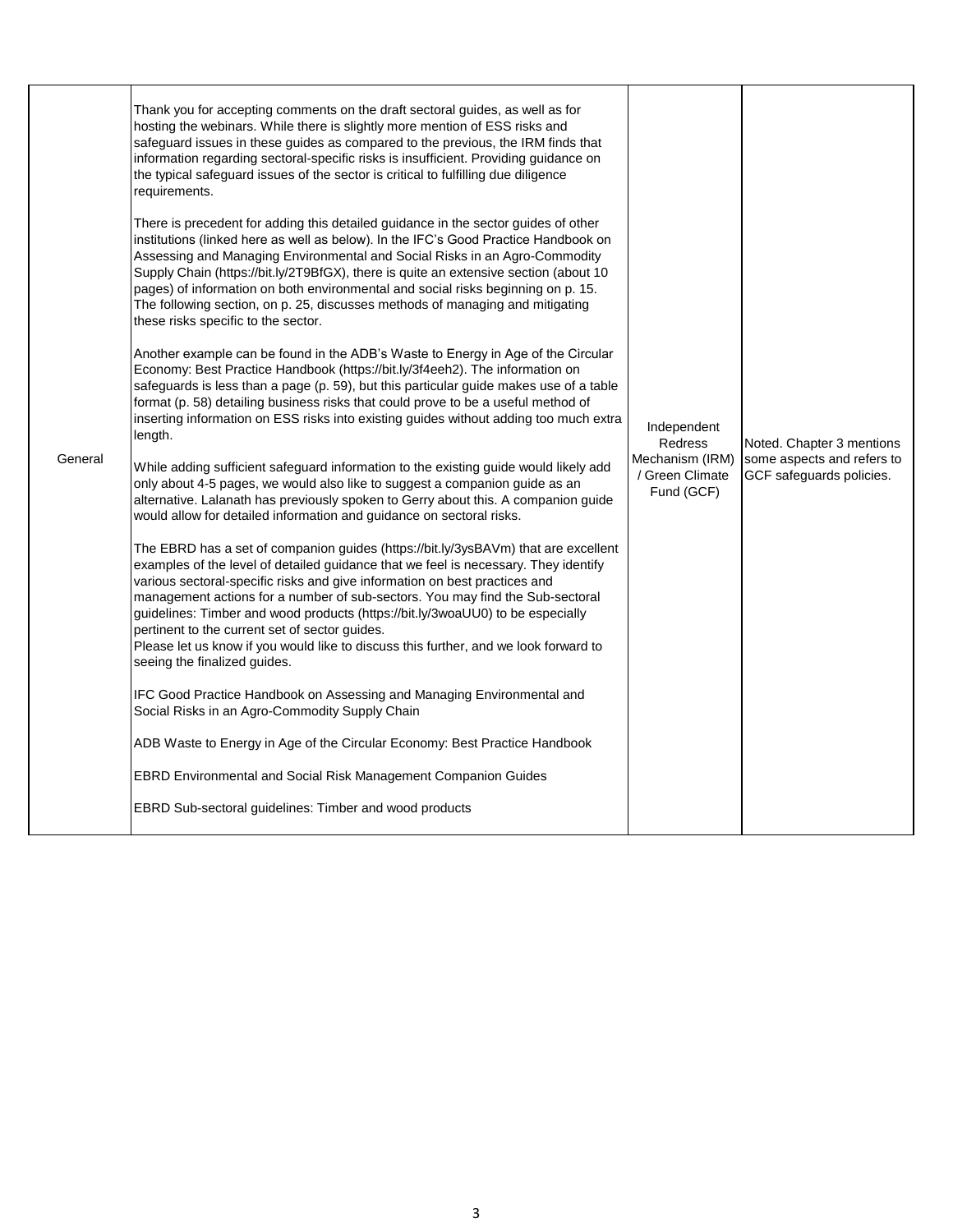| General | Thank you for accepting comments on the draft sectoral guides, as well as for hosting the webinars. While there is slightly more mention of ESS risks and safeguard issues in these guides as compared to the previous, the IRM finds that information regarding sectoral-specific risks is insufficient. Providing guidance on the typical safeguard issues of the sector is critical to fulfilling due diligence requirements.<br><br>There is precedent for adding this detailed guidance in the sector guides of other institutions (linked here as well as below). In the IFC's Good Practice Handbook on Assessing and Managing Environmental and Social Risks in an Agro-Commodity Supply Chain (https://bit.ly/2T9BfGX), there is quite an extensive section (about 10 pages) of information on both environmental and social risks beginning on p. 15. The following section, on p. 25, discusses methods of managing and mitigating these risks specific to the sector.<br><br>Another example can be found in the ADB's Waste to Energy in Age of the Circular Economy: Best Practice Handbook (https://bit.ly/3f4eeh2). The information on safeguards is less than a page (p. 59), but this particular guide makes use of a table format (p. 58) detailing business risks that could prove to be a useful method of inserting information on ESS risks into existing guides without adding too much extra length.<br><br>While adding sufficient safeguard information to the existing guide would likely add only about 4-5 pages, we would also like to suggest a companion guide as an alternative. Lalanath has previously spoken to Gerry about this. A companion guide would allow for detailed information and guidance on sectoral risks.<br><br>The EBRD has a set of companion guides (https://bit.ly/3ysBAVm) that are excellent examples of the level of detailed guidance that we feel is necessary. They identify various sectoral-specific risks and give information on best practices and management actions for a number of sub-sectors. You may find the Sub-sectoral guidelines: Timber and wood products (https://bit.ly/3woaUU0) to be especially pertinent to the current set of sector guides.<br>Please let us know if you would like to discuss this further, and we look forward to seeing the finalized guides.<br><br>IFC Good Practice Handbook on Assessing and Managing Environmental and Social Risks in an Agro-Commodity Supply Chain<br><br>ADB Waste to Energy in Age of the Circular Economy: Best Practice Handbook<br><br>EBRD Environmental and Social Risk Management Companion Guides<br><br>EBRD Sub-sectoral guidelines: Timber and wood products | Independent Redress Mechanism (IRM) / Green Climate Fund (GCF) | Noted. Chapter 3 mentions some aspects and refers to GCF safeguards policies. |
|---|---|---|---|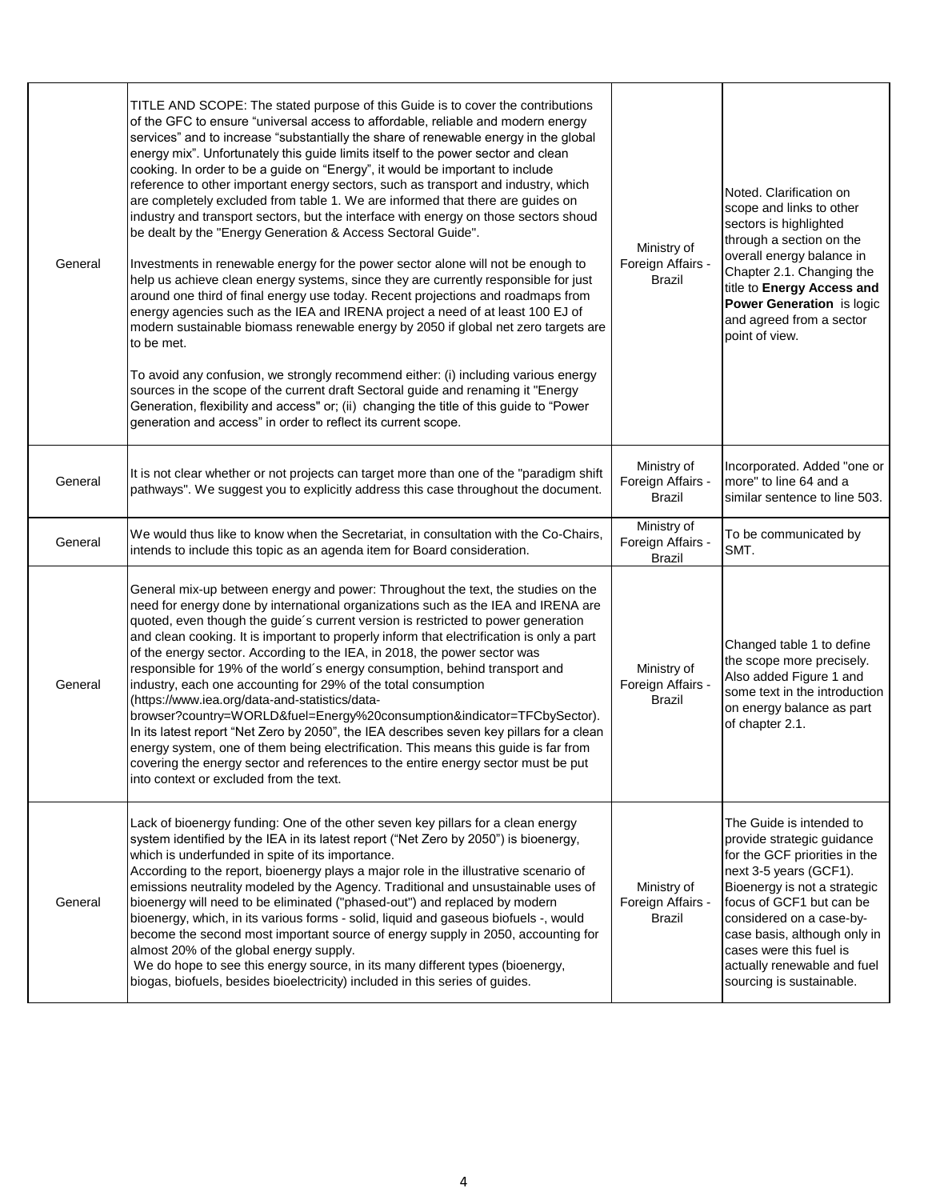| | | | |
|---|---|---|---|
| General | TITLE AND SCOPE: The stated purpose of this Guide is to cover the contributions of the GFC to ensure "universal access to affordable, reliable and modern energy services" and to increase "substantially the share of renewable energy in the global energy mix". Unfortunately this guide limits itself to the power sector and clean cooking. In order to be a guide on "Energy", it would be important to include reference to other important energy sectors, such as transport and industry, which are completely excluded from table 1. We are informed that there are guides on industry and transport sectors, but the interface with energy on those sectors shoud be dealt by the "Energy Generation & Access Sectoral Guide".<br><br>Investments in renewable energy for the power sector alone will not be enough to help us achieve clean energy systems, since they are currently responsible for just around one third of final energy use today. Recent projections and roadmaps from energy agencies such as the IEA and IRENA project a need of at least 100 EJ of modern sustainable biomass renewable energy by 2050 if global net zero targets are to be met.<br><br>To avoid any confusion, we strongly recommend either: (i) including various energy sources in the scope of the current draft Sectoral guide and renaming it "Energy Generation, flexibility and access" or; (ii) changing the title of this guide to "Power generation and access" in order to reflect its current scope. | Ministry of Foreign Affairs - Brazil | Noted. Clarification on scope and links to other sectors is highlighted through a section on the overall energy balance in Chapter 2.1. Changing the title to **Energy Access and Power Generation** is logic and agreed from a sector point of view. |
| General | It is not clear whether or not projects can target more than one of the "paradigm shift pathways". We suggest you to explicitly address this case throughout the document. | Ministry of Foreign Affairs - Brazil | Incorporated. Added "one or more" to line 64 and a similar sentence to line 503. |
| General | We would thus like to know when the Secretariat, in consultation with the Co-Chairs, intends to include this topic as an agenda item for Board consideration. | Ministry of Foreign Affairs - Brazil | To be communicated by SMT. |
| General | General mix-up between energy and power: Throughout the text, the studies on the need for energy done by international organizations such as the IEA and IRENA are quoted, even though the guide´s current version is restricted to power generation and clean cooking. It is important to properly inform that electrification is only a part of the energy sector. According to the IEA, in 2018, the power sector was responsible for 19% of the world´s energy consumption, behind transport and industry, each one accounting for 29% of the total consumption (https://www.iea.org/data-and-statistics/data-browser?country=WORLD&fuel=Energy%20consumption&indicator=TFCbySector). In its latest report "Net Zero by 2050", the IEA describes seven key pillars for a clean energy system, one of them being electrification. This means this guide is far from covering the energy sector and references to the entire energy sector must be put into context or excluded from the text. | Ministry of Foreign Affairs - Brazil | Changed table 1 to define the scope more precisely. Also added Figure 1 and some text in the introduction on energy balance as part of chapter 2.1. |
| General | Lack of bioenergy funding: One of the other seven key pillars for a clean energy system identified by the IEA in its latest report ("Net Zero by 2050") is bioenergy, which is underfunded in spite of its importance.<br>According to the report, bioenergy plays a major role in the illustrative scenario of emissions neutrality modeled by the Agency. Traditional and unsustainable uses of bioenergy will need to be eliminated ("phased-out") and replaced by modern bioenergy, which, in its various forms - solid, liquid and gaseous biofuels -, would become the second most important source of energy supply in 2050, accounting for almost 20% of the global energy supply.<br>We do hope to see this energy source, in its many different types (bioenergy, biogas, biofuels, besides bioelectricity) included in this series of guides. | Ministry of Foreign Affairs - Brazil | The Guide is intended to provide strategic guidance for the GCF priorities in the next 3-5 years (GCF1). Bioenergy is not a strategic focus of GCF1 but can be considered on a case-by-case basis, although only in cases were this fuel is actually renewable and fuel sourcing is sustainable. |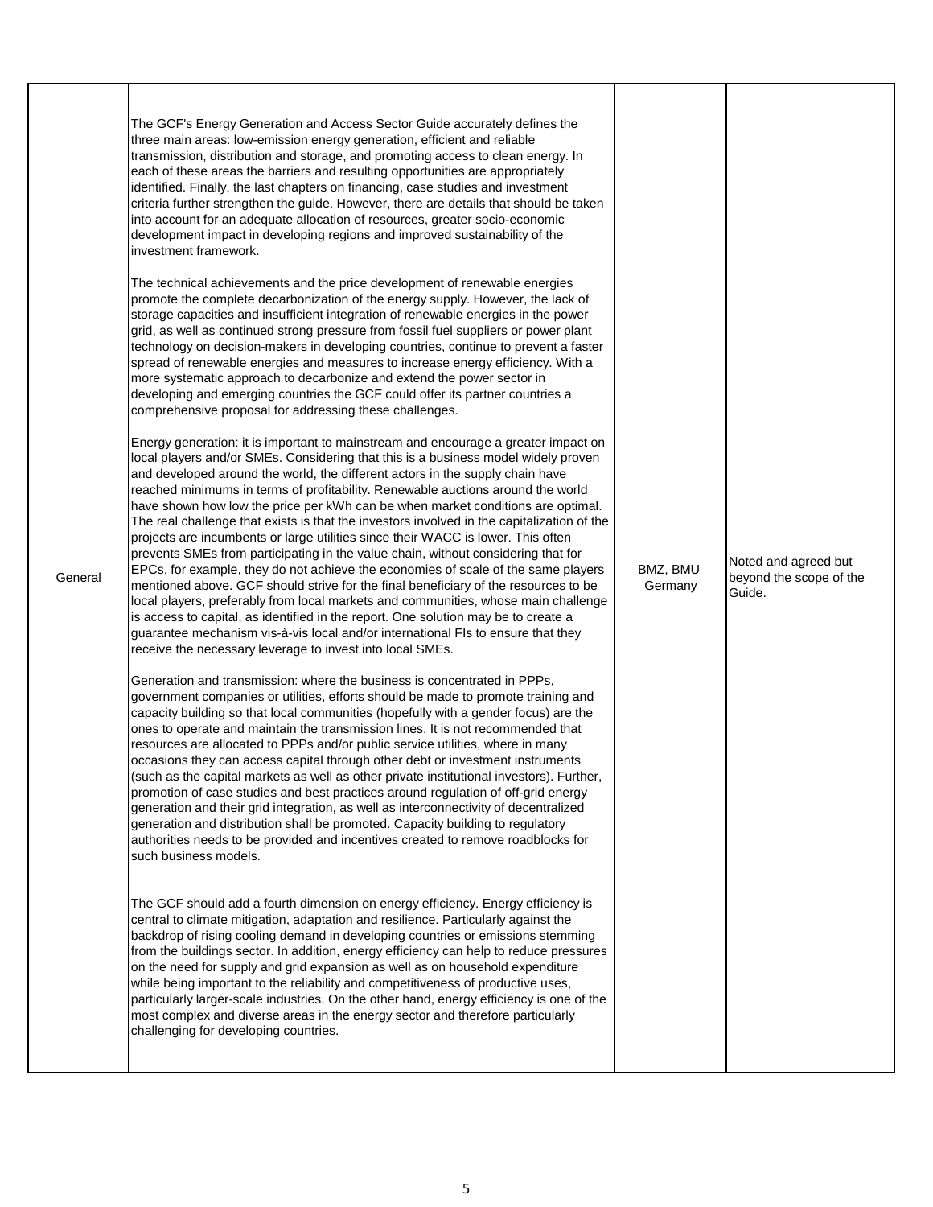| General | The GCF's Energy Generation and Access Sector Guide accurately defines the three main areas: low-emission energy generation, efficient and reliable transmission, distribution and storage, and promoting access to clean energy. In each of these areas the barriers and resulting opportunities are appropriately identified. Finally, the last chapters on financing, case studies and investment criteria further strengthen the guide. However, there are details that should be taken into account for an adequate allocation of resources, greater socio-economic development impact in developing regions and improved sustainability of the investment framework.<br><br>The technical achievements and the price development of renewable energies promote the complete decarbonization of the energy supply. However, the lack of storage capacities and insufficient integration of renewable energies in the power grid, as well as continued strong pressure from fossil fuel suppliers or power plant technology on decision-makers in developing countries, continue to prevent a faster spread of renewable energies and measures to increase energy efficiency. With a more systematic approach to decarbonize and extend the power sector in developing and emerging countries the GCF could offer its partner countries a comprehensive proposal for addressing these challenges.<br><br>Energy generation: it is important to mainstream and encourage a greater impact on local players and/or SMEs. Considering that this is a business model widely proven and developed around the world, the different actors in the supply chain have reached minimums in terms of profitability. Renewable auctions around the world have shown how low the price per kWh can be when market conditions are optimal. The real challenge that exists is that the investors involved in the capitalization of the projects are incumbents or large utilities since their WACC is lower. This often prevents SMEs from participating in the value chain, without considering that for EPCs, for example, they do not achieve the economies of scale of the same players mentioned above. GCF should strive for the final beneficiary of the resources to be local players, preferably from local markets and communities, whose main challenge is access to capital, as identified in the report. One solution may be to create a guarantee mechanism vis-à-vis local and/or international FIs to ensure that they receive the necessary leverage to invest into local SMEs.<br><br>Generation and transmission: where the business is concentrated in PPPs, government companies or utilities, efforts should be made to promote training and capacity building so that local communities (hopefully with a gender focus) are the ones to operate and maintain the transmission lines. It is not recommended that resources are allocated to PPPs and/or public service utilities, where in many occasions they can access capital through other debt or investment instruments (such as the capital markets as well as other private institutional investors). Further, promotion of case studies and best practices around regulation of off-grid energy generation and their grid integration, as well as interconnectivity of decentralized generation and distribution shall be promoted. Capacity building to regulatory authorities needs to be provided and incentives created to remove roadblocks for such business models.<br><br>The GCF should add a fourth dimension on energy efficiency. Energy efficiency is central to climate mitigation, adaptation and resilience. Particularly against the backdrop of rising cooling demand in developing countries or emissions stemming from the buildings sector. In addition, energy efficiency can help to reduce pressures on the need for supply and grid expansion as well as on household expenditure while being important to the reliability and competitiveness of productive uses, particularly larger-scale industries. On the other hand, energy efficiency is one of the most complex and diverse areas in the energy sector and therefore particularly challenging for developing countries. | BMZ, BMU Germany | Noted and agreed but beyond the scope of the Guide. |
|---|---|---|---|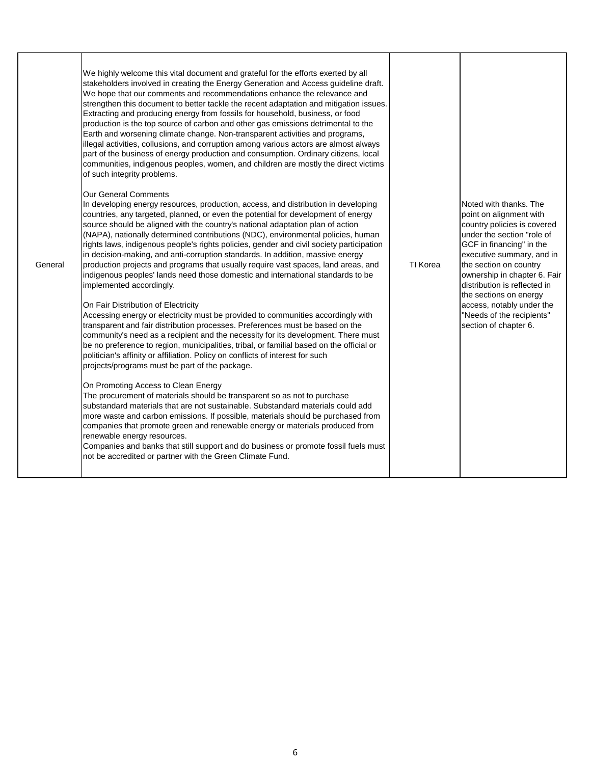| | | | |
|---|---|---|---|
| General | We highly welcome this vital document and grateful for the efforts exerted by all stakeholders involved in creating the Energy Generation and Access guideline draft. We hope that our comments and recommendations enhance the relevance and strengthen this document to better tackle the recent adaptation and mitigation issues. Extracting and producing energy from fossils for household, business, or food production is the top source of carbon and other gas emissions detrimental to the Earth and worsening climate change. Non-transparent activities and programs, illegal activities, collusions, and corruption among various actors are almost always part of the business of energy production and consumption. Ordinary citizens, local communities, indigenous peoples, women, and children are mostly the direct victims of such integrity problems.<br><br>Our General Comments<br>In developing energy resources, production, access, and distribution in developing countries, any targeted, planned, or even the potential for development of energy source should be aligned with the country's national adaptation plan of action (NAPA), nationally determined contributions (NDC), environmental policies, human rights laws, indigenous people's rights policies, gender and civil society participation in decision-making, and anti-corruption standards. In addition, massive energy production projects and programs that usually require vast spaces, land areas, and indigenous peoples' lands need those domestic and international standards to be implemented accordingly.<br><br>On Fair Distribution of Electricity<br>Accessing energy or electricity must be provided to communities accordingly with transparent and fair distribution processes. Preferences must be based on the community's need as a recipient and the necessity for its development. There must be no preference to region, municipalities, tribal, or familial based on the official or politician's affinity or affiliation. Policy on conflicts of interest for such projects/programs must be part of the package.<br><br>On Promoting Access to Clean Energy<br>The procurement of materials should be transparent so as not to purchase substandard materials that are not sustainable. Substandard materials could add more waste and carbon emissions. If possible, materials should be purchased from companies that promote green and renewable energy or materials produced from renewable energy resources.<br>Companies and banks that still support and do business or promote fossil fuels must not be accredited or partner with the Green Climate Fund. | TI Korea | Noted with thanks. The point on alignment with country policies is covered under the section "role of GCF in financing" in the executive summary, and in the section on country ownership in chapter 6. Fair distribution is reflected in the sections on energy access, notably under the "Needs of the recipients" section of chapter 6. |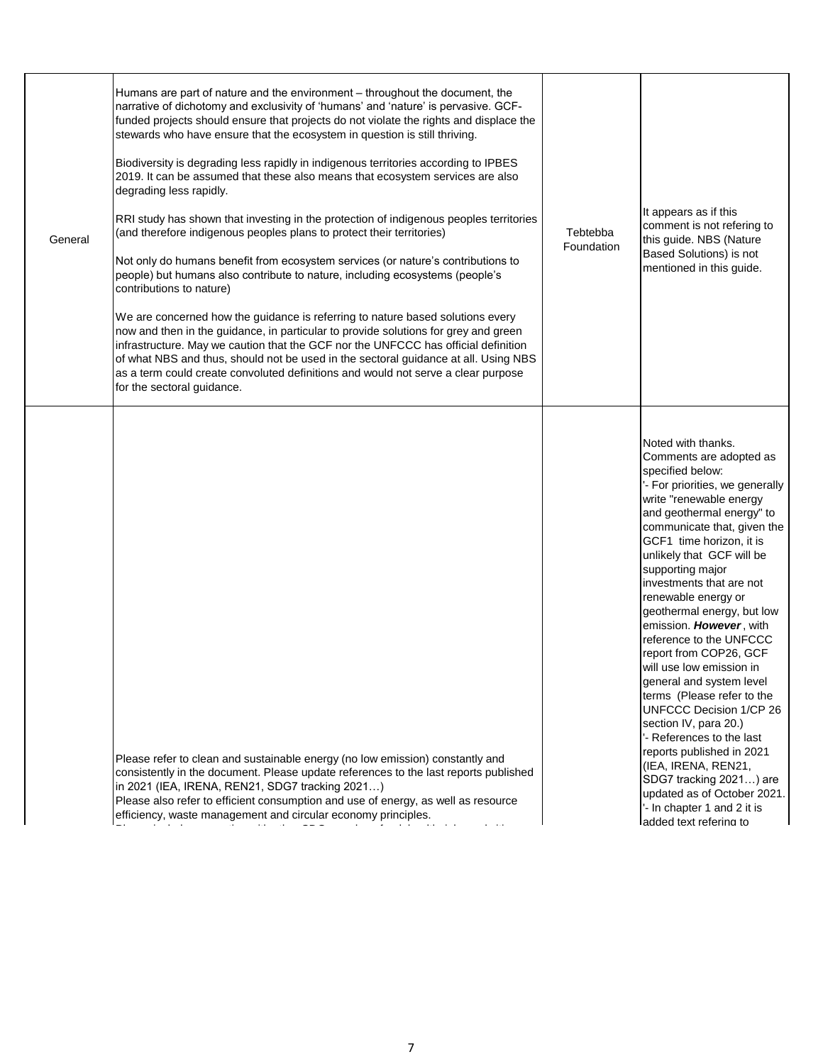| | | | |
|---|---|---|---|
| General | Humans are part of nature and the environment – throughout the document, the narrative of dichotomy and exclusivity of 'humans' and 'nature' is pervasive. GCF-funded projects should ensure that projects do not violate the rights and displace the stewards who have ensure that the ecosystem in question is still thriving.<br><br>Biodiversity is degrading less rapidly in indigenous territories according to IPBES 2019. It can be assumed that these also means that ecosystem services are also degrading less rapidly.<br><br>RRI study has shown that investing in the protection of indigenous peoples territories (and therefore indigenous peoples plans to protect their territories)<br><br>Not only do humans benefit from ecosystem services (or nature's contributions to people) but humans also contribute to nature, including ecosystems (people's contributions to nature)<br><br>We are concerned how the guidance is referring to nature based solutions every now and then in the guidance, in particular to provide solutions for grey and green infrastructure. May we caution that the GCF nor the UNFCCC has official definition of what NBS and thus, should not be used in the sectoral guidance at all. Using NBS as a term could create convoluted definitions and would not serve a clear purpose for the sectoral guidance. | Tebtebba Foundation | It appears as if this comment is not refering to this guide. NBS (Nature Based Solutions) is not mentioned in this guide. |
| | Please refer to clean and sustainable energy (no low emission) constantly and consistently in the document. Please update references to the last reports published in 2021 (IEA, IRENA, REN21, SDG7 tracking 2021…)<br>Please also refer to efficient consumption and use of energy, as well as resource efficiency, waste management and circular economy principles. | | Noted with thanks.<br>Comments are adopted as specified below:<br>'- For priorities, we generally write "renewable energy and geothermal energy" to communicate that, given the GCF1 time horizon, it is unlikely that GCF will be supporting major investments that are not renewable energy or geothermal energy, but low emission. ***However***, with reference to the UNFCCC report from COP26, GCF will use low emission in general and system level terms (Please refer to the UNFCCC Decision 1/CP 26 section IV, para 20.)<br>'- References to the last reports published in 2021 (IEA, IRENA, REN21, SDG7 tracking 2021…) are updated as of October 2021.<br>'- In chapter 1 and 2 it is added text refering to |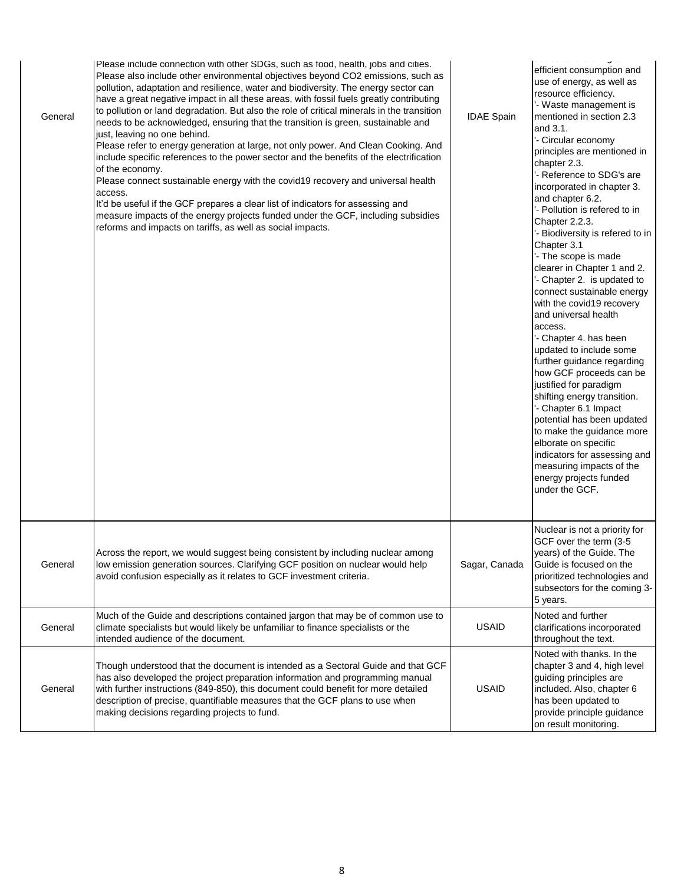| General | Please include connection with other SDGs, such as food, health, jobs and cities. Please also include other environmental objectives beyond CO2 emissions, such as pollution, adaptation and resilience, water and biodiversity. The energy sector can have a great negative impact in all these areas, with fossil fuels greatly contributing to pollution or land degradation. But also the role of critical minerals in the transition needs to be acknowledged, ensuring that the transition is green, sustainable and just, leaving no one behind.<br>Please refer to energy generation at large, not only power. And Clean Cooking. And include specific references to the power sector and the benefits of the electrification of the economy.<br>Please connect sustainable energy with the covid19 recovery and universal health access.<br>It'd be useful if the GCF prepares a clear list of indicators for assessing and measure impacts of the energy projects funded under the GCF, including subsidies reforms and impacts on tariffs, as well as social impacts. | IDAE Spain | efficient consumption and use of energy, as well as resource efficiency.<br>'- Waste management is mentioned in section 2.3 and 3.1.<br>'- Circular economy principles are mentioned in chapter 2.3.<br>'- Reference to SDG's are incorporated in chapter 3. and chapter 6.2.<br>'- Pollution is refered to in Chapter 2.2.3.<br>'- Biodiversity is refered to in Chapter 3.1<br>'- The scope is made clearer in Chapter 1 and 2.<br>'- Chapter 2. is updated to connect sustainable energy with the covid19 recovery and universal health access.<br>'- Chapter 4. has been updated to include some further guidance regarding how GCF proceeds can be justified for paradigm shifting energy transition.<br>'- Chapter 6.1 Impact potential has been updated to make the guidance more elborate on specific indicators for assessing and measuring impacts of the energy projects funded under the GCF. |
|---|---|---|---|
| General | Across the report, we would suggest being consistent by including nuclear among low emission generation sources. Clarifying GCF position on nuclear would help avoid confusion especially as it relates to GCF investment criteria. | Sagar, Canada | Nuclear is not a priority for GCF over the term (3-5 years) of the Guide. The Guide is focused on the prioritized technologies and subsectors for the coming 3-5 years. |
| General | Much of the Guide and descriptions contained jargon that may be of common use to climate specialists but would likely be unfamiliar to finance specialists or the intended audience of the document. | USAID | Noted and further clarifications incorporated throughout the text. |
| General | Though understood that the document is intended as a Sectoral Guide and that GCF has also developed the project preparation information and programming manual with further instructions (849-850), this document could benefit for more detailed description of precise, quantifiable measures that the GCF plans to use when making decisions regarding projects to fund. | USAID | Noted with thanks. In the chapter 3 and 4, high level guiding principles are included. Also, chapter 6 has been updated to provide principle guidance on result monitoring. |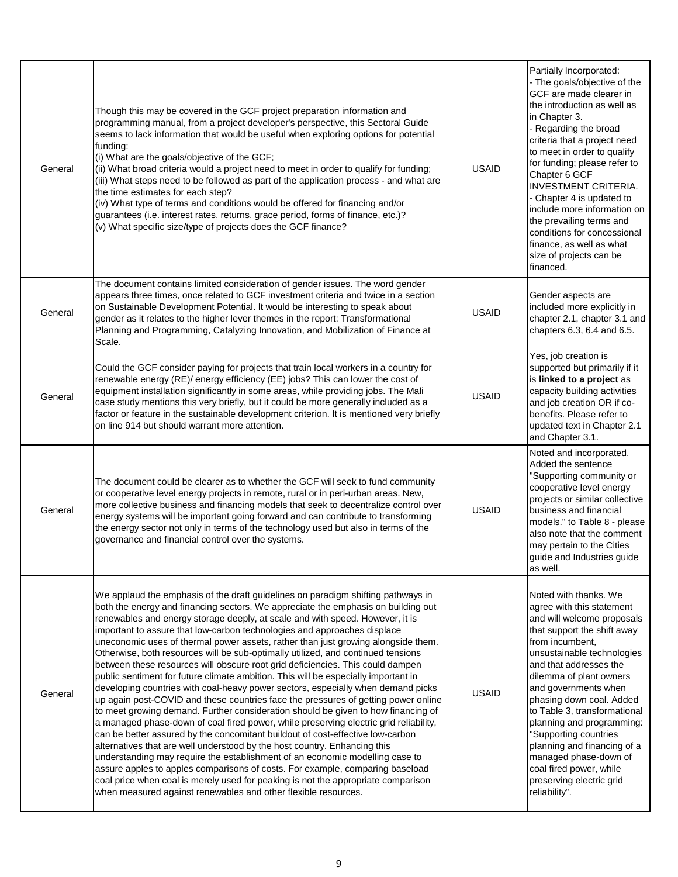| General | Though this may be covered in the GCF project preparation information and programming manual, from a project developer's perspective, this Sectoral Guide seems to lack information that would be useful when exploring options for potential funding:<br>(i) What are the goals/objective of the GCF;<br>(ii) What broad criteria would a project need to meet in order to qualify for funding;<br>(iii) What steps need to be followed as part of the application process - and what are the time estimates for each step?<br>(iv) What type of terms and conditions would be offered for financing and/or guarantees (i.e. interest rates, returns, grace period, forms of finance, etc.)?<br>(v) What specific size/type of projects does the GCF finance? | USAID | Partially Incorporated:<br>- The goals/objective of the GCF are made clearer in the introduction as well as in Chapter 3.<br>- Regarding the broad criteria that a project need to meet in order to qualify for funding; please refer to Chapter 6 GCF INVESTMENT CRITERIA.<br>- Chapter 4 is updated to include more information on the prevailing terms and conditions for concessional finance, as well as what size of projects can be financed. |
|---|---|---|---|
| General | The document contains limited consideration of gender issues. The word gender appears three times, once related to GCF investment criteria and twice in a section on Sustainable Development Potential. It would be interesting to speak about gender as it relates to the higher lever themes in the report: Transformational Planning and Programming, Catalyzing Innovation, and Mobilization of Finance at Scale. | USAID | Gender aspects are included more explicitly in chapter 2.1, chapter 3.1 and chapters 6.3, 6.4 and 6.5. |
| General | Could the GCF consider paying for projects that train local workers in a country for renewable energy (RE)/ energy efficiency (EE) jobs? This can lower the cost of equipment installation significantly in some areas, while providing jobs. The Mali case study mentions this very briefly, but it could be more generally included as a factor or feature in the sustainable development criterion. It is mentioned very briefly on line 914 but should warrant more attention. | USAID | Yes, job creation is supported but primarily if it is **linked to a project** as capacity building activities and job creation OR if co-benefits. Please refer to updated text in Chapter 2.1 and Chapter 3.1. |
| General | The document could be clearer as to whether the GCF will seek to fund community or cooperative level energy projects in remote, rural or in peri-urban areas. New, more collective business and financing models that seek to decentralize control over energy systems will be important going forward and can contribute to transforming the energy sector not only in terms of the technology used but also in terms of the governance and financial control over the systems. | USAID | Noted and incorporated. Added the sentence "Supporting community or cooperative level energy projects or similar collective business and financial models." to Table 8 - please also note that the comment may pertain to the Cities guide and Industries guide as well. |
| General | We applaud the emphasis of the draft guidelines on paradigm shifting pathways in both the energy and financing sectors. We appreciate the emphasis on building out renewables and energy storage deeply, at scale and with speed. However, it is important to assure that low-carbon technologies and approaches displace uneconomic uses of thermal power assets, rather than just growing alongside them. Otherwise, both resources will be sub-optimally utilized, and continued tensions between these resources will obscure root grid deficiencies. This could dampen public sentiment for future climate ambition. This will be especially important in developing countries with coal-heavy power sectors, especially when demand picks up again post-COVID and these countries face the pressures of getting power online to meet growing demand. Further consideration should be given to how financing of a managed phase-down of coal fired power, while preserving electric grid reliability, can be better assured by the concomitant buildout of cost-effective low-carbon alternatives that are well understood by the host country. Enhancing this understanding may require the establishment of an economic modelling case to assure apples to apples comparisons of costs. For example, comparing baseload coal price when coal is merely used for peaking is not the appropriate comparison when measured against renewables and other flexible resources. | USAID | Noted with thanks. We agree with this statement and will welcome proposals that support the shift away from incumbent, unsustainable technologies and that addresses the dilemma of plant owners and governments when phasing down coal. Added to Table 3, transformational planning and programming: "Supporting countries planning and financing of a managed phase-down of coal fired power, while preserving electric grid reliability". |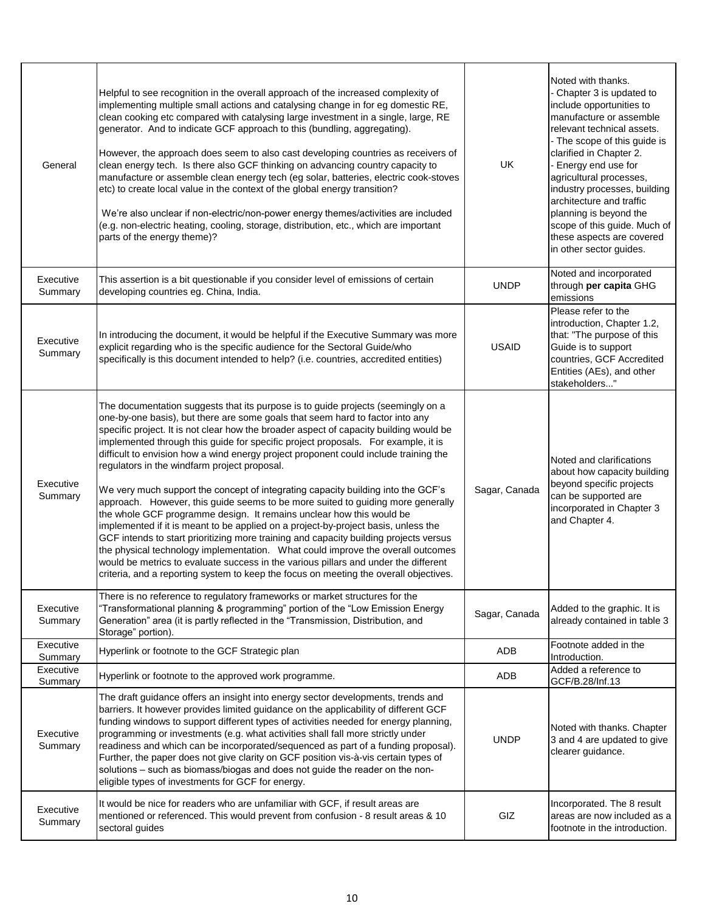| | | | |
|---|---|---|---|
| General | Helpful to see recognition in the overall approach of the increased complexity of implementing multiple small actions and catalysing change in for eg domestic RE, clean cooking etc compared with catalysing large investment in a single, large, RE generator. And to indicate GCF approach to this (bundling, aggregating).<br><br>However, the approach does seem to also cast developing countries as receivers of clean energy tech. Is there also GCF thinking on advancing country capacity to manufacture or assemble clean energy tech (eg solar, batteries, electric cook-stoves etc) to create local value in the context of the global energy transition?<br><br>We're also unclear if non-electric/non-power energy themes/activities are included (e.g. non-electric heating, cooling, storage, distribution, etc., which are important parts of the energy theme)? | UK | Noted with thanks.<br>- Chapter 3 is updated to include opportunities to manufacture or assemble relevant technical assets.<br>- The scope of this guide is clarified in Chapter 2.<br>- Energy end use for agricultural processes, industry processes, building architecture and traffic planning is beyond the scope of this guide. Much of these aspects are covered in other sector guides. |
| Executive Summary | This assertion is a bit questionable if you consider level of emissions of certain developing countries eg. China, India. | UNDP | Noted and incorporated through **per capita** GHG emissions |
| Executive Summary | In introducing the document, it would be helpful if the Executive Summary was more explicit regarding who is the specific audience for the Sectoral Guide/who specifically is this document intended to help? (i.e. countries, accredited entities) | USAID | Please refer to the introduction, Chapter 1.2, that: "The purpose of this Guide is to support countries, GCF Accredited Entities (AEs), and other stakeholders..." |
| Executive Summary | The documentation suggests that its purpose is to guide projects (seemingly on a one-by-one basis), but there are some goals that seem hard to factor into any specific project. It is not clear how the broader aspect of capacity building would be implemented through this guide for specific project proposals. For example, it is difficult to envision how a wind energy project proponent could include training the regulators in the windfarm project proposal.<br><br>We very much support the concept of integrating capacity building into the GCF's approach. However, this guide seems to be more suited to guiding more generally the whole GCF programme design. It remains unclear how this would be implemented if it is meant to be applied on a project-by-project basis, unless the GCF intends to start prioritizing more training and capacity building projects versus the physical technology implementation. What could improve the overall outcomes would be metrics to evaluate success in the various pillars and under the different criteria, and a reporting system to keep the focus on meeting the overall objectives. | Sagar, Canada | Noted and clarifications about how capacity building beyond specific projects can be supported are incorporated in Chapter 3 and Chapter 4. |
| Executive Summary | There is no reference to regulatory frameworks or market structures for the "Transformational planning & programming" portion of the "Low Emission Energy Generation" area (it is partly reflected in the "Transmission, Distribution, and Storage" portion). | Sagar, Canada | Added to the graphic. It is already contained in table 3 |
| Executive Summary | Hyperlink or footnote to the GCF Strategic plan | ADB | Footnote added in the Introduction. |
| Executive Summary | Hyperlink or footnote to the approved work programme. | ADB | Added a reference to GCF/B.28/Inf.13 |
| Executive Summary | The draft guidance offers an insight into energy sector developments, trends and barriers. It however provides limited guidance on the applicability of different GCF funding windows to support different types of activities needed for energy planning, programming or investments (e.g. what activities shall fall more strictly under readiness and which can be incorporated/sequenced as part of a funding proposal). Further, the paper does not give clarity on GCF position vis-à-vis certain types of solutions – such as biomass/biogas and does not guide the reader on the non-eligible types of investments for GCF for energy. | UNDP | Noted with thanks. Chapter 3 and 4 are updated to give clearer guidance. |
| Executive Summary | It would be nice for readers who are unfamiliar with GCF, if result areas are mentioned or referenced. This would prevent from confusion - 8 result areas & 10 sectoral guides | GIZ | Incorporated. The 8 result areas are now included as a footnote in the introduction. |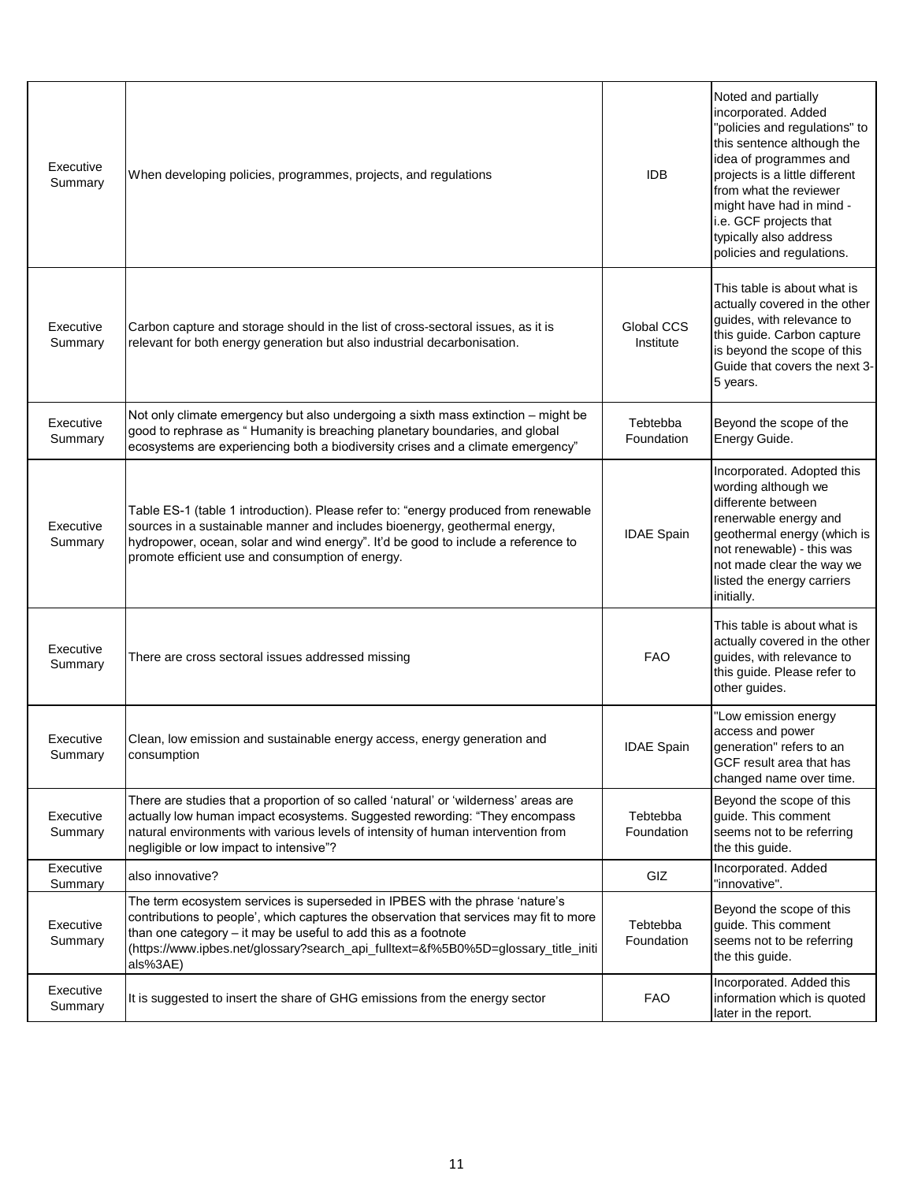| | | | |
|---|---|---|---|
| Executive Summary | When developing policies, programmes, projects, and regulations | IDB | Noted and partially incorporated. Added "policies and regulations" to this sentence although the idea of programmes and projects is a little different from what the reviewer might have had in mind - i.e. GCF projects that typically also address policies and regulations. |
| Executive Summary | Carbon capture and storage should in the list of cross-sectoral issues, as it is relevant for both energy generation but also industrial decarbonisation. | Global CCS Institute | This table is about what is actually covered in the other guides, with relevance to this guide. Carbon capture is beyond the scope of this Guide that covers the next 3-5 years. |
| Executive Summary | Not only climate emergency but also undergoing a sixth mass extinction – might be good to rephrase as " Humanity is breaching planetary boundaries, and global ecosystems are experiencing both a biodiversity crises and a climate emergency" | Tebtebba Foundation | Beyond the scope of the Energy Guide. |
| Executive Summary | Table ES-1 (table 1 introduction). Please refer to: "energy produced from renewable sources in a sustainable manner and includes bioenergy, geothermal energy, hydropower, ocean, solar and wind energy". It'd be good to include a reference to promote efficient use and consumption of energy. | IDAE Spain | Incorporated. Adopted this wording although we differente between renerwable energy and geothermal energy (which is not renewable) - this was not made clear the way we listed the energy carriers initially. |
| Executive Summary | There are cross sectoral issues addressed missing | FAO | This table is about what is actually covered in the other guides, with relevance to this guide. Please refer to other guides. |
| Executive Summary | Clean, low emission and sustainable energy access, energy generation and consumption | IDAE Spain | "Low emission energy access and power generation" refers to an GCF result area that has changed name over time. |
| Executive Summary | There are studies that a proportion of so called 'natural' or 'wilderness' areas are actually low human impact ecosystems. Suggested rewording: "They encompass natural environments with various levels of intensity of human intervention from negligible or low impact to intensive"? | Tebtebba Foundation | Beyond the scope of this guide. This comment seems not to be referring the this guide. |
| Executive Summary | also innovative? | GIZ | Incorporated. Added "innovative". |
| Executive Summary | The term ecosystem services is superseded in IPBES with the phrase 'nature's contributions to people', which captures the observation that services may fit to more than one category – it may be useful to add this as a footnote (https://www.ipbes.net/glossary?search_api_fulltext=&f%5B0%5D=glossary_title_initials%3AE) | Tebtebba Foundation | Beyond the scope of this guide. This comment seems not to be referring the this guide. |
| Executive Summary | It is suggested to insert the share of GHG emissions from the energy sector | FAO | Incorporated. Added this information which is quoted later in the report. |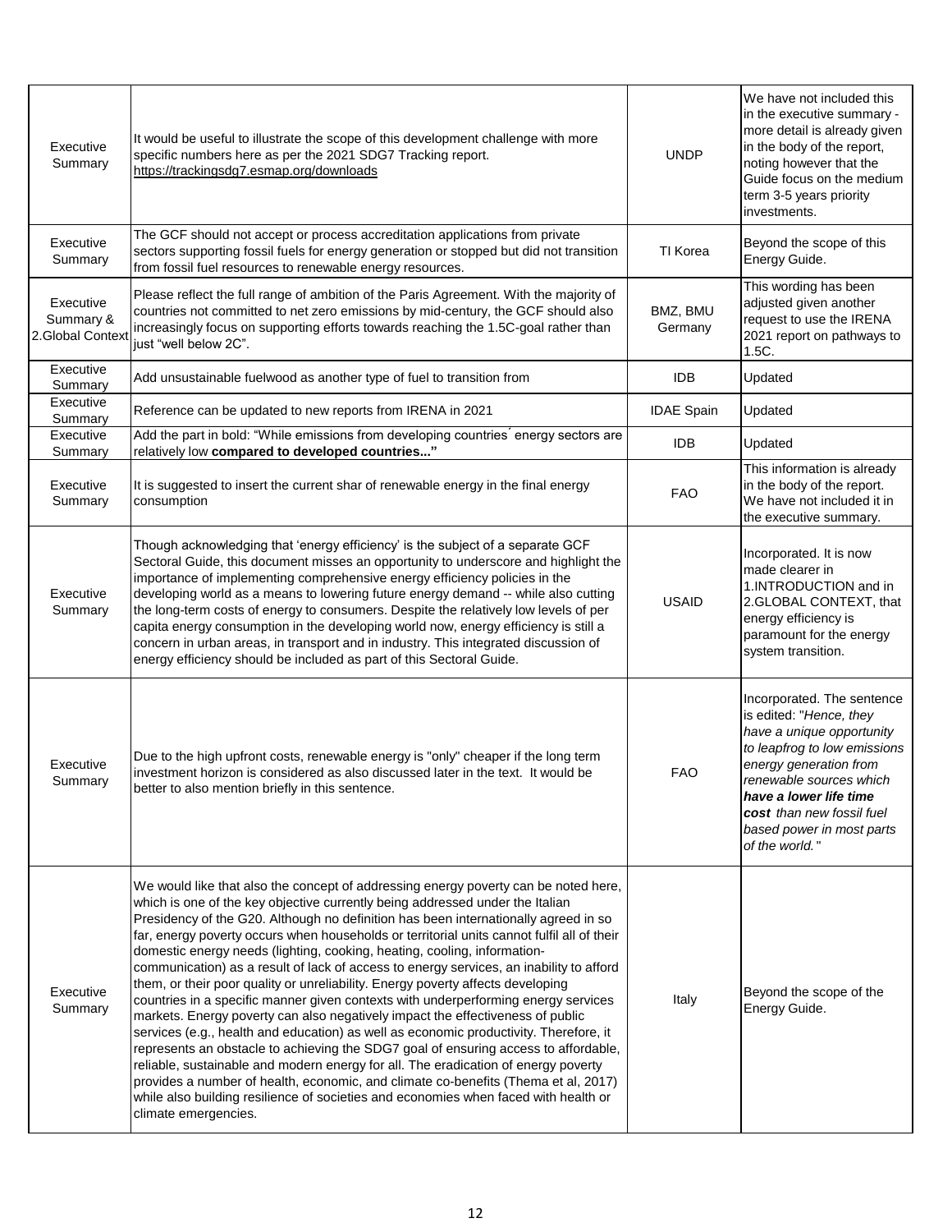| | | | |
|---|---|---|---|
| Executive Summary | It would be useful to illustrate the scope of this development challenge with more specific numbers here as per the 2021 SDG7 Tracking report. https://trackingsdg7.esmap.org/downloads | UNDP | We have not included this in the executive summary - more detail is already given in the body of the report, noting however that the Guide focus on the medium term 3-5 years priority investments. |
| Executive Summary | The GCF should not accept or process accreditation applications from private sectors supporting fossil fuels for energy generation or stopped but did not transition from fossil fuel resources to renewable energy resources. | TI Korea | Beyond the scope of this Energy Guide. |
| Executive Summary & 2.Global Context | Please reflect the full range of ambition of the Paris Agreement. With the majority of countries not committed to net zero emissions by mid-century, the GCF should also increasingly focus on supporting efforts towards reaching the 1.5C-goal rather than just "well below 2C". | BMZ, BMU Germany | This wording has been adjusted given another request to use the IRENA 2021 report on pathways to 1.5C. |
| Executive Summary | Add unsustainable fuelwood as another type of fuel to transition from | IDB | Updated |
| Executive Summary | Reference can be updated to new reports from IRENA in 2021 | IDAE Spain | Updated |
| Executive Summary | Add the part in bold: "While emissions from developing countries´ energy sectors are relatively low **compared to developed countries..."** | IDB | Updated |
| Executive Summary | It is suggested to insert the current shar of renewable energy in the final energy consumption | FAO | This information is already in the body of the report. We have not included it in the executive summary. |
| Executive Summary | Though acknowledging that 'energy efficiency' is the subject of a separate GCF Sectoral Guide, this document misses an opportunity to underscore and highlight the importance of implementing comprehensive energy efficiency policies in the developing world as a means to lowering future energy demand -- while also cutting the long-term costs of energy to consumers. Despite the relatively low levels of per capita energy consumption in the developing world now, energy efficiency is still a concern in urban areas, in transport and in industry. This integrated discussion of energy efficiency should be included as part of this Sectoral Guide. | USAID | Incorporated. It is now made clearer in 1.INTRODUCTION and in 2.GLOBAL CONTEXT, that energy efficiency is paramount for the energy system transition. |
| Executive Summary | Due to the high upfront costs, renewable energy is "only" cheaper if the long term investment horizon is considered as also discussed later in the text. It would be better to also mention briefly in this sentence. | FAO | Incorporated. The sentence is edited: "*Hence, they have a unique opportunity to leapfrog to low emissions energy generation from renewable sources which **have a lower life time cost** than new fossil fuel based power in most parts of the world.*" |
| Executive Summary | We would like that also the concept of addressing energy poverty can be noted here, which is one of the key objective currently being addressed under the Italian Presidency of the G20. Although no definition has been internationally agreed in so far, energy poverty occurs when households or territorial units cannot fulfil all of their domestic energy needs (lighting, cooking, heating, cooling, information-communication) as a result of lack of access to energy services, an inability to afford them, or their poor quality or unreliability. Energy poverty affects developing countries in a specific manner given contexts with underperforming energy services markets. Energy poverty can also negatively impact the effectiveness of public services (e.g., health and education) as well as economic productivity. Therefore, it represents an obstacle to achieving the SDG7 goal of ensuring access to affordable, reliable, sustainable and modern energy for all. The eradication of energy poverty provides a number of health, economic, and climate co-benefits (Thema et al, 2017) while also building resilience of societies and economies when faced with health or climate emergencies. | Italy | Beyond the scope of the Energy Guide. |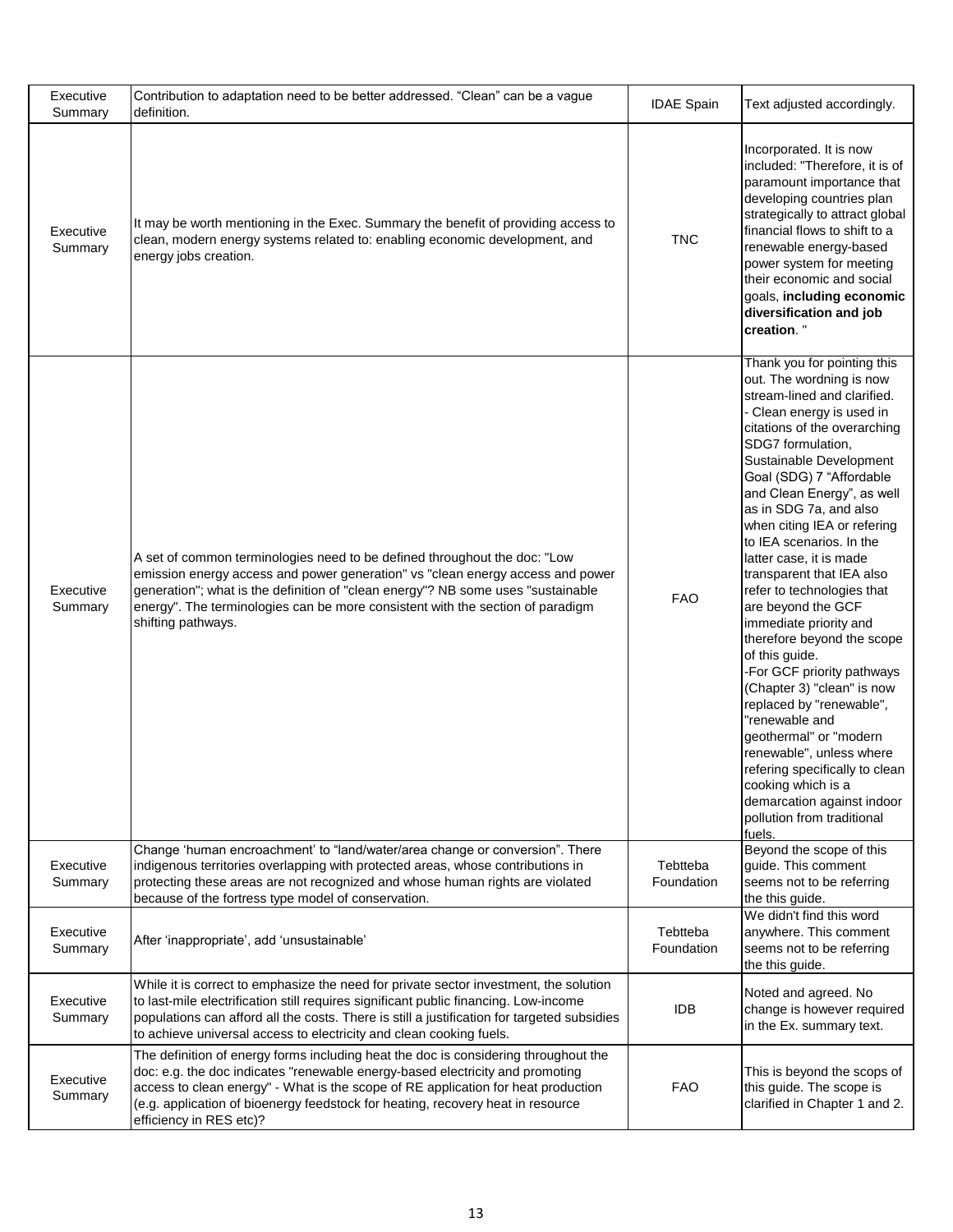| | | | |
|---|---|---|---|
| Executive Summary | Contribution to adaptation need to be better addressed. “Clean” can be a vague definition. | IDAE Spain | Text adjusted accordingly. |
| Executive Summary | It may be worth mentioning in the Exec. Summary the benefit of providing access to clean, modern energy systems related to: enabling economic development, and energy jobs creation. | TNC | Incorporated. It is now included: "Therefore, it is of paramount importance that developing countries plan strategically to attract global financial flows to shift to a renewable energy-based power system for meeting their economic and social goals, **including economic diversification and job creation**. " |
| Executive Summary | A set of common terminologies need to be defined throughout the doc: "Low emission energy access and power generation" vs "clean energy access and power generation"; what is the definition of "clean energy"? NB some uses "sustainable energy". The terminologies can be more consistent with the section of paradigm shifting pathways. | FAO | Thank you for pointing this out. The wordning is now stream-lined and clarified.<br>- Clean energy is used in citations of the overarching SDG7 formulation, Sustainable Development Goal (SDG) 7 “Affordable and Clean Energy”, as well as in SDG 7a, and also when citing IEA or refering to IEA scenarios. In the latter case, it is made transparent that IEA also refer to technologies that are beyond the GCF immediate priority and therefore beyond the scope of this guide.<br>-For GCF priority pathways (Chapter 3) "clean" is now replaced by "renewable", "renewable and geothermal" or "modern renewable", unless where refering specifically to clean cooking which is a demarcation against indoor pollution from traditional fuels. |
| Executive Summary | Change ‘human encroachment’ to “land/water/area change or conversion”. There indigenous territories overlapping with protected areas, whose contributions in protecting these areas are not recognized and whose human rights are violated because of the fortress type model of conservation. | Tebtteba Foundation | Beyond the scope of this guide. This comment seems not to be referring the this guide. |
| Executive Summary | After ‘inappropriate’, add ‘unsustainable’ | Tebtteba Foundation | We didn't find this word anywhere. This comment seems not to be referring the this guide. |
| Executive Summary | While it is correct to emphasize the need for private sector investment, the solution to last-mile electrification still requires significant public financing. Low-income populations can afford all the costs. There is still a justification for targeted subsidies to achieve universal access to electricity and clean cooking fuels. | IDB | Noted and agreed. No change is however required in the Ex. summary text. |
| Executive Summary | The definition of energy forms including heat the doc is considering throughout the doc: e.g. the doc indicates "renewable energy-based electricity and promoting access to clean energy" - What is the scope of RE application for heat production (e.g. application of bioenergy feedstock for heating, recovery heat in resource efficiency in RES etc)? | FAO | This is beyond the scops of this guide. The scope is clarified in Chapter 1 and 2. |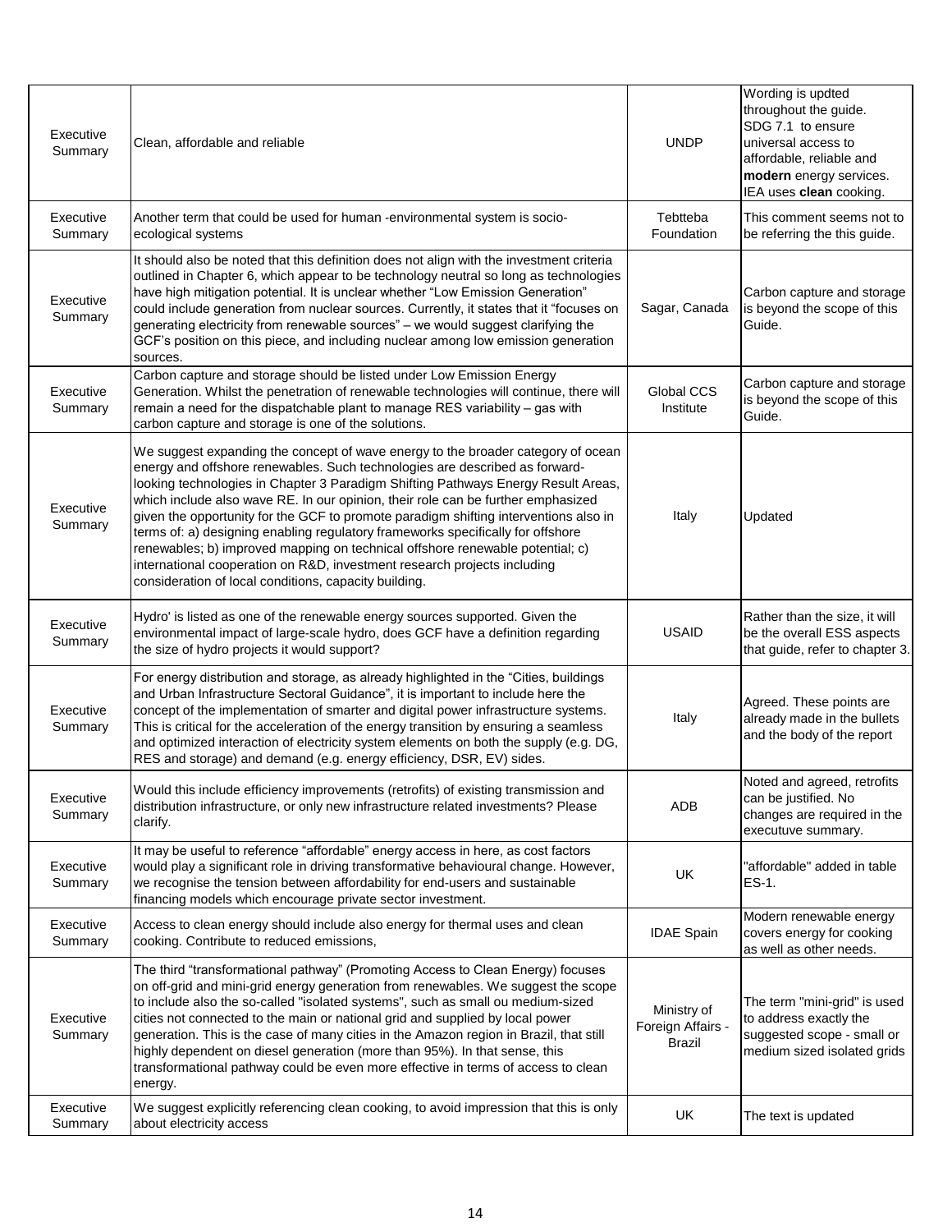| | | | |
|---|---|---|---|
| Executive Summary | Clean, affordable and reliable | UNDP | Wording is updted throughout the guide. SDG 7.1 to ensure universal access to affordable, reliable and **modern** energy services. IEA uses **clean** cooking. |
| Executive Summary | Another term that could be used for human -environmental system is socio-ecological systems | Tebtteba Foundation | This comment seems not to be referring the this guide. |
| Executive Summary | It should also be noted that this definition does not align with the investment criteria outlined in Chapter 6, which appear to be technology neutral so long as technologies have high mitigation potential. It is unclear whether "Low Emission Generation" could include generation from nuclear sources. Currently, it states that it "focuses on generating electricity from renewable sources" – we would suggest clarifying the GCF's position on this piece, and including nuclear among low emission generation sources. | Sagar, Canada | Carbon capture and storage is beyond the scope of this Guide. |
| Executive Summary | Carbon capture and storage should be listed under Low Emission Energy Generation. Whilst the penetration of renewable technologies will continue, there will remain a need for the dispatchable plant to manage RES variability – gas with carbon capture and storage is one of the solutions. | Global CCS Institute | Carbon capture and storage is beyond the scope of this Guide. |
| Executive Summary | We suggest expanding the concept of wave energy to the broader category of ocean energy and offshore renewables. Such technologies are described as forward-looking technologies in Chapter 3 Paradigm Shifting Pathways Energy Result Areas, which include also wave RE. In our opinion, their role can be further emphasized given the opportunity for the GCF to promote paradigm shifting interventions also in terms of: a) designing enabling regulatory frameworks specifically for offshore renewables; b) improved mapping on technical offshore renewable potential; c) international cooperation on R&D, investment research projects including consideration of local conditions, capacity building. | Italy | Updated |
| Executive Summary | Hydro' is listed as one of the renewable energy sources supported. Given the environmental impact of large-scale hydro, does GCF have a definition regarding the size of hydro projects it would support? | USAID | Rather than the size, it will be the overall ESS aspects that guide, refer to chapter 3. |
| Executive Summary | For energy distribution and storage, as already highlighted in the "Cities, buildings and Urban Infrastructure Sectoral Guidance", it is important to include here the concept of the implementation of smarter and digital power infrastructure systems. This is critical for the acceleration of the energy transition by ensuring a seamless and optimized interaction of electricity system elements on both the supply (e.g. DG, RES and storage) and demand (e.g. energy efficiency, DSR, EV) sides. | Italy | Agreed. These points are already made in the bullets and the body of the report |
| Executive Summary | Would this include efficiency improvements (retrofits) of existing transmission and distribution infrastructure, or only new infrastructure related investments? Please clarify. | ADB | Noted and agreed, retrofits can be justified. No changes are required in the executuve summary. |
| Executive Summary | It may be useful to reference "affordable" energy access in here, as cost factors would play a significant role in driving transformative behavioural change. However, we recognise the tension between affordability for end-users and sustainable financing models which encourage private sector investment. | UK | "affordable" added in table ES-1. |
| Executive Summary | Access to clean energy should include also energy for thermal uses and clean cooking. Contribute to reduced emissions, | IDAE Spain | Modern renewable energy covers energy for cooking as well as other needs. |
| Executive Summary | The third "transformational pathway" (Promoting Access to Clean Energy) focuses on off-grid and mini-grid energy generation from renewables. We suggest the scope to include also the so-called "isolated systems", such as small ou medium-sized cities not connected to the main or national grid and supplied by local power generation. This is the case of many cities in the Amazon region in Brazil, that still highly dependent on diesel generation (more than 95%). In that sense, this transformational pathway could be even more effective in terms of access to clean energy. | Ministry of Foreign Affairs - Brazil | The term "mini-grid" is used to address exactly the suggested scope - small or medium sized isolated grids |
| Executive Summary | We suggest explicitly referencing clean cooking, to avoid impression that this is only about electricity access | UK | The text is updated |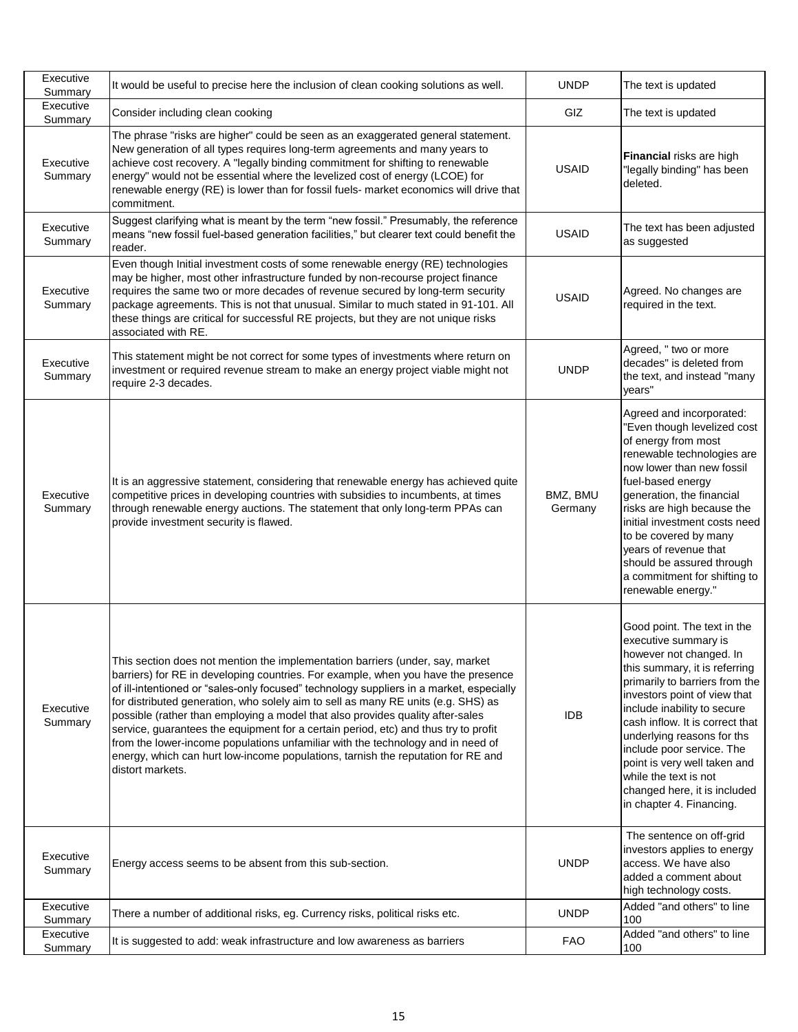| Executive Summary | It would be useful to precise here the inclusion of clean cooking solutions as well. | UNDP | The text is updated |
|---|---|---|---|
| Executive Summary | Consider including clean cooking | GIZ | The text is updated |
| Executive Summary | The phrase "risks are higher" could be seen as an exaggerated general statement. New generation of all types requires long-term agreements and many years to achieve cost recovery. A "legally binding commitment for shifting to renewable energy" would not be essential where the levelized cost of energy (LCOE) for renewable energy (RE) is lower than for fossil fuels- market economics will drive that commitment. | USAID | **Financial** risks are high "legally binding" has been deleted. |
| Executive Summary | Suggest clarifying what is meant by the term "new fossil." Presumably, the reference means "new fossil fuel-based generation facilities," but clearer text could benefit the reader. | USAID | The text has been adjusted as suggested |
| Executive Summary | Even though Initial investment costs of some renewable energy (RE) technologies may be higher, most other infrastructure funded by non-recourse project finance requires the same two or more decades of revenue secured by long-term security package agreements. This is not that unusual. Similar to much stated in 91-101. All these things are critical for successful RE projects, but they are not unique risks associated with RE. | USAID | Agreed. No changes are required in the text. |
| Executive Summary | This statement might be not correct for some types of investments where return on investment or required revenue stream to make an energy project viable might not require 2-3 decades. | UNDP | Agreed, " two or more decades" is deleted from the text, and instead "many years" |
| Executive Summary | It is an aggressive statement, considering that renewable energy has achieved quite competitive prices in developing countries with subsidies to incumbents, at times through renewable energy auctions. The statement that only long-term PPAs can provide investment security is flawed. | BMZ, BMU Germany | Agreed and incorporated: "Even though levelized cost of energy from most renewable technologies are now lower than new fossil fuel-based energy generation, the financial risks are high because the initial investment costs need to be covered by many years of revenue that should be assured through a commitment for shifting to renewable energy." |
| Executive Summary | This section does not mention the implementation barriers (under, say, market barriers) for RE in developing countries. For example, when you have the presence of ill-intentioned or "sales-only focused" technology suppliers in a market, especially for distributed generation, who solely aim to sell as many RE units (e.g. SHS) as possible (rather than employing a model that also provides quality after-sales service, guarantees the equipment for a certain period, etc) and thus try to profit from the lower-income populations unfamiliar with the technology and in need of energy, which can hurt low-income populations, tarnish the reputation for RE and distort markets. | IDB | Good point. The text in the executive summary is however not changed. In this summary, it is referring primarily to barriers from the investors point of view that include inability to secure cash inflow. It is correct that underlying reasons for ths include poor service. The point is very well taken and while the text is not changed here, it is included in chapter 4. Financing. |
| Executive Summary | Energy access seems to be absent from this sub-section. | UNDP | The sentence on off-grid investors applies to energy access. We have also added a comment about high technology costs. |
| Executive Summary | There a number of additional risks, eg. Currency risks, political risks etc. | UNDP | Added "and others" to line 100 |
| Executive Summary | It is suggested to add: weak infrastructure and low awareness as barriers | FAO | Added "and others" to line 100 |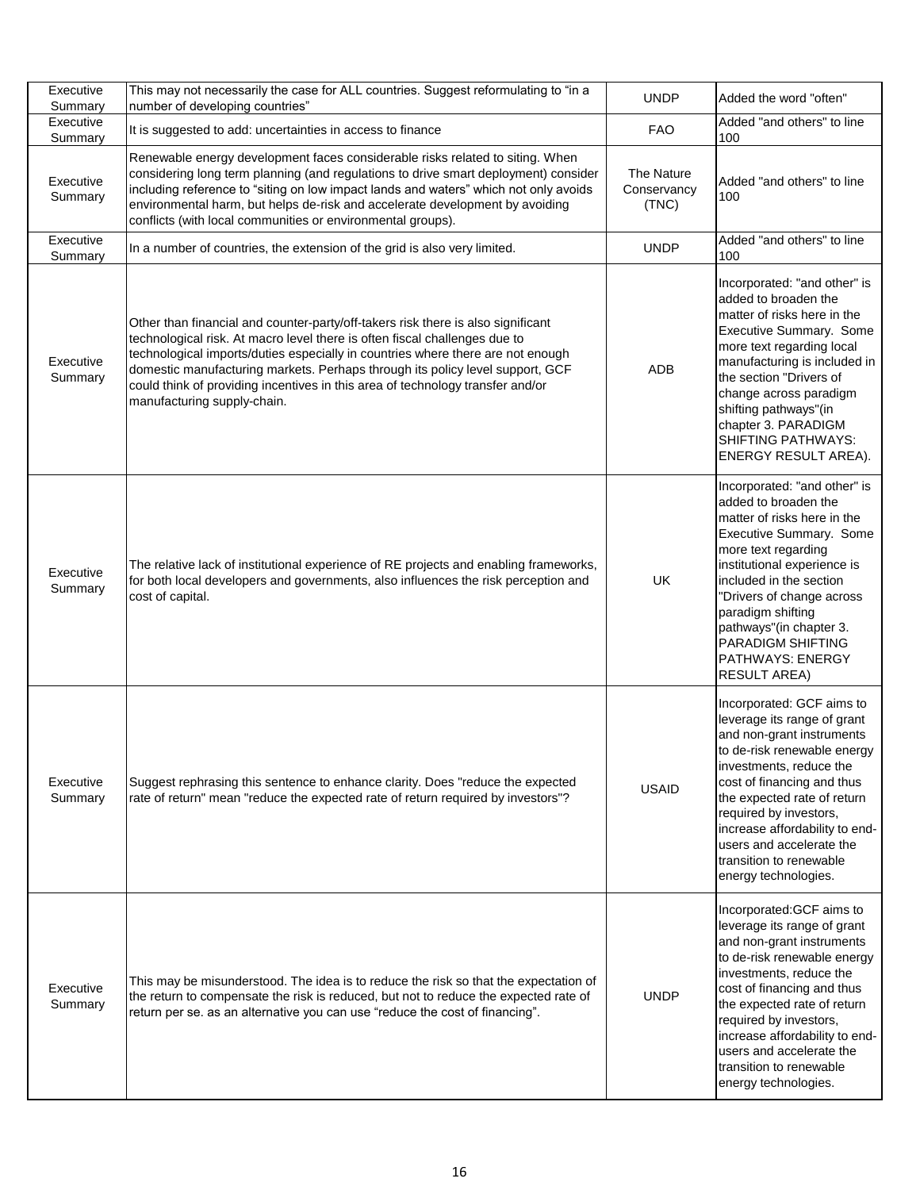| | | | |
|---|---|---|---|
| Executive Summary | This may not necessarily the case for ALL countries. Suggest reformulating to "in a number of developing countries" | UNDP | Added the word "often" |
| Executive Summary | It is suggested to add: uncertainties in access to finance | FAO | Added "and others" to line 100 |
| Executive Summary | Renewable energy development faces considerable risks related to siting. When considering long term planning (and regulations to drive smart deployment) consider including reference to "siting on low impact lands and waters" which not only avoids environmental harm, but helps de-risk and accelerate development by avoiding conflicts (with local communities or environmental groups). | The Nature Conservancy (TNC) | Added "and others" to line 100 |
| Executive Summary | In a number of countries, the extension of the grid is also very limited. | UNDP | Added "and others" to line 100 |
| Executive Summary | Other than financial and counter-party/off-takers risk there is also significant technological risk. At macro level there is often fiscal challenges due to technological imports/duties especially in countries where there are not enough domestic manufacturing markets. Perhaps through its policy level support, GCF could think of providing incentives in this area of technology transfer and/or manufacturing supply-chain. | ADB | Incorporated: "and other" is added to broaden the matter of risks here in the Executive Summary. Some more text regarding local manufacturing is included in the section "Drivers of change across paradigm shifting pathways"(in chapter 3. PARADIGM SHIFTING PATHWAYS: ENERGY RESULT AREA). |
| Executive Summary | The relative lack of institutional experience of RE projects and enabling frameworks, for both local developers and governments, also influences the risk perception and cost of capital. | UK | Incorporated: "and other" is added to broaden the matter of risks here in the Executive Summary. Some more text regarding institutional experience is included in the section "Drivers of change across paradigm shifting pathways"(in chapter 3. PARADIGM SHIFTING PATHWAYS: ENERGY RESULT AREA) |
| Executive Summary | Suggest rephrasing this sentence to enhance clarity. Does "reduce the expected rate of return" mean "reduce the expected rate of return required by investors"? | USAID | Incorporated: GCF aims to leverage its range of grant and non-grant instruments to de-risk renewable energy investments, reduce the cost of financing and thus the expected rate of return required by investors, increase affordability to end-users and accelerate the transition to renewable energy technologies. |
| Executive Summary | This may be misunderstood. The idea is to reduce the risk so that the expectation of the return to compensate the risk is reduced, but not to reduce the expected rate of return per se. as an alternative you can use "reduce the cost of financing". | UNDP | Incorporated:GCF aims to leverage its range of grant and non-grant instruments to de-risk renewable energy investments, reduce the cost of financing and thus the expected rate of return required by investors, increase affordability to end-users and accelerate the transition to renewable energy technologies. |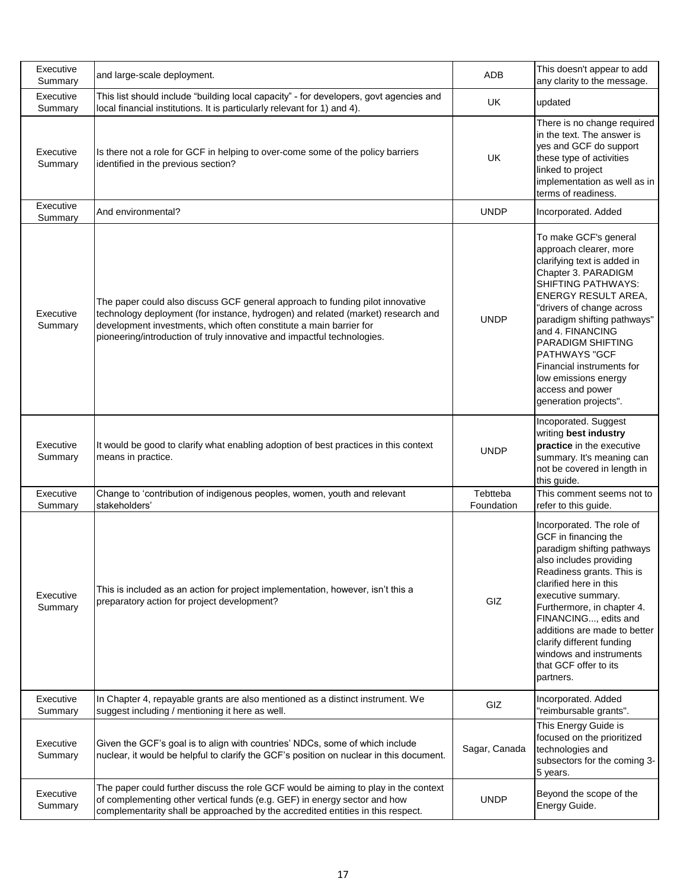| Executive Summary | and large-scale deployment. | ADB | This doesn't appear to add any clarity to the message. |
|---|---|---|---|
| Executive Summary | This list should include "building local capacity" - for developers, govt agencies and local financial institutions. It is particularly relevant for 1) and 4). | UK | updated |
| Executive Summary | Is there not a role for GCF in helping to over-come some of the policy barriers identified in the previous section? | UK | There is no change required in the text. The answer is yes and GCF do support these type of activities linked to project implementation as well as in terms of readiness. |
| Executive Summary | And environmental? | UNDP | Incorporated. Added |
| Executive Summary | The paper could also discuss GCF general approach to funding pilot innovative technology deployment (for instance, hydrogen) and related (market) research and development investments, which often constitute a main barrier for pioneering/introduction of truly innovative and impactful technologies. | UNDP | To make GCF's general approach clearer, more clarifying text is added in Chapter 3. PARADIGM SHIFTING PATHWAYS: ENERGY RESULT AREA, "drivers of change across paradigm shifting pathways" and 4. FINANCING PARADIGM SHIFTING PATHWAYS "GCF Financial instruments for low emissions energy access and power generation projects". |
| Executive Summary | It would be good to clarify what enabling adoption of best practices in this context means in practice. | UNDP | Incoporated. Suggest writing **best industry practice** in the executive summary. It's meaning can not be covered in length in this guide. |
| Executive Summary | Change to 'contribution of indigenous peoples, women, youth and relevant stakeholders' | Tebtteba Foundation | This comment seems not to refer to this guide. |
| Executive Summary | This is included as an action for project implementation, however, isn't this a preparatory action for project development? | GIZ | Incorporated. The role of GCF in financing the paradigm shifting pathways also includes providing Readiness grants. This is clarified here in this executive summary. Furthermore, in chapter 4. FINANCING..., edits and additions are made to better clarify different funding windows and instruments that GCF offer to its partners. |
| Executive Summary | In Chapter 4, repayable grants are also mentioned as a distinct instrument. We suggest including / mentioning it here as well. | GIZ | Incorporated. Added "reimbursable grants". |
| Executive Summary | Given the GCF's goal is to align with countries' NDCs, some of which include nuclear, it would be helpful to clarify the GCF's position on nuclear in this document. | Sagar, Canada | This Energy Guide is focused on the prioritized technologies and subsectors for the coming 3-5 years. |
| Executive Summary | The paper could further discuss the role GCF would be aiming to play in the context of complementing other vertical funds (e.g. GEF) in energy sector and how complementarity shall be approached by the accredited entities in this respect. | UNDP | Beyond the scope of the Energy Guide. |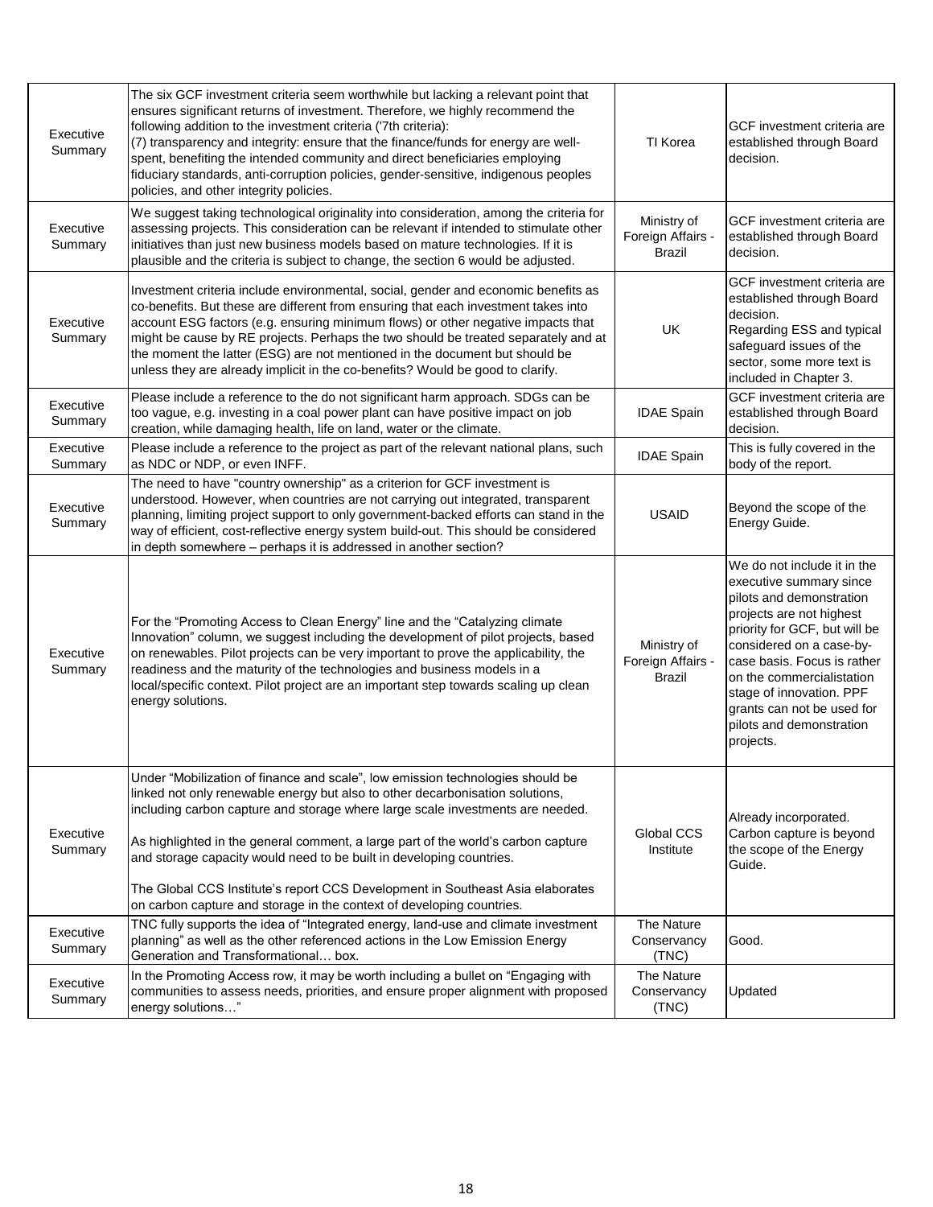| | | | |
|---|---|---|---|
| Executive Summary | The six GCF investment criteria seem worthwhile but lacking a relevant point that ensures significant returns of investment. Therefore, we highly recommend the following addition to the investment criteria ('7th criteria):<br>(7) transparency and integrity: ensure that the finance/funds for energy are well-spent, benefiting the intended community and direct beneficiaries employing fiduciary standards, anti-corruption policies, gender-sensitive, indigenous peoples policies, and other integrity policies. | TI Korea | GCF investment criteria are established through Board decision. |
| Executive Summary | We suggest taking technological originality into consideration, among the criteria for assessing projects. This consideration can be relevant if intended to stimulate other initiatives than just new business models based on mature technologies. If it is plausible and the criteria is subject to change, the section 6 would be adjusted. | Ministry of Foreign Affairs - Brazil | GCF investment criteria are established through Board decision. |
| Executive Summary | Investment criteria include environmental, social, gender and economic benefits as co-benefits. But these are different from ensuring that each investment takes into account ESG factors (e.g. ensuring minimum flows) or other negative impacts that might be cause by RE projects. Perhaps the two should be treated separately and at the moment the latter (ESG) are not mentioned in the document but should be unless they are already implicit in the co-benefits? Would be good to clarify. | UK | GCF investment criteria are established through Board decision.<br>Regarding ESS and typical safeguard issues of the sector, some more text is included in Chapter 3. |
| Executive Summary | Please include a reference to the do not significant harm approach. SDGs can be too vague, e.g. investing in a coal power plant can have positive impact on job creation, while damaging health, life on land, water or the climate. | IDAE Spain | GCF investment criteria are established through Board decision. |
| Executive Summary | Please include a reference to the project as part of the relevant national plans, such as NDC or NDP, or even INFF. | IDAE Spain | This is fully covered in the body of the report. |
| Executive Summary | The need to have "country ownership" as a criterion for GCF investment is understood. However, when countries are not carrying out integrated, transparent planning, limiting project support to only government-backed efforts can stand in the way of efficient, cost-reflective energy system build-out. This should be considered in depth somewhere – perhaps it is addressed in another section? | USAID | Beyond the scope of the Energy Guide. |
| Executive Summary | For the "Promoting Access to Clean Energy" line and the "Catalyzing climate Innovation" column, we suggest including the development of pilot projects, based on renewables. Pilot projects can be very important to prove the applicability, the readiness and the maturity of the technologies and business models in a local/specific context. Pilot project are an important step towards scaling up clean energy solutions. | Ministry of Foreign Affairs - Brazil | We do not include it in the executive summary since pilots and demonstration projects are not highest priority for GCF, but will be considered on a case-by-case basis. Focus is rather on the commercialistation stage of innovation. PPF grants can not be used for pilots and demonstration projects. |
| Executive Summary | Under "Mobilization of finance and scale", low emission technologies should be linked not only renewable energy but also to other decarbonisation solutions, including carbon capture and storage where large scale investments are needed.<br><br>As highlighted in the general comment, a large part of the world's carbon capture and storage capacity would need to be built in developing countries.<br><br>The Global CCS Institute's report CCS Development in Southeast Asia elaborates on carbon capture and storage in the context of developing countries. | Global CCS Institute | Already incorporated. Carbon capture is beyond the scope of the Energy Guide. |
| Executive Summary | TNC fully supports the idea of "Integrated energy, land-use and climate investment planning" as well as the other referenced actions in the Low Emission Energy Generation and Transformational… box. | The Nature Conservancy (TNC) | Good. |
| Executive Summary | In the Promoting Access row, it may be worth including a bullet on "Engaging with communities to assess needs, priorities, and ensure proper alignment with proposed energy solutions…" | The Nature Conservancy (TNC) | Updated |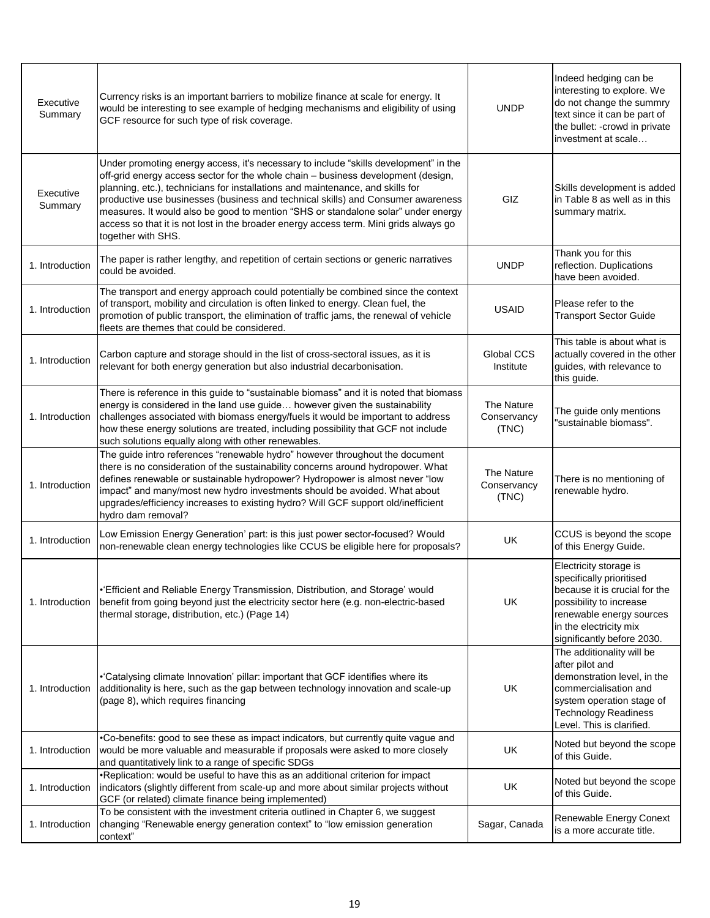| | | | |
|---|---|---|---|
| Executive Summary | Currency risks is an important barriers to mobilize finance at scale for energy. It would be interesting to see example of hedging mechanisms and eligibility of using GCF resource for such type of risk coverage. | UNDP | Indeed hedging can be interesting to explore. We do not change the summry text since it can be part of the bullet: -crowd in private investment at scale… |
| Executive Summary | Under promoting energy access, it's necessary to include "skills development" in the off-grid energy access sector for the whole chain – business development (design, planning, etc.), technicians for installations and maintenance, and skills for productive use businesses (business and technical skills) and Consumer awareness measures. It would also be good to mention "SHS or standalone solar" under energy access so that it is not lost in the broader energy access term. Mini grids always go together with SHS. | GIZ | Skills development is added in Table 8 as well as in this summary matrix. |
| 1. Introduction | The paper is rather lengthy, and repetition of certain sections or generic narratives could be avoided. | UNDP | Thank you for this reflection. Duplications have been avoided. |
| 1. Introduction | The transport and energy approach could potentially be combined since the context of transport, mobility and circulation is often linked to energy. Clean fuel, the promotion of public transport, the elimination of traffic jams, the renewal of vehicle fleets are themes that could be considered. | USAID | Please refer to the Transport Sector Guide |
| 1. Introduction | Carbon capture and storage should in the list of cross-sectoral issues, as it is relevant for both energy generation but also industrial decarbonisation. | Global CCS Institute | This table is about what is actually covered in the other guides, with relevance to this guide. |
| 1. Introduction | There is reference in this guide to "sustainable biomass" and it is noted that biomass energy is considered in the land use guide… however given the sustainability challenges associated with biomass energy/fuels it would be important to address how these energy solutions are treated, including possibility that GCF not include such solutions equally along with other renewables. | The Nature Conservancy (TNC) | The guide only mentions "sustainable biomass". |
| 1. Introduction | The guide intro references "renewable hydro" however throughout the document there is no consideration of the sustainability concerns around hydropower. What defines renewable or sustainable hydropower? Hydropower is almost never "low impact" and many/most new hydro investments should be avoided. What about upgrades/efficiency increases to existing hydro? Will GCF support old/inefficient hydro dam removal? | The Nature Conservancy (TNC) | There is no mentioning of renewable hydro. |
| 1. Introduction | Low Emission Energy Generation' part: is this just power sector-focused? Would non-renewable clean energy technologies like CCUS be eligible here for proposals? | UK | CCUS is beyond the scope of this Energy Guide. |
| 1. Introduction | •'Efficient and Reliable Energy Transmission, Distribution, and Storage' would benefit from going beyond just the electricity sector here (e.g. non-electric-based thermal storage, distribution, etc.) (Page 14) | UK | Electricity storage is specifically prioritised because it is crucial for the possibility to increase renewable energy sources in the electricity mix significantly before 2030. |
| 1. Introduction | •'Catalysing climate Innovation' pillar: important that GCF identifies where its additionality is here, such as the gap between technology innovation and scale-up (page 8), which requires financing | UK | The additionality will be after pilot and demonstration level, in the commercialisation and system operation stage of Technology Readiness Level. This is clarified. |
| 1. Introduction | •Co-benefits: good to see these as impact indicators, but currently quite vague and would be more valuable and measurable if proposals were asked to more closely and quantitatively link to a range of specific SDGs | UK | Noted but beyond the scope of this Guide. |
| 1. Introduction | •Replication: would be useful to have this as an additional criterion for impact indicators (slightly different from scale-up and more about similar projects without GCF (or related) climate finance being implemented) | UK | Noted but beyond the scope of this Guide. |
| 1. Introduction | To be consistent with the investment criteria outlined in Chapter 6, we suggest changing "Renewable energy generation context" to "low emission generation context" | Sagar, Canada | Renewable Energy Conext is a more accurate title. |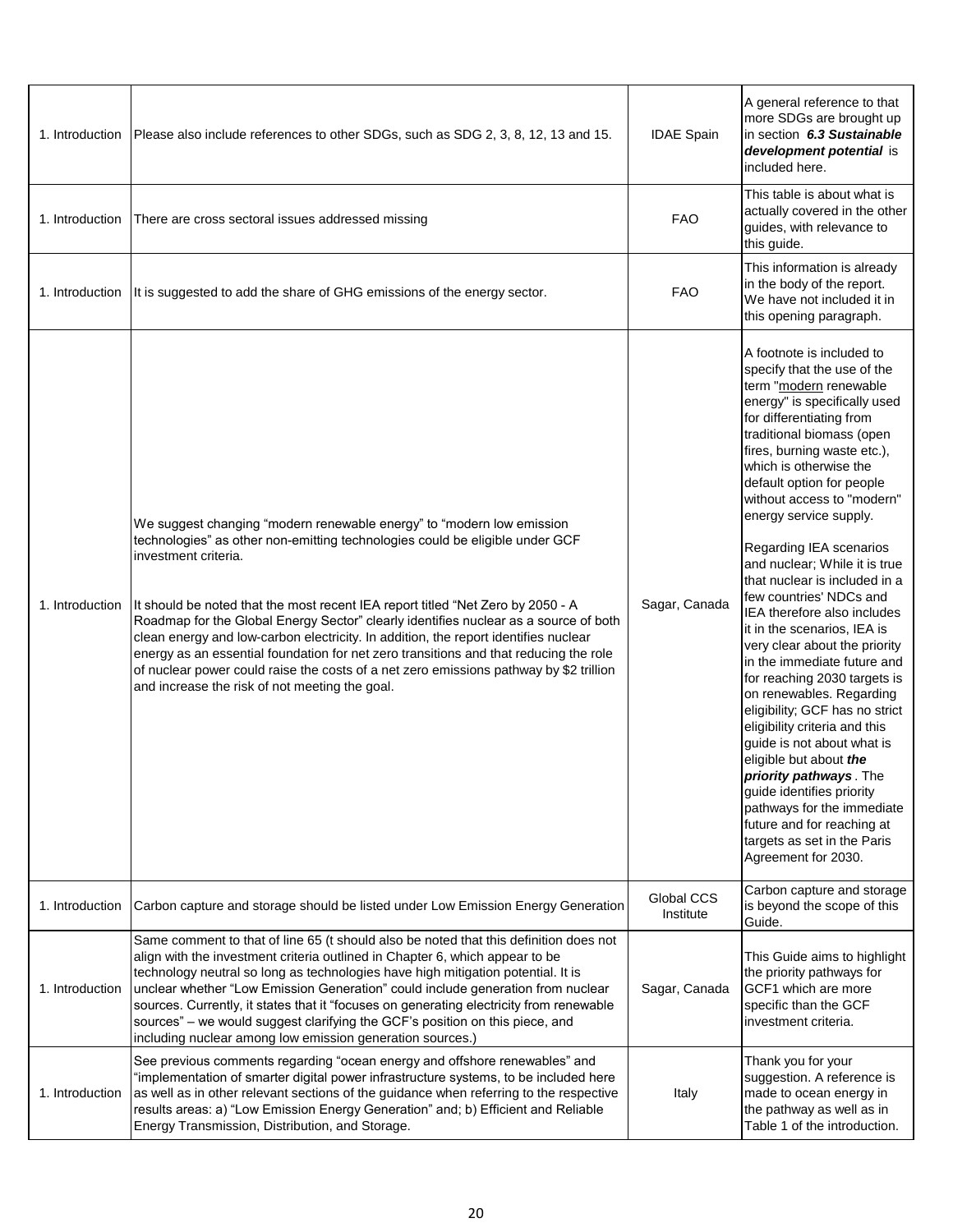| | | | |
|---|---|---|---|
| 1. Introduction | Please also include references to other SDGs, such as SDG 2, 3, 8, 12, 13 and 15. | IDAE Spain | A general reference to that more SDGs are brought up in section ***6.3 Sustainable development potential*** is included here. |
| 1. Introduction | There are cross sectoral issues addressed missing | FAO | This table is about what is actually covered in the other guides, with relevance to this guide. |
| 1. Introduction | It is suggested to add the share of GHG emissions of the energy sector. | FAO | This information is already in the body of the report. We have not included it in this opening paragraph. |
| 1. Introduction | We suggest changing "modern renewable energy" to "modern low emission technologies" as other non-emitting technologies could be eligible under GCF investment criteria.<br><br>It should be noted that the most recent IEA report titled "Net Zero by 2050 - A Roadmap for the Global Energy Sector" clearly identifies nuclear as a source of both clean energy and low-carbon electricity. In addition, the report identifies nuclear energy as an essential foundation for net zero transitions and that reducing the role of nuclear power could raise the costs of a net zero emissions pathway by $2 trillion and increase the risk of not meeting the goal. | Sagar, Canada | A footnote is included to specify that the use of the term "modern renewable energy" is specifically used for differentiating from traditional biomass (open fires, burning waste etc.), which is otherwise the default option for people without access to "modern" energy service supply.<br><br>Regarding IEA scenarios and nuclear; While it is true that nuclear is included in a few countries' NDCs and IEA therefore also includes it in the scenarios, IEA is very clear about the priority in the immediate future and for reaching 2030 targets is on renewables. Regarding eligibility; GCF has no strict eligibility criteria and this guide is not about what is eligible but about ***the priority pathways***. The guide identifies priority pathways for the immediate future and for reaching at targets as set in the Paris Agreement for 2030. |
| 1. Introduction | Carbon capture and storage should be listed under Low Emission Energy Generation | Global CCS Institute | Carbon capture and storage is beyond the scope of this Guide. |
| 1. Introduction | Same comment to that of line 65 (t should also be noted that this definition does not align with the investment criteria outlined in Chapter 6, which appear to be technology neutral so long as technologies have high mitigation potential. It is unclear whether "Low Emission Generation" could include generation from nuclear sources. Currently, it states that it "focuses on generating electricity from renewable sources" – we would suggest clarifying the GCF's position on this piece, and including nuclear among low emission generation sources.) | Sagar, Canada | This Guide aims to highlight the priority pathways for GCF1 which are more specific than the GCF investment criteria. |
| 1. Introduction | See previous comments regarding "ocean energy and offshore renewables" and "implementation of smarter digital power infrastructure systems, to be included here as well as in other relevant sections of the guidance when referring to the respective results areas: a) "Low Emission Energy Generation" and; b) Efficient and Reliable Energy Transmission, Distribution, and Storage. | Italy | Thank you for your suggestion. A reference is made to ocean energy in the pathway as well as in Table 1 of the introduction. |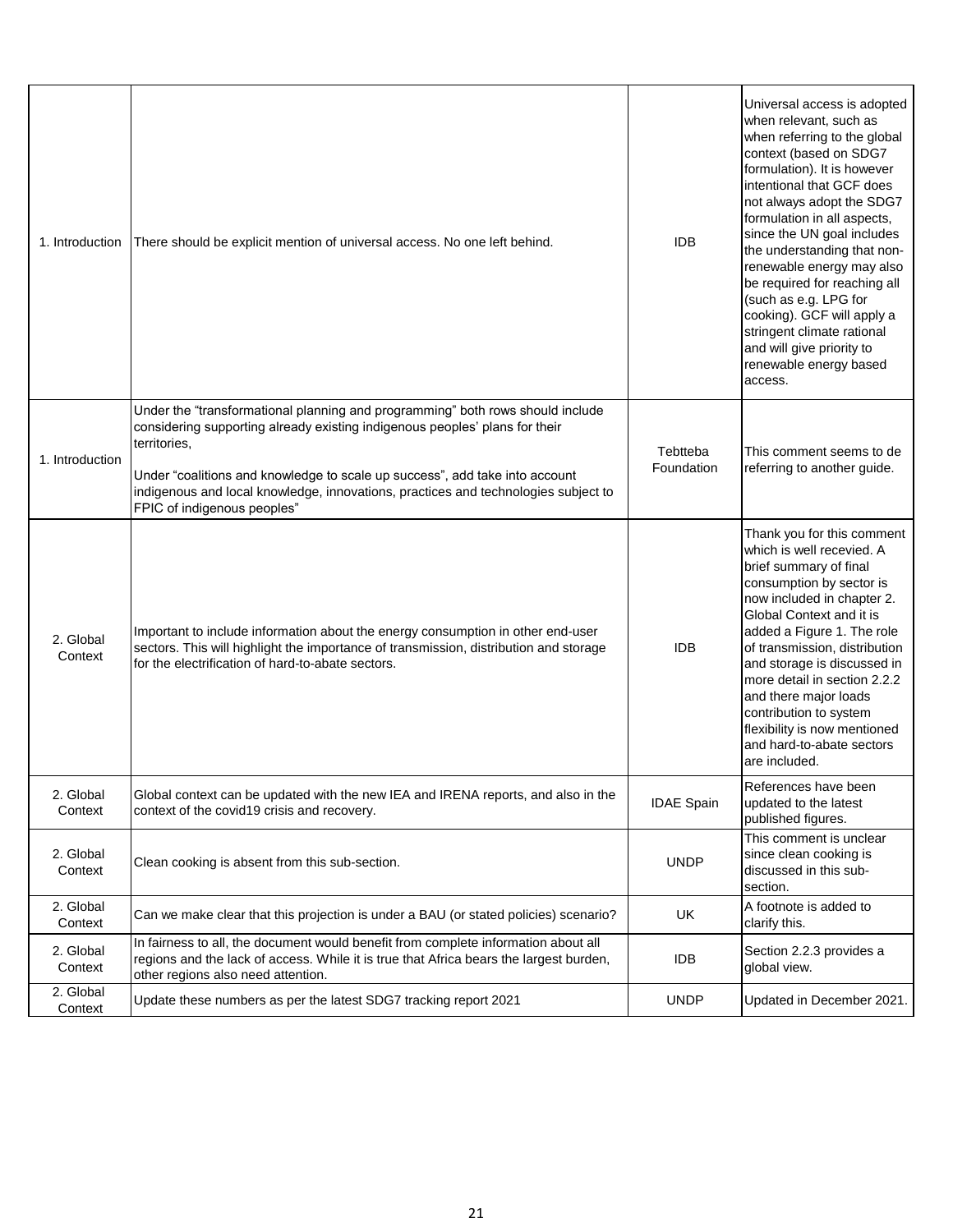| | | | |
|---|---|---|---|
| 1. Introduction | There should be explicit mention of universal access. No one left behind. | IDB | Universal access is adopted when relevant, such as when referring to the global context (based on SDG7 formulation). It is however intentional that GCF does not always adopt the SDG7 formulation in all aspects, since the UN goal includes the understanding that non-renewable energy may also be required for reaching all (such as e.g. LPG for cooking). GCF will apply a stringent climate rational and will give priority to renewable energy based access. |
| 1. Introduction | Under the "transformational planning and programming" both rows should include considering supporting already existing indigenous peoples' plans for their territories,<br><br>Under "coalitions and knowledge to scale up success", add take into account indigenous and local knowledge, innovations, practices and technologies subject to FPIC of indigenous peoples" | Tebtteba Foundation | This comment seems to de referring to another guide. |
| 2. Global Context | Important to include information about the energy consumption in other end-user sectors. This will highlight the importance of transmission, distribution and storage for the electrification of hard-to-abate sectors. | IDB | Thank you for this comment which is well recevied. A brief summary of final consumption by sector is now included in chapter 2. Global Context and it is added a Figure 1. The role of transmission, distribution and storage is discussed in more detail in section 2.2.2 and there major loads contribution to system flexibility is now mentioned and hard-to-abate sectors are included. |
| 2. Global Context | Global context can be updated with the new IEA and IRENA reports, and also in the context of the covid19 crisis and recovery. | IDAE Spain | References have been updated to the latest published figures. |
| 2. Global Context | Clean cooking is absent from this sub-section. | UNDP | This comment is unclear since clean cooking is discussed in this sub-section. |
| 2. Global Context | Can we make clear that this projection is under a BAU (or stated policies) scenario? | UK | A footnote is added to clarify this. |
| 2. Global Context | In fairness to all, the document would benefit from complete information about all regions and the lack of access. While it is true that Africa bears the largest burden, other regions also need attention. | IDB | Section 2.2.3 provides a global view. |
| 2. Global Context | Update these numbers as per the latest SDG7 tracking report 2021 | UNDP | Updated in December 2021. |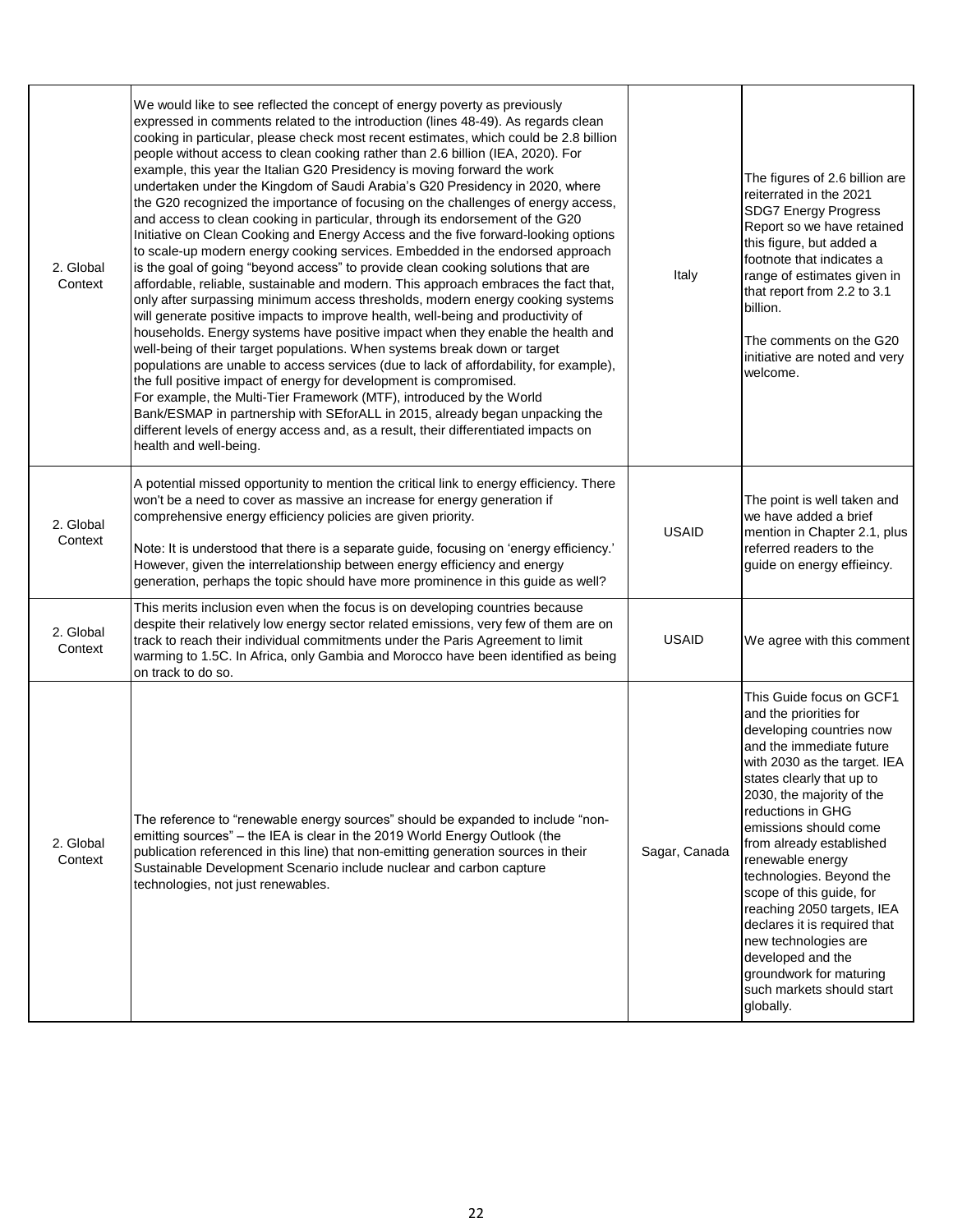| | | | |
|---|---|---|---|
| 2. Global Context | We would like to see reflected the concept of energy poverty as previously expressed in comments related to the introduction (lines 48-49). As regards clean cooking in particular, please check most recent estimates, which could be 2.8 billion people without access to clean cooking rather than 2.6 billion (IEA, 2020). For example, this year the Italian G20 Presidency is moving forward the work undertaken under the Kingdom of Saudi Arabia's G20 Presidency in 2020, where the G20 recognized the importance of focusing on the challenges of energy access, and access to clean cooking in particular, through its endorsement of the G20 Initiative on Clean Cooking and Energy Access and the five forward-looking options to scale-up modern energy cooking services. Embedded in the endorsed approach is the goal of going "beyond access" to provide clean cooking solutions that are affordable, reliable, sustainable and modern. This approach embraces the fact that, only after surpassing minimum access thresholds, modern energy cooking systems will generate positive impacts to improve health, well-being and productivity of households. Energy systems have positive impact when they enable the health and well-being of their target populations. When systems break down or target populations are unable to access services (due to lack of affordability, for example), the full positive impact of energy for development is compromised.<br>For example, the Multi-Tier Framework (MTF), introduced by the World Bank/ESMAP in partnership with SEforALL in 2015, already began unpacking the different levels of energy access and, as a result, their differentiated impacts on health and well-being. | Italy | The figures of 2.6 billion are reiterrated in the 2021 SDG7 Energy Progress Report so we have retained this figure, but added a footnote that indicates a range of estimates given in that report from 2.2 to 3.1 billion.<br><br>The comments on the G20 initiative are noted and very welcome. |
| 2. Global Context | A potential missed opportunity to mention the critical link to energy efficiency. There won't be a need to cover as massive an increase for energy generation if comprehensive energy efficiency policies are given priority.<br><br>Note: It is understood that there is a separate guide, focusing on 'energy efficiency.' However, given the interrelationship between energy efficiency and energy generation, perhaps the topic should have more prominence in this guide as well? | USAID | The point is well taken and we have added a brief mention in Chapter 2.1, plus referred readers to the guide on energy effieincy. |
| 2. Global Context | This merits inclusion even when the focus is on developing countries because despite their relatively low energy sector related emissions, very few of them are on track to reach their individual commitments under the Paris Agreement to limit warming to 1.5C. In Africa, only Gambia and Morocco have been identified as being on track to do so. | USAID | We agree with this comment |
| 2. Global Context | The reference to "renewable energy sources" should be expanded to include "non-emitting sources" – the IEA is clear in the 2019 World Energy Outlook (the publication referenced in this line) that non-emitting generation sources in their Sustainable Development Scenario include nuclear and carbon capture technologies, not just renewables. | Sagar, Canada | This Guide focus on GCF1 and the priorities for developing countries now and the immediate future with 2030 as the target. IEA states clearly that up to 2030, the majority of the reductions in GHG emissions should come from already established renewable energy technologies. Beyond the scope of this guide, for reaching 2050 targets, IEA declares it is required that new technologies are developed and the groundwork for maturing such markets should start globally. |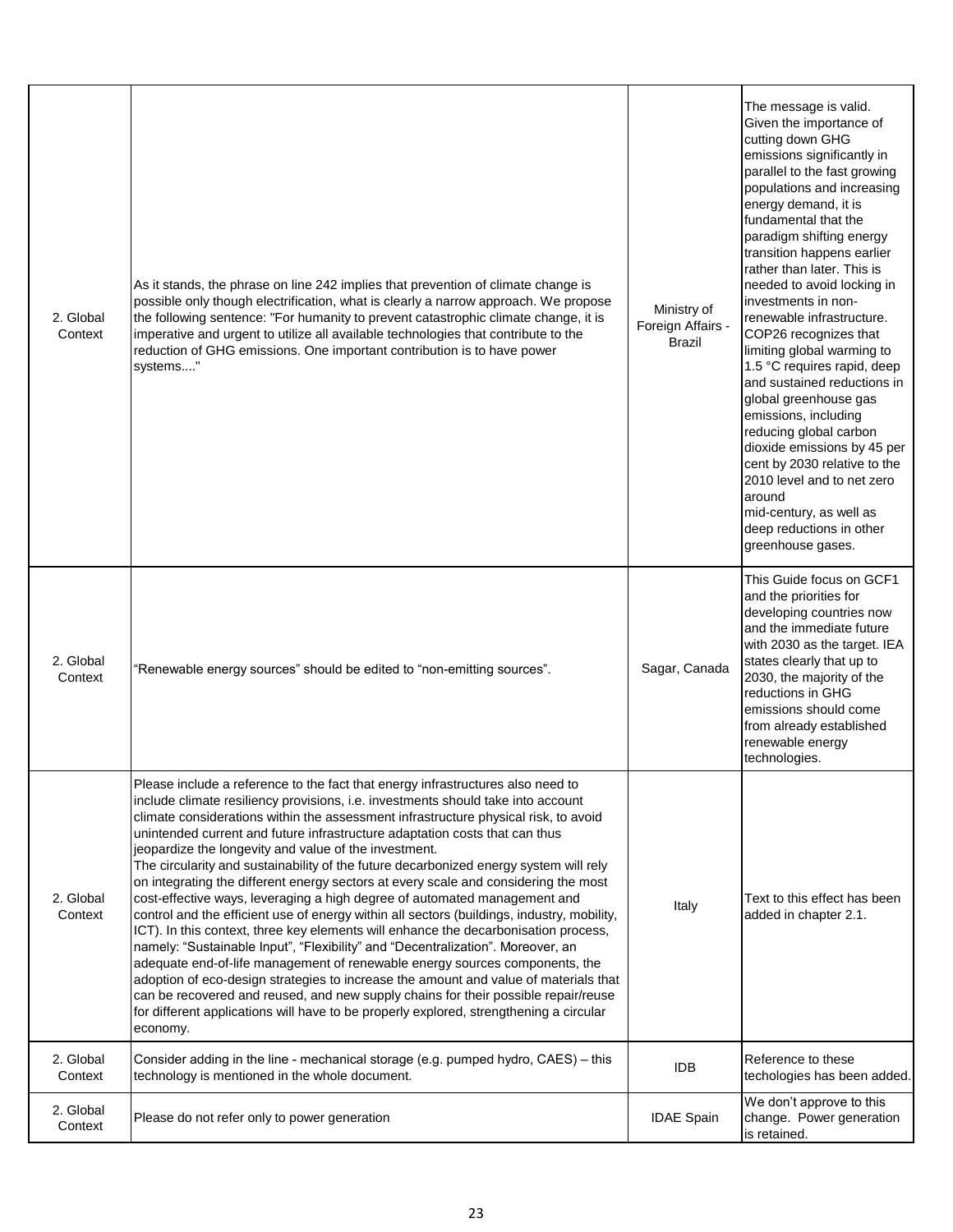| | | | |
|---|---|---|---|
| 2. Global Context | As it stands, the phrase on line 242 implies that prevention of climate change is possible only though electrification, what is clearly a narrow approach. We propose the following sentence: "For humanity to prevent catastrophic climate change, it is imperative and urgent to utilize all available technologies that contribute to the reduction of GHG emissions. One important contribution is to have power systems...." | Ministry of Foreign Affairs - Brazil | The message is valid. Given the importance of cutting down GHG emissions significantly in parallel to the fast growing populations and increasing energy demand, it is fundamental that the paradigm shifting energy transition happens earlier rather than later. This is needed to avoid locking in investments in non-renewable infrastructure. COP26 recognizes that limiting global warming to 1.5 °C requires rapid, deep and sustained reductions in global greenhouse gas emissions, including reducing global carbon dioxide emissions by 45 per cent by 2030 relative to the 2010 level and to net zero around mid-century, as well as deep reductions in other greenhouse gases. |
| 2. Global Context | "Renewable energy sources" should be edited to "non-emitting sources". | Sagar, Canada | This Guide focus on GCF1 and the priorities for developing countries now and the immediate future with 2030 as the target. IEA states clearly that up to 2030, the majority of the reductions in GHG emissions should come from already established renewable energy technologies. |
| 2. Global Context | Please include a reference to the fact that energy infrastructures also need to include climate resiliency provisions, i.e. investments should take into account climate considerations within the assessment infrastructure physical risk, to avoid unintended current and future infrastructure adaptation costs that can thus jeopardize the longevity and value of the investment.<br>The circularity and sustainability of the future decarbonized energy system will rely on integrating the different energy sectors at every scale and considering the most cost-effective ways, leveraging a high degree of automated management and control and the efficient use of energy within all sectors (buildings, industry, mobility, ICT). In this context, three key elements will enhance the decarbonisation process, namely: "Sustainable Input", "Flexibility" and "Decentralization". Moreover, an adequate end-of-life management of renewable energy sources components, the adoption of eco-design strategies to increase the amount and value of materials that can be recovered and reused, and new supply chains for their possible repair/reuse for different applications will have to be properly explored, strengthening a circular economy. | Italy | Text to this effect has been added in chapter 2.1. |
| 2. Global Context | Consider adding in the line - mechanical storage (e.g. pumped hydro, CAES) – this technology is mentioned in the whole document. | IDB | Reference to these techologies has been added. |
| 2. Global Context | Please do not refer only to power generation | IDAE Spain | We don't approve to this change. Power generation is retained. |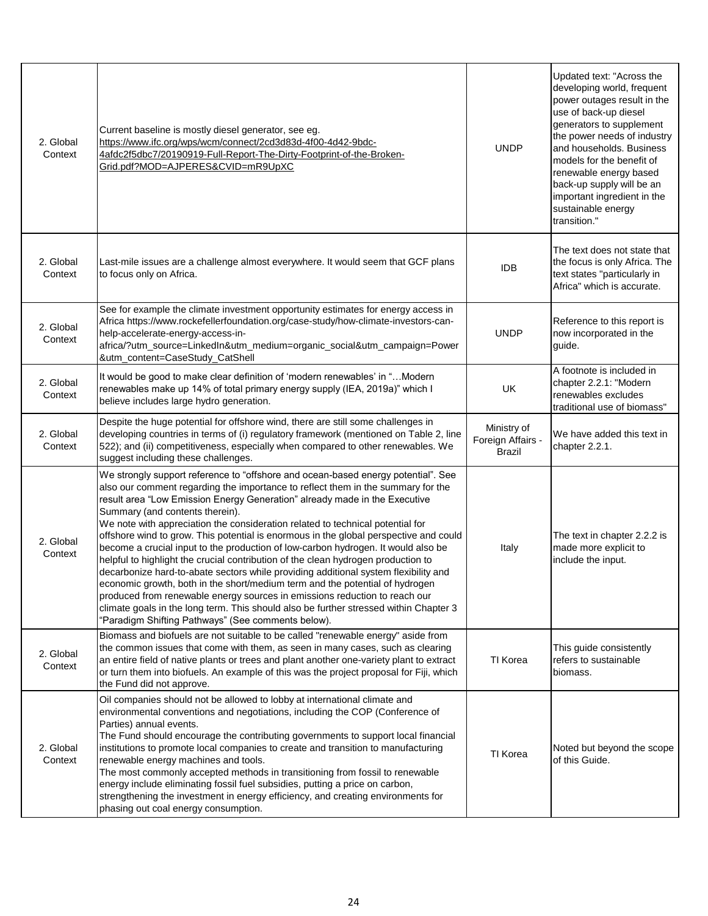| 2. Global Context | Current baseline is mostly diesel generator, see eg. https://www.ifc.org/wps/wcm/connect/2cd3d83d-4f00-4d42-9bdc-4afdc2f5dbc7/20190919-Full-Report-The-Dirty-Footprint-of-the-Broken-Grid.pdf?MOD=AJPERES&CVID=mR9UpXC | UNDP | Updated text: "Across the developing world, frequent power outages result in the use of back-up diesel generators to supplement the power needs of industry and households. Business models for the benefit of renewable energy based back-up supply will be an important ingredient in the sustainable energy transition." |
|---|---|---|---|
| 2. Global Context | Last-mile issues are a challenge almost everywhere. It would seem that GCF plans to focus only on Africa. | IDB | The text does not state that the focus is only Africa. The text states "particularly in Africa" which is accurate. |
| 2. Global Context | See for example the climate investment opportunity estimates for energy access in Africa https://www.rockefellerfoundation.org/case-study/how-climate-investors-can-help-accelerate-energy-access-in-africa/?utm_source=LinkedIn&utm_medium=organic_social&utm_campaign=Power&utm_content=CaseStudy_CatShell | UNDP | Reference to this report is now incorporated in the guide. |
| 2. Global Context | It would be good to make clear definition of 'modern renewables' in "…Modern renewables make up 14% of total primary energy supply (IEA, 2019a)" which I believe includes large hydro generation. | UK | A footnote is included in chapter 2.2.1: "Modern renewables excludes traditional use of biomass" |
| 2. Global Context | Despite the huge potential for offshore wind, there are still some challenges in developing countries in terms of (i) regulatory framework (mentioned on Table 2, line 522); and (ii) competitiveness, especially when compared to other renewables. We suggest including these challenges. | Ministry of Foreign Affairs - Brazil | We have added this text in chapter 2.2.1. |
| 2. Global Context | We strongly support reference to "offshore and ocean-based energy potential". See also our comment regarding the importance to reflect them in the summary for the result area "Low Emission Energy Generation" already made in the Executive Summary (and contents therein).<br>We note with appreciation the consideration related to technical potential for offshore wind to grow. This potential is enormous in the global perspective and could become a crucial input to the production of low-carbon hydrogen. It would also be helpful to highlight the crucial contribution of the clean hydrogen production to decarbonize hard-to-abate sectors while providing additional system flexibility and economic growth, both in the short/medium term and the potential of hydrogen produced from renewable energy sources in emissions reduction to reach our climate goals in the long term. This should also be further stressed within Chapter 3 "Paradigm Shifting Pathways" (See comments below). | Italy | The text in chapter 2.2.2 is made more explicit to include the input. |
| 2. Global Context | Biomass and biofuels are not suitable to be called "renewable energy" aside from the common issues that come with them, as seen in many cases, such as clearing an entire field of native plants or trees and plant another one-variety plant to extract or turn them into biofuels. An example of this was the project proposal for Fiji, which the Fund did not approve. | TI Korea | This guide consistently refers to sustainable biomass. |
| 2. Global Context | Oil companies should not be allowed to lobby at international climate and environmental conventions and negotiations, including the COP (Conference of Parties) annual events.<br>The Fund should encourage the contributing governments to support local financial institutions to promote local companies to create and transition to manufacturing renewable energy machines and tools.<br>The most commonly accepted methods in transitioning from fossil to renewable energy include eliminating fossil fuel subsidies, putting a price on carbon, strengthening the investment in energy efficiency, and creating environments for phasing out coal energy consumption. | TI Korea | Noted but beyond the scope of this Guide. |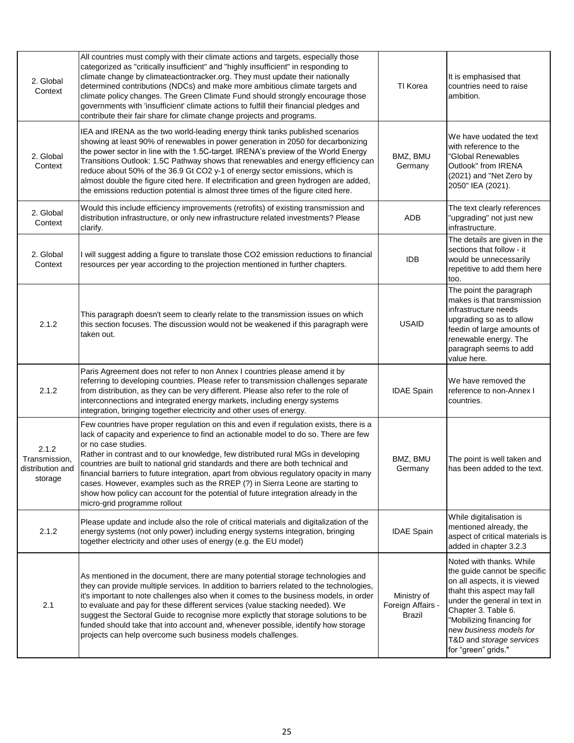| | | | |
|---|---|---|---|
| 2. Global Context | All countries must comply with their climate actions and targets, especially those categorized as "critically insufficient" and "highly insufficient" in responding to climate change by climateactiontracker.org. They must update their nationally determined contributions (NDCs) and make more ambitious climate targets and climate policy changes. The Green Climate Fund should strongly encourage those governments with 'insufficient' climate actions to fulfill their financial pledges and contribute their fair share for climate change projects and programs. | TI Korea | It is emphasised that countries need to raise ambition. |
| 2. Global Context | IEA and IRENA as the two world-leading energy think tanks published scenarios showing at least 90% of renewables in power generation in 2050 for decarbonizing the power sector in line with the 1.5C-target. IRENA's preview of the World Energy Transitions Outlook: 1.5C Pathway shows that renewables and energy efficiency can reduce about 50% of the 36.9 Gt CO2 y-1 of energy sector emissions, which is almost double the figure cited here. If electrification and green hydrogen are added, the emissions reduction potential is almost three times of the figure cited here. | BMZ, BMU Germany | We have uodated the text with reference to the "Global Renewables Outlook" from IRENA (2021) and "Net Zero by 2050" IEA (2021). |
| 2. Global Context | Would this include efficiency improvements (retrofits) of existing transmission and distribution infrastructure, or only new infrastructure related investments? Please clarify. | ADB | The text clearly references "upgrading" not just new infrastructure. |
| 2. Global Context | I will suggest adding a figure to translate those CO2 emission reductions to financial resources per year according to the projection mentioned in further chapters. | IDB | The details are given in the sections that follow - it would be unnecessarily repetitive to add them here too. |
| 2.1.2 | This paragraph doesn't seem to clearly relate to the transmission issues on which this section focuses. The discussion would not be weakened if this paragraph were taken out. | USAID | The point the paragraph makes is that transmission infrastructure needs upgrading so as to allow feedin of large amounts of renewable energy. The paragraph seems to add value here. |
| 2.1.2 | Paris Agreement does not refer to non Annex I countries please amend it by referring to developing countries. Please refer to transmission challenges separate from distribution, as they can be very different. Please also refer to the role of interconnections and integrated energy markets, including energy systems integration, bringing together electricity and other uses of energy. | IDAE Spain | We have removed the reference to non-Annex I countries. |
| 2.1.2 Transmission, distribution and storage | Few countries have proper regulation on this and even if regulation exists, there is a lack of capacity and experience to find an actionable model to do so. There are few or no case studies.<br>Rather in contrast and to our knowledge, few distributed rural MGs in developing countries are built to national grid standards and there are both technical and financial barriers to future integration, apart from obvious regulatory opacity in many cases. However, examples such as the RREP (?) in Sierra Leone are starting to show how policy can account for the potential of future integration already in the micro-grid programme rollout | BMZ, BMU Germany | The point is well taken and has been added to the text. |
| 2.1.2 | Please update and include also the role of critical materials and digitalization of the energy systems (not only power) including energy systems integration, bringing together electricity and other uses of energy (e.g. the EU model) | IDAE Spain | While digitalisation is mentioned already, the aspect of critical materials is added in chapter 3.2.3 |
| 2.1 | As mentioned in the document, there are many potential storage technologies and they can provide multiple services. In addition to barriers related to the technologies, it's important to note challenges also when it comes to the business models, in order to evaluate and pay for these different services (value stacking needed). We suggest the Sectoral Guide to recognise more explictly that storage solutions to be funded should take that into account and, whenever possible, identify how storage projects can help overcome such business models challenges. | Ministry of Foreign Affairs - Brazil | Noted with thanks. While the guide cannot be specific on all aspects, it is viewed thaht this aspect may fall under the general in text in Chapter 3. Table 6. "Mobilizing financing for new *business models for* T&D and *storage services* for "green" grids." |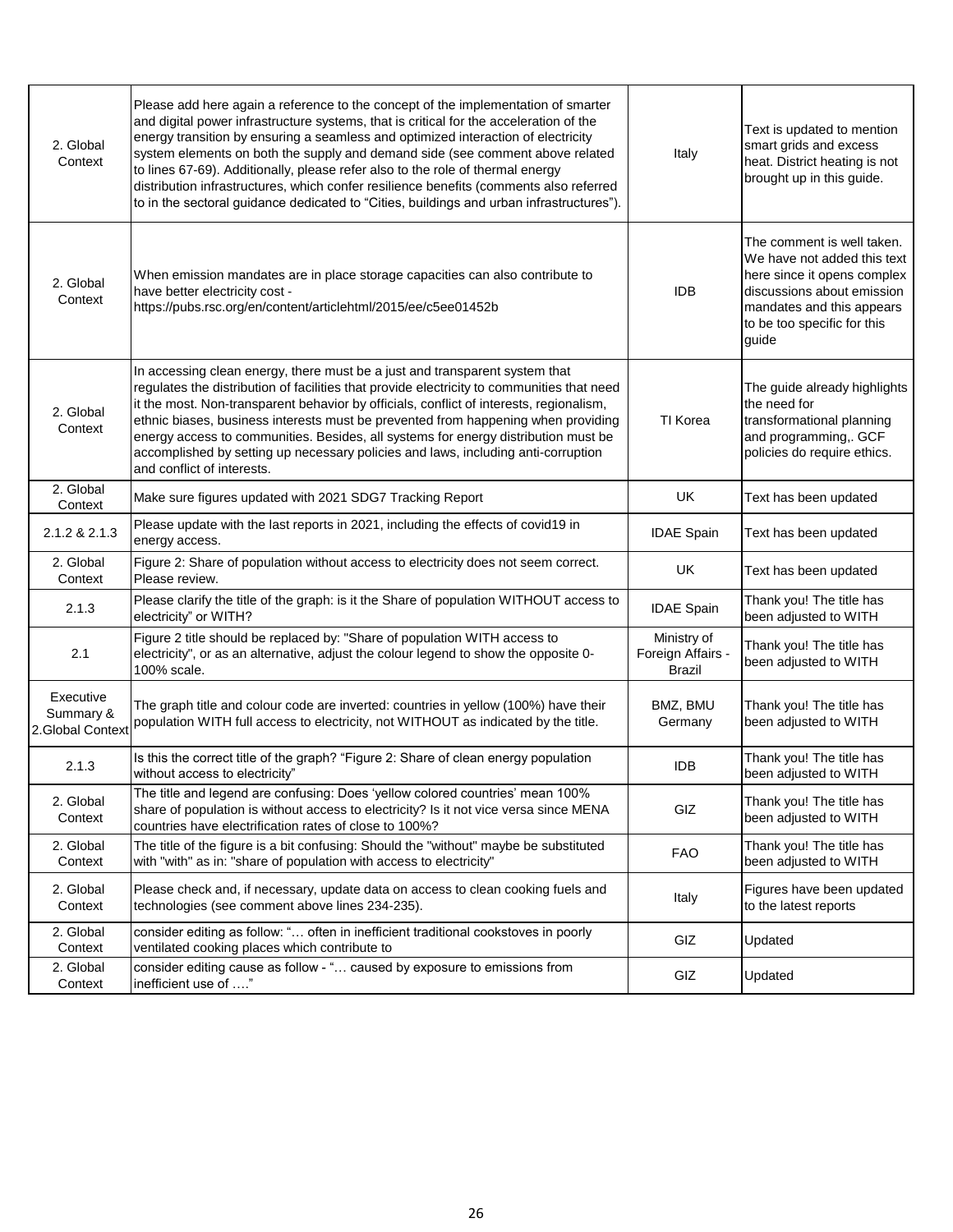| | | | |
|---|---|---|---|
| 2. Global Context | Please add here again a reference to the concept of the implementation of smarter and digital power infrastructure systems, that is critical for the acceleration of the energy transition by ensuring a seamless and optimized interaction of electricity system elements on both the supply and demand side (see comment above related to lines 67-69). Additionally, please refer also to the role of thermal energy distribution infrastructures, which confer resilience benefits (comments also referred to in the sectoral guidance dedicated to "Cities, buildings and urban infrastructures"). | Italy | Text is updated to mention smart grids and excess heat. District heating is not brought up in this guide. |
| 2. Global Context | When emission mandates are in place storage capacities can also contribute to have better electricity cost - https://pubs.rsc.org/en/content/articlehtml/2015/ee/c5ee01452b | IDB | The comment is well taken. We have not added this text here since it opens complex discussions about emission mandates and this appears to be too specific for this guide |
| 2. Global Context | In accessing clean energy, there must be a just and transparent system that regulates the distribution of facilities that provide electricity to communities that need it the most. Non-transparent behavior by officials, conflict of interests, regionalism, ethnic biases, business interests must be prevented from happening when providing energy access to communities. Besides, all systems for energy distribution must be accomplished by setting up necessary policies and laws, including anti-corruption and conflict of interests. | TI Korea | The guide already highlights the need for transformational planning and programming,. GCF policies do require ethics. |
| 2. Global Context | Make sure figures updated with 2021 SDG7 Tracking Report | UK | Text has been updated |
| 2.1.2 & 2.1.3 | Please update with the last reports in 2021, including the effects of covid19 in energy access. | IDAE Spain | Text has been updated |
| 2. Global Context | Figure 2: Share of population without access to electricity does not seem correct. Please review. | UK | Text has been updated |
| 2.1.3 | Please clarify the title of the graph: is it the Share of population WITHOUT access to electricity" or WITH? | IDAE Spain | Thank you! The title has been adjusted to WITH |
| 2.1 | Figure 2 title should be replaced by: "Share of population WITH access to electricity", or as an alternative, adjust the colour legend to show the opposite 0-100% scale. | Ministry of Foreign Affairs - Brazil | Thank you! The title has been adjusted to WITH |
| Executive Summary & 2.Global Context | The graph title and colour code are inverted: countries in yellow (100%) have their population WITH full access to electricity, not WITHOUT as indicated by the title. | BMZ, BMU Germany | Thank you! The title has been adjusted to WITH |
| 2.1.3 | Is this the correct title of the graph? "Figure 2: Share of clean energy population without access to electricity" | IDB | Thank you! The title has been adjusted to WITH |
| 2. Global Context | The title and legend are confusing: Does 'yellow colored countries' mean 100% share of population is without access to electricity? Is it not vice versa since MENA countries have electrification rates of close to 100%? | GIZ | Thank you! The title has been adjusted to WITH |
| 2. Global Context | The title of the figure is a bit confusing: Should the "without" maybe be substituted with "with" as in: "share of population with access to electricity" | FAO | Thank you! The title has been adjusted to WITH |
| 2. Global Context | Please check and, if necessary, update data on access to clean cooking fuels and technologies (see comment above lines 234-235). | Italy | Figures have been updated to the latest reports |
| 2. Global Context | consider editing as follow: "… often in inefficient traditional cookstoves in poorly ventilated cooking places which contribute to | GIZ | Updated |
| 2. Global Context | consider editing cause as follow - "… caused by exposure to emissions from inefficient use of …." | GIZ | Updated |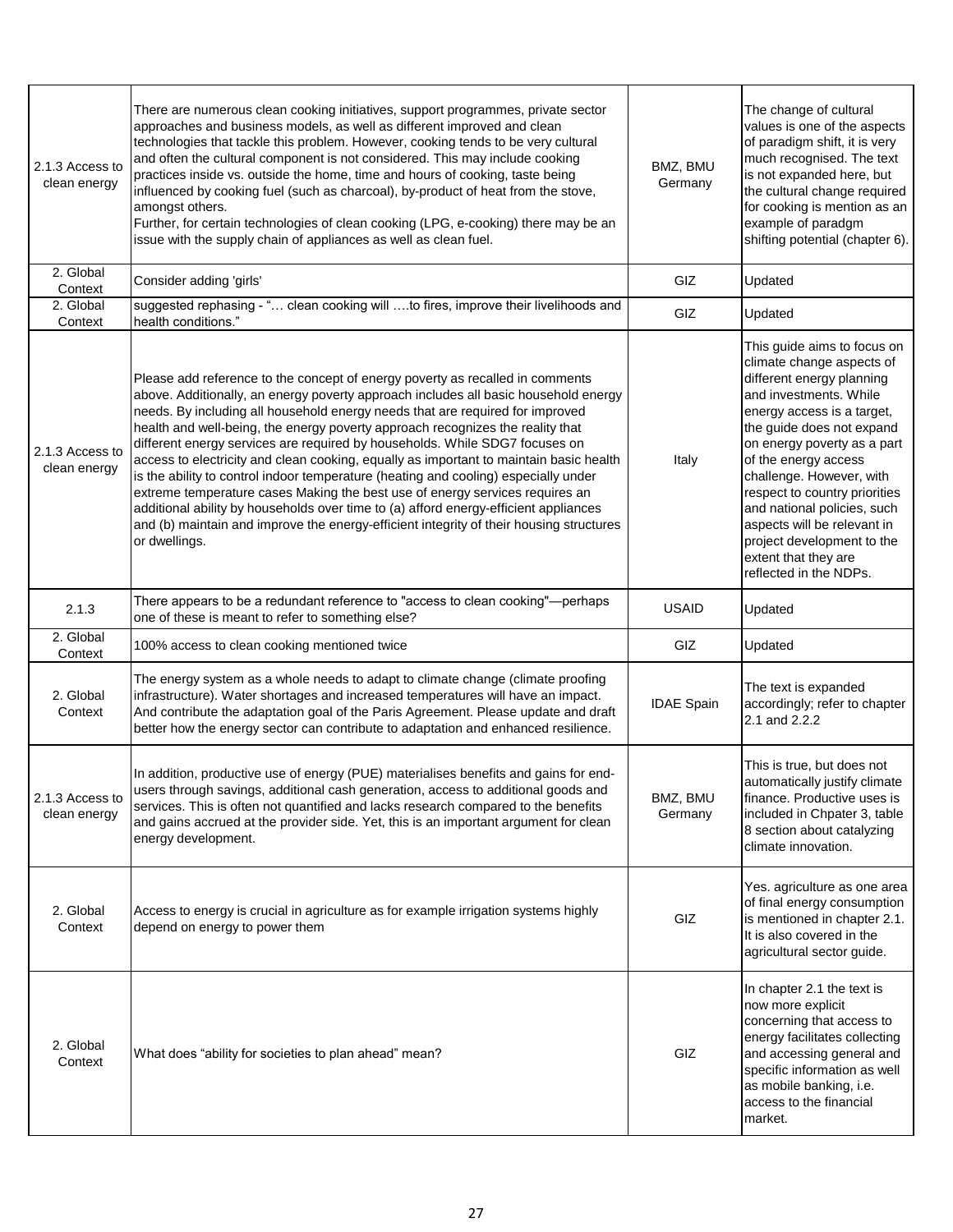| | | | |
|---|---|---|---|
| 2.1.3 Access to clean energy | There are numerous clean cooking initiatives, support programmes, private sector approaches and business models, as well as different improved and clean technologies that tackle this problem. However, cooking tends to be very cultural and often the cultural component is not considered. This may include cooking practices inside vs. outside the home, time and hours of cooking, taste being influenced by cooking fuel (such as charcoal), by-product of heat from the stove, amongst others.<br>Further, for certain technologies of clean cooking (LPG, e-cooking) there may be an issue with the supply chain of appliances as well as clean fuel. | BMZ, BMU Germany | The change of cultural values is one of the aspects of paradigm shift, it is very much recognised. The text is not expanded here, but the cultural change required for cooking is mention as an example of paradgm shifting potential (chapter 6). |
| 2. Global Context | Consider adding 'girls' | GIZ | Updated |
| 2. Global Context | suggested rephasing - "… clean cooking will ….to fires, improve their livelihoods and health conditions." | GIZ | Updated |
| 2.1.3 Access to clean energy | Please add reference to the concept of energy poverty as recalled in comments above. Additionally, an energy poverty approach includes all basic household energy needs. By including all household energy needs that are required for improved health and well-being, the energy poverty approach recognizes the reality that different energy services are required by households. While SDG7 focuses on access to electricity and clean cooking, equally as important to maintain basic health is the ability to control indoor temperature (heating and cooling) especially under extreme temperature cases Making the best use of energy services requires an additional ability by households over time to (a) afford energy-efficient appliances and (b) maintain and improve the energy-efficient integrity of their housing structures or dwellings. | Italy | This guide aims to focus on climate change aspects of different energy planning and investments. While energy access is a target, the guide does not expand on energy poverty as a part of the energy access challenge. However, with respect to country priorities and national policies, such aspects will be relevant in project development to the extent that they are reflected in the NDPs. |
| 2.1.3 | There appears to be a redundant reference to "access to clean cooking"—perhaps one of these is meant to refer to something else? | USAID | Updated |
| 2. Global Context | 100% access to clean cooking mentioned twice | GIZ | Updated |
| 2. Global Context | The energy system as a whole needs to adapt to climate change (climate proofing infrastructure). Water shortages and increased temperatures will have an impact. And contribute the adaptation goal of the Paris Agreement. Please update and draft better how the energy sector can contribute to adaptation and enhanced resilience. | IDAE Spain | The text is expanded accordingly; refer to chapter 2.1 and 2.2.2 |
| 2.1.3 Access to clean energy | In addition, productive use of energy (PUE) materialises benefits and gains for end-users through savings, additional cash generation, access to additional goods and services. This is often not quantified and lacks research compared to the benefits and gains accrued at the provider side. Yet, this is an important argument for clean energy development. | BMZ, BMU Germany | This is true, but does not automatically justify climate finance. Productive uses is included in Chpater 3, table 8 section about catalyzing climate innovation. |
| 2. Global Context | Access to energy is crucial in agriculture as for example irrigation systems highly depend on energy to power them | GIZ | Yes. agriculture as one area of final energy consumption is mentioned in chapter 2.1. It is also covered in the agricultural sector guide. |
| 2. Global Context | What does "ability for societies to plan ahead" mean? | GIZ | In chapter 2.1 the text is now more explicit concerning that access to energy facilitates collecting and accessing general and specific information as well as mobile banking, i.e. access to the financial market. |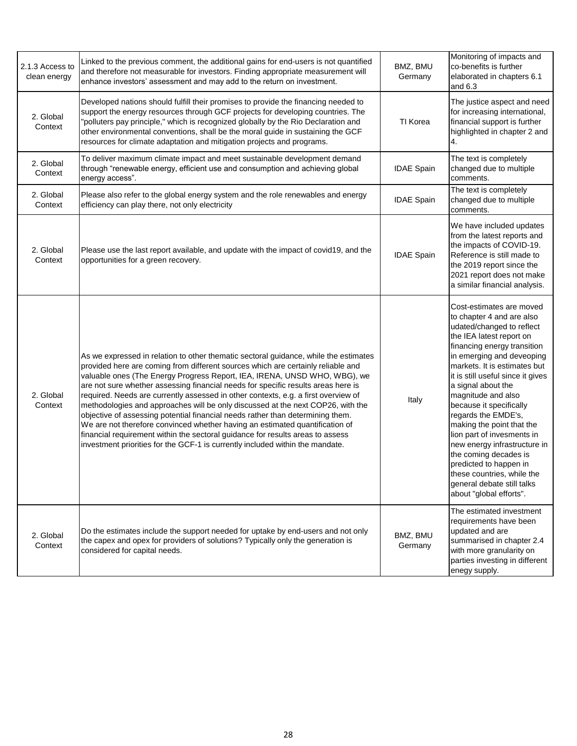| | | | |
|---|---|---|---|
| 2.1.3 Access to clean energy | Linked to the previous comment, the additional gains for end-users is not quantified and therefore not measurable for investors. Finding appropriate measurement will enhance investors' assessment and may add to the return on investment. | BMZ, BMU Germany | Monitoring of impacts and co-benefits is further elaborated in chapters 6.1 and 6.3 |
| 2. Global Context | Developed nations should fulfill their promises to provide the financing needed to support the energy resources through GCF projects for developing countries. The "polluters pay principle," which is recognized globally by the Rio Declaration and other environmental conventions, shall be the moral guide in sustaining the GCF resources for climate adaptation and mitigation projects and programs. | TI Korea | The justice aspect and need for increasing international, financial support is further highlighted in chapter 2 and 4. |
| 2. Global Context | To deliver maximum climate impact and meet sustainable development demand through "renewable energy, efficient use and consumption and achieving global energy access". | IDAE Spain | The text is completely changed due to multiple comments. |
| 2. Global Context | Please also refer to the global energy system and the role renewables and energy efficiency can play there, not only electricity | IDAE Spain | The text is completely changed due to multiple comments. |
| 2. Global Context | Please use the last report available, and update with the impact of covid19, and the opportunities for a green recovery. | IDAE Spain | We have included updates from the latest reports and the impacts of COVID-19. Reference is still made to the 2019 report since the 2021 report does not make a similar financial analysis. |
| 2. Global Context | As we expressed in relation to other thematic sectoral guidance, while the estimates provided here are coming from different sources which are certainly reliable and valuable ones (The Energy Progress Report, IEA, IRENA, UNSD WHO, WBG), we are not sure whether assessing financial needs for specific results areas here is required. Needs are currently assessed in other contexts, e.g. a first overview of methodologies and approaches will be only discussed at the next COP26, with the objective of assessing potential financial needs rather than determining them. We are not therefore convinced whether having an estimated quantification of financial requirement within the sectoral guidance for results areas to assess investment priorities for the GCF-1 is currently included within the mandate. | Italy | Cost-estimates are moved to chapter 4 and are also udated/changed to reflect the IEA latest report on financing energy transition in emerging and deveoping markets. It is estimates but it is still useful since it gives a signal about the magnitude and also because it specifically regards the EMDE's, making the point that the lion part of invesments in new energy infrastructure in the coming decades is predicted to happen in these countries, while the general debate still talks about "global efforts". |
| 2. Global Context | Do the estimates include the support needed for uptake by end-users and not only the capex and opex for providers of solutions? Typically only the generation is considered for capital needs. | BMZ, BMU Germany | The estimated investment requirements have been updated and are summarised in chapter 2.4 with more granularity on parties investing in different enegy supply. |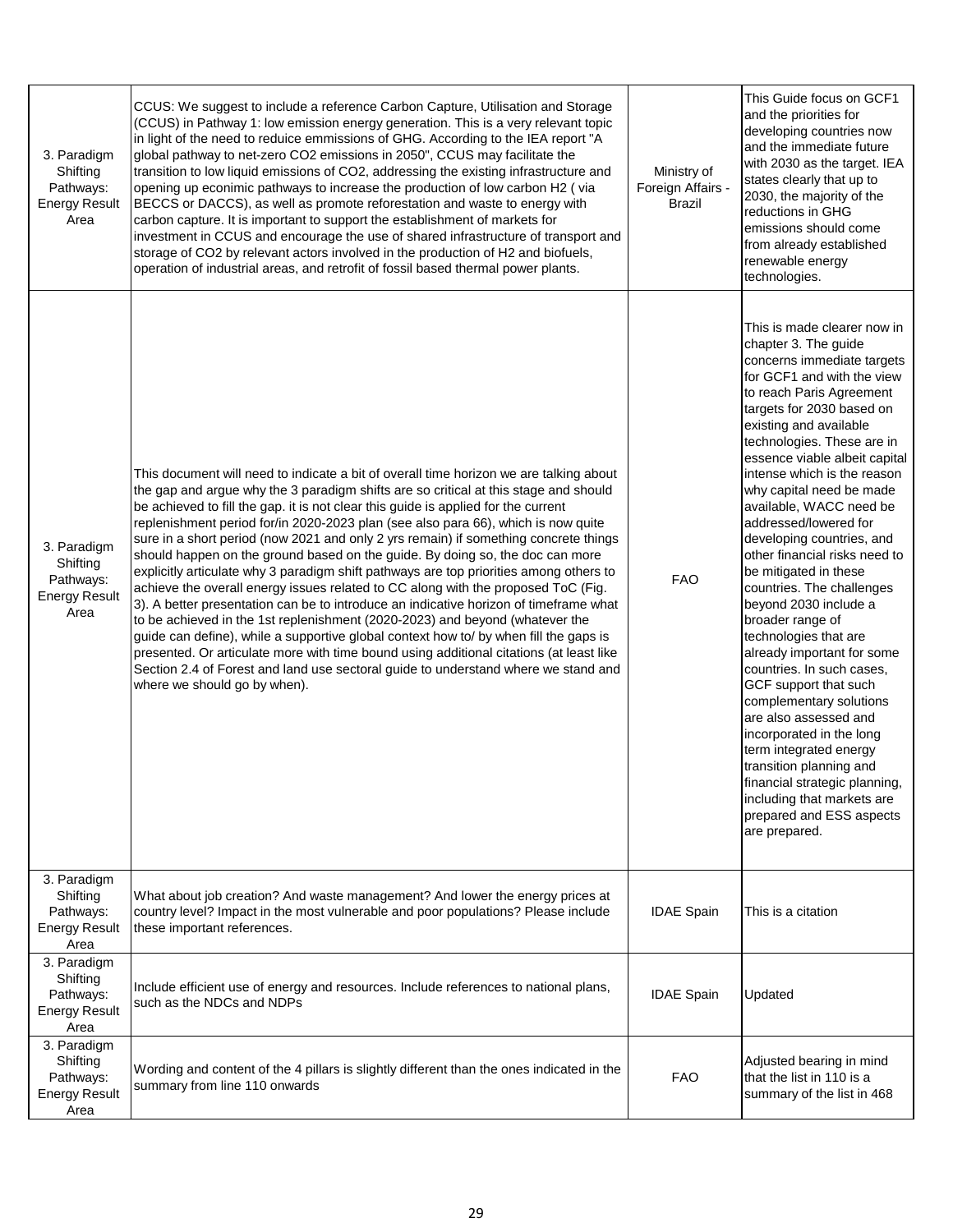| 3. Paradigm Shifting Pathways: Energy Result Area | CCUS: We suggest to include a reference Carbon Capture, Utilisation and Storage (CCUS) in Pathway 1: low emission energy generation. This is a very relevant topic in light of the need to reduce emmissions of GHG. According to the IEA report "A global pathway to net-zero CO2 emissions in 2050", CCUS may facilitate the transition to low liquid emissions of CO2, addressing the existing infrastructure and opening up econimic pathways to increase the production of low carbon H2 ( via BECCS or DACCS), as well as promote reforestation and waste to energy with carbon capture. It is important to support the establishment of markets for investment in CCUS and encourage the use of shared infrastructure of transport and storage of CO2 by relevant actors involved in the production of H2 and biofuels, operation of industrial areas, and retrofit of fossil based thermal power plants. | Ministry of Foreign Affairs - Brazil | This Guide focus on GCF1 and the priorities for developing countries now and the immediate future with 2030 as the target. IEA states clearly that up to 2030, the majority of the reductions in GHG emissions should come from already established renewable energy technologies. |
|---|---|---|---|
| 3. Paradigm Shifting Pathways: Energy Result Area | This document will need to indicate a bit of overall time horizon we are talking about the gap and argue why the 3 paradigm shifts are so critical at this stage and should be achieved to fill the gap. it is not clear this guide is applied for the current replenishment period for/in 2020-2023 plan (see also para 66), which is now quite sure in a short period (now 2021 and only 2 yrs remain) if something concrete things should happen on the ground based on the guide. By doing so, the doc can more explicitly articulate why 3 paradigm shift pathways are top priorities among others to achieve the overall energy issues related to CC along with the proposed ToC (Fig. 3). A better presentation can be to introduce an indicative horizon of timeframe what to be achieved in the 1st replenishment (2020-2023) and beyond (whatever the guide can define), while a supportive global context how to/ by when fill the gaps is presented. Or articulate more with time bound using additional citations (at least like Section 2.4 of Forest and land use sectoral guide to understand where we stand and where we should go by when). | FAO | This is made clearer now in chapter 3. The guide concerns immediate targets for GCF1 and with the view to reach Paris Agreement targets for 2030 based on existing and available technologies. These are in essence viable albeit capital intense which is the reason why capital need be made available, WACC need be addressed/lowered for developing countries, and other financial risks need to be mitigated in these countries. The challenges beyond 2030 include a broader range of technologies that are already important for some countries. In such cases, GCF support that such complementary solutions are also assessed and incorporated in the long term integrated energy transition planning and financial strategic planning, including that markets are prepared and ESS aspects are prepared. |
| 3. Paradigm Shifting Pathways: Energy Result Area | What about job creation? And waste management? And lower the energy prices at country level? Impact in the most vulnerable and poor populations? Please include these important references. | IDAE Spain | This is a citation |
| 3. Paradigm Shifting Pathways: Energy Result Area | Include efficient use of energy and resources. Include references to national plans, such as the NDCs and NDPs | IDAE Spain | Updated |
| 3. Paradigm Shifting Pathways: Energy Result Area | Wording and content of the 4 pillars is slightly different than the ones indicated in the summary from line 110 onwards | FAO | Adjusted bearing in mind that the list in 110 is a summary of the list in 468 |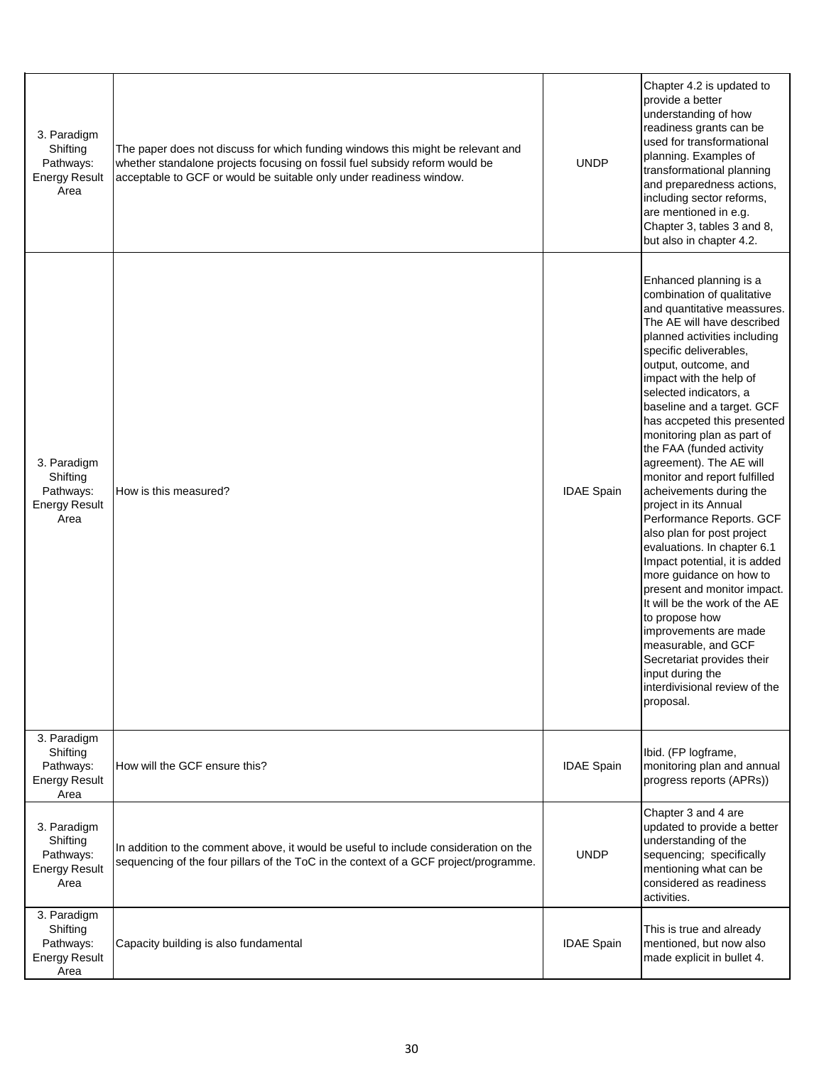| | | | |
|---|---|---|---|
| 3. Paradigm Shifting Pathways: Energy Result Area | The paper does not discuss for which funding windows this might be relevant and whether standalone projects focusing on fossil fuel subsidy reform would be acceptable to GCF or would be suitable only under readiness window. | UNDP | Chapter 4.2 is updated to provide a better understanding of how readiness grants can be used for transformational planning. Examples of transformational planning and preparedness actions, including sector reforms, are mentioned in e.g. Chapter 3, tables 3 and 8, but also in chapter 4.2. |
| 3. Paradigm Shifting Pathways: Energy Result Area | How is this measured? | IDAE Spain | Enhanced planning is a combination of qualitative and quantitative meassures. The AE will have described planned activities including specific deliverables, output, outcome, and impact with the help of selected indicators, a baseline and a target. GCF has accpeted this presented monitoring plan as part of the FAA (funded activity agreement). The AE will monitor and report fulfilled acheivements during the project in its Annual Performance Reports. GCF also plan for post project evaluations. In chapter 6.1 Impact potential, it is added more guidance on how to present and monitor impact. It will be the work of the AE to propose how improvements are made measurable, and GCF Secretariat provides their input during the interdivisional review of the proposal. |
| 3. Paradigm Shifting Pathways: Energy Result Area | How will the GCF ensure this? | IDAE Spain | Ibid. (FP logframe, monitoring plan and annual progress reports (APRs)) |
| 3. Paradigm Shifting Pathways: Energy Result Area | In addition to the comment above, it would be useful to include consideration on the sequencing of the four pillars of the ToC in the context of a GCF project/programme. | UNDP | Chapter 3 and 4 are updated to provide a better understanding of the sequencing; specifically mentioning what can be considered as readiness activities. |
| 3. Paradigm Shifting Pathways: Energy Result Area | Capacity building is also fundamental | IDAE Spain | This is true and already mentioned, but now also made explicit in bullet 4. |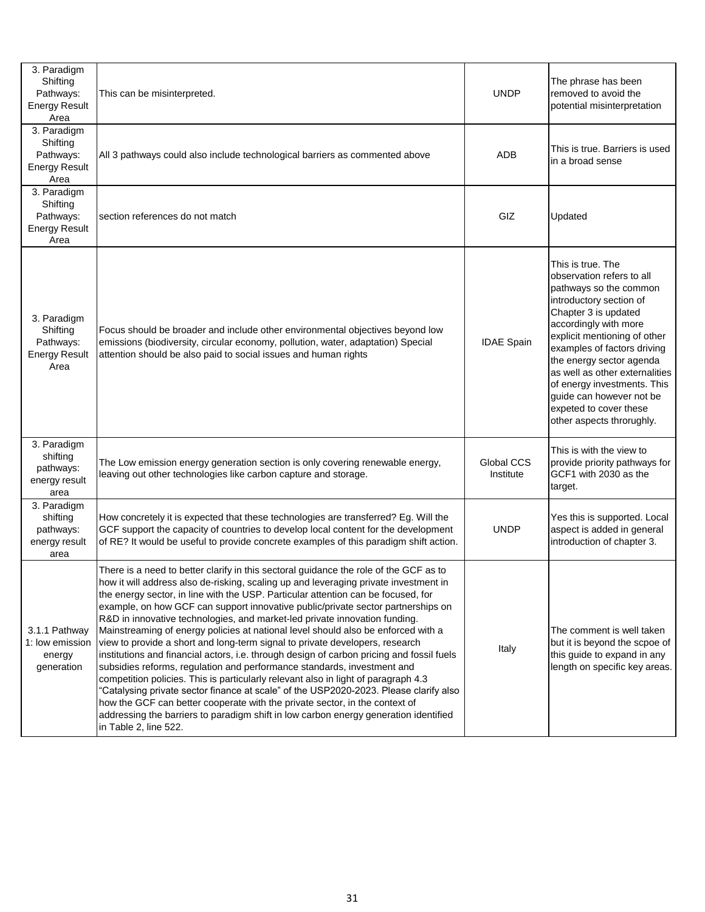| | | | |
|---|---|---|---|
| 3. Paradigm Shifting Pathways: Energy Result Area | This can be misinterpreted. | UNDP | The phrase has been removed to avoid the potential misinterpretation |
| 3. Paradigm Shifting Pathways: Energy Result Area | All 3 pathways could also include technological barriers as commented above | ADB | This is true. Barriers is used in a broad sense |
| 3. Paradigm Shifting Pathways: Energy Result Area | section references do not match | GIZ | Updated |
| 3. Paradigm Shifting Pathways: Energy Result Area | Focus should be broader and include other environmental objectives beyond low emissions (biodiversity, circular economy, pollution, water, adaptation) Special attention should be also paid to social issues and human rights | IDAE Spain | This is true. The observation refers to all pathways so the common introductory section of Chapter 3 is updated accordingly with more explicit mentioning of other examples of factors driving the energy sector agenda as well as other externalities of energy investments. This guide can however not be expeted to cover these other aspects throrughly. |
| 3. Paradigm shifting pathways: energy result area | The Low emission energy generation section is only covering renewable energy, leaving out other technologies like carbon capture and storage. | Global CCS Institute | This is with the view to provide priority pathways for GCF1 with 2030 as the target. |
| 3. Paradigm shifting pathways: energy result area | How concretely it is expected that these technologies are transferred? Eg. Will the GCF support the capacity of countries to develop local content for the development of RE? It would be useful to provide concrete examples of this paradigm shift action. | UNDP | Yes this is supported. Local aspect is added in general introduction of chapter 3. |
| 3.1.1 Pathway 1: low emission energy generation | There is a need to better clarify in this sectoral guidance the role of the GCF as to how it will address also de-risking, scaling up and leveraging private investment in the energy sector, in line with the USP. Particular attention can be focused, for example, on how GCF can support innovative public/private sector partnerships on R&D in innovative technologies, and market-led private innovation funding. Mainstreaming of energy policies at national level should also be enforced with a view to provide a short and long-term signal to private developers, research institutions and financial actors, i.e. through design of carbon pricing and fossil fuels subsidies reforms, regulation and performance standards, investment and competition policies. This is particularly relevant also in light of paragraph 4.3 "Catalysing private sector finance at scale" of the USP2020-2023. Please clarify also how the GCF can better cooperate with the private sector, in the context of addressing the barriers to paradigm shift in low carbon energy generation identified in Table 2, line 522. | Italy | The comment is well taken but it is beyond the scpoe of this guide to expand in any length on specific key areas. |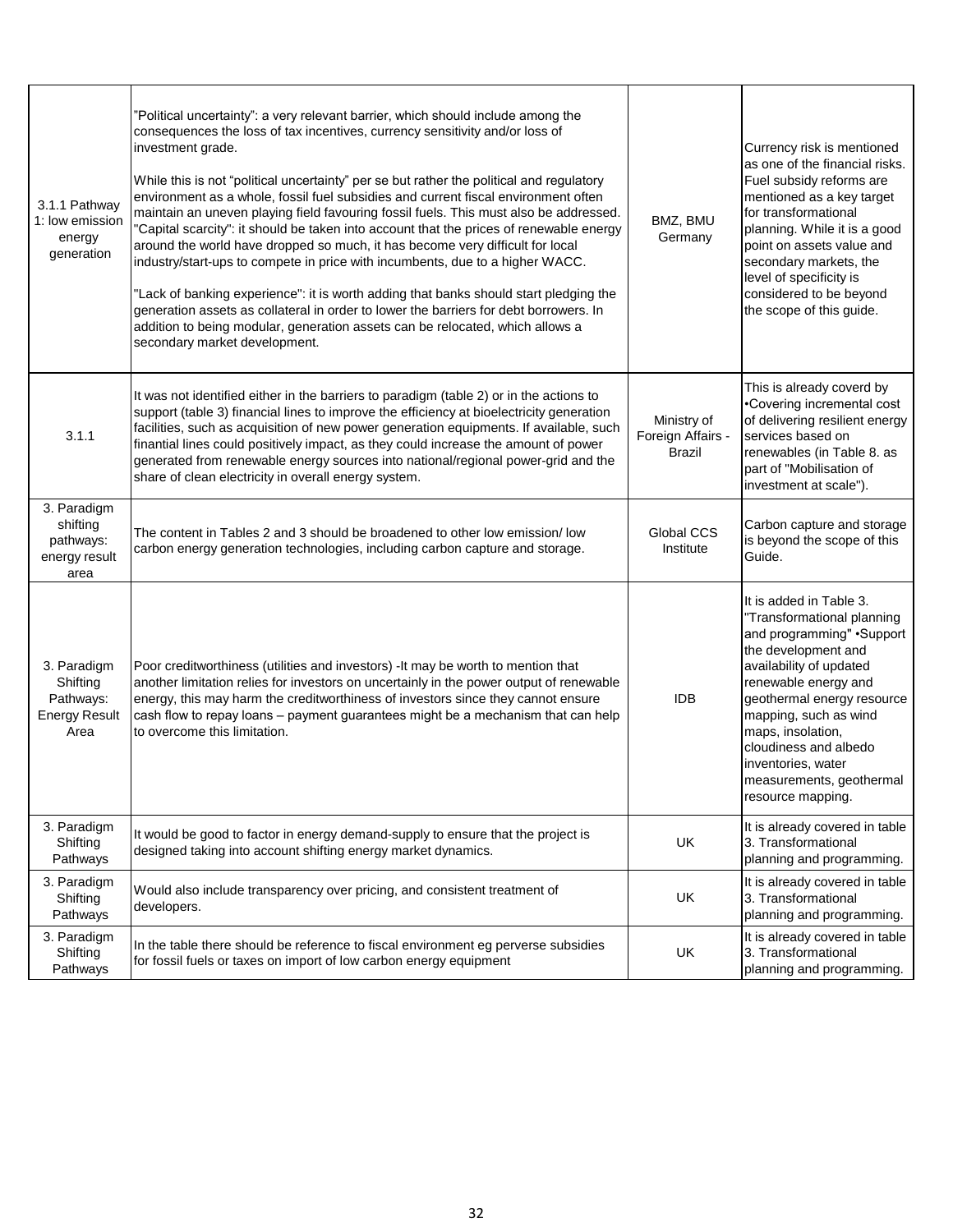| | | | |
|---|---|---|---|
| 3.1.1 Pathway 1: low emission energy generation | ”Political uncertainty”: a very relevant barrier, which should include among the consequences the loss of tax incentives, currency sensitivity and/or loss of investment grade.<br><br>While this is not “political uncertainty” per se but rather the political and regulatory environment as a whole, fossil fuel subsidies and current fiscal environment often maintain an uneven playing field favouring fossil fuels. This must also be addressed. "Capital scarcity": it should be taken into account that the prices of renewable energy around the world have dropped so much, it has become very difficult for local industry/start-ups to compete in price with incumbents, due to a higher WACC.<br><br>"Lack of banking experience": it is worth adding that banks should start pledging the generation assets as collateral in order to lower the barriers for debt borrowers. In addition to being modular, generation assets can be relocated, which allows a secondary market development. | BMZ, BMU Germany | Currency risk is mentioned as one of the financial risks. Fuel subsidy reforms are mentioned as a key target for transformational planning. While it is a good point on assets value and secondary markets, the level of specificity is considered to be beyond the scope of this guide. |
| 3.1.1 | It was not identified either in the barriers to paradigm (table 2) or in the actions to support (table 3) financial lines to improve the efficiency at bioelectricity generation facilities, such as acquisition of new power generation equipments. If available, such finantial lines could positively impact, as they could increase the amount of power generated from renewable energy sources into national/regional power-grid and the share of clean electricity in overall energy system. | Ministry of Foreign Affairs - Brazil | This is already coverd by •Covering incremental cost of delivering resilient energy services based on renewables (in Table 8. as part of "Mobilisation of investment at scale"). |
| 3. Paradigm shifting pathways: energy result area | The content in Tables 2 and 3 should be broadened to other low emission/ low carbon energy generation technologies, including carbon capture and storage. | Global CCS Institute | Carbon capture and storage is beyond the scope of this Guide. |
| 3. Paradigm Shifting Pathways: Energy Result Area | Poor creditworthiness (utilities and investors) -It may be worth to mention that another limitation relies for investors on uncertainly in the power output of renewable energy, this may harm the creditworthiness of investors since they cannot ensure cash flow to repay loans – payment guarantees might be a mechanism that can help to overcome this limitation. | IDB | It is added in Table 3. "Transformational planning and programming" •Support the development and availability of updated renewable energy and geothermal energy resource mapping, such as wind maps, insolation, cloudiness and albedo inventories, water measurements, geothermal resource mapping. |
| 3. Paradigm Shifting Pathways | It would be good to factor in energy demand-supply to ensure that the project is designed taking into account shifting energy market dynamics. | UK | It is already covered in table 3. Transformational planning and programming. |
| 3. Paradigm Shifting Pathways | Would also include transparency over pricing, and consistent treatment of developers. | UK | It is already covered in table 3. Transformational planning and programming. |
| 3. Paradigm Shifting Pathways | In the table there should be reference to fiscal environment eg perverse subsidies for fossil fuels or taxes on import of low carbon energy equipment | UK | It is already covered in table 3. Transformational planning and programming. |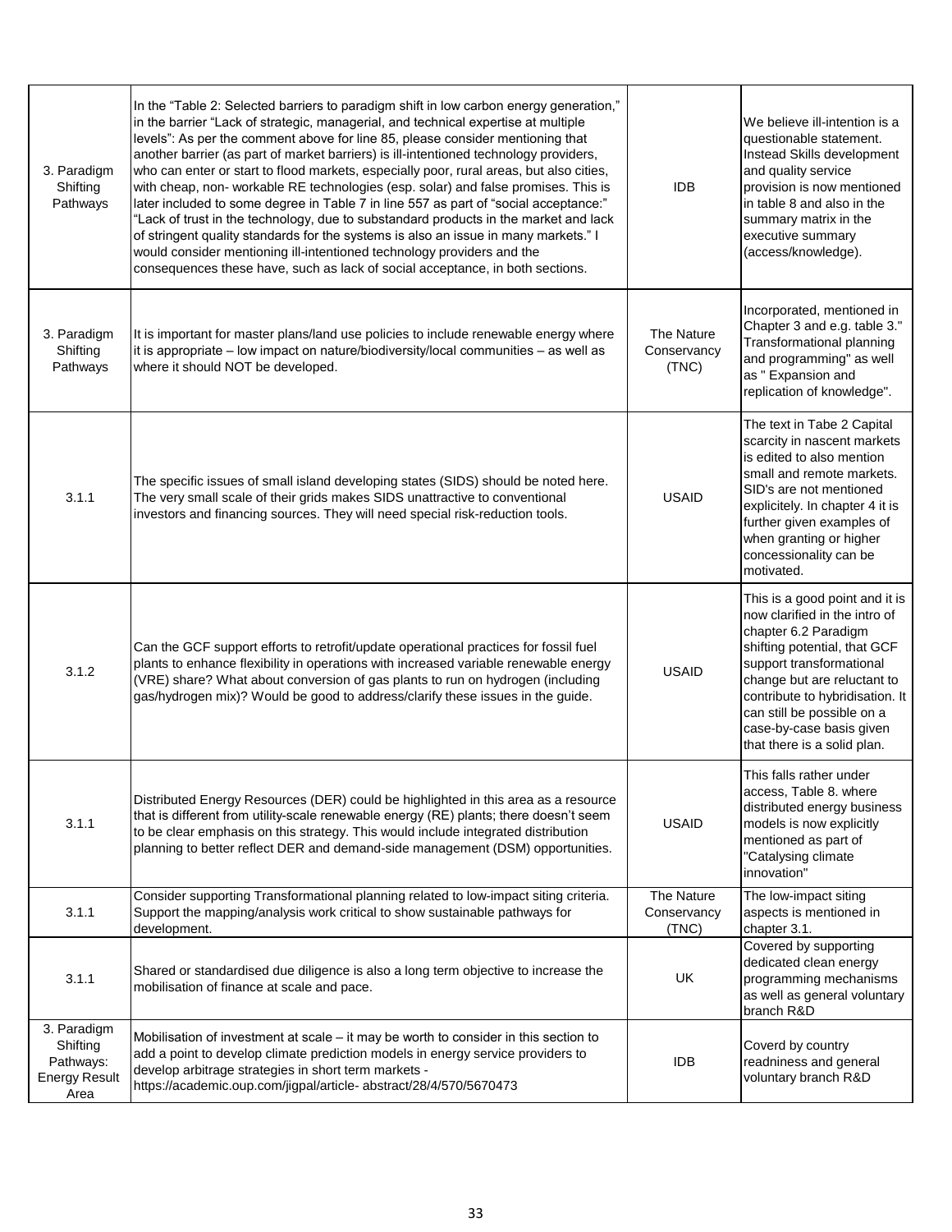| | | | |
|---|---|---|---|
| 3. Paradigm Shifting Pathways | In the "Table 2: Selected barriers to paradigm shift in low carbon energy generation," in the barrier "Lack of strategic, managerial, and technical expertise at multiple levels": As per the comment above for line 85, please consider mentioning that another barrier (as part of market barriers) is ill-intentioned technology providers, who can enter or start to flood markets, especially poor, rural areas, but also cities, with cheap, non- workable RE technologies (esp. solar) and false promises. This is later included to some degree in Table 7 in line 557 as part of "social acceptance:" "Lack of trust in the technology, due to substandard products in the market and lack of stringent quality standards for the systems is also an issue in many markets." I would consider mentioning ill-intentioned technology providers and the consequences these have, such as lack of social acceptance, in both sections. | IDB | We believe ill-intention is a questionable statement. Instead Skills development and quality service provision is now mentioned in table 8 and also in the summary matrix in the executive summary (access/knowledge). |
| 3. Paradigm Shifting Pathways | It is important for master plans/land use policies to include renewable energy where it is appropriate – low impact on nature/biodiversity/local communities – as well as where it should NOT be developed. | The Nature Conservancy (TNC) | Incorporated, mentioned in Chapter 3 and e.g. table 3." Transformational planning and programming" as well as " Expansion and replication of knowledge". |
| 3.1.1 | The specific issues of small island developing states (SIDS) should be noted here. The very small scale of their grids makes SIDS unattractive to conventional investors and financing sources. They will need special risk-reduction tools. | USAID | The text in Tabe 2 Capital scarcity in nascent markets is edited to also mention small and remote markets. SID's are not mentioned explicitely. In chapter 4 it is further given examples of when granting or higher concessionality can be motivated. |
| 3.1.2 | Can the GCF support efforts to retrofit/update operational practices for fossil fuel plants to enhance flexibility in operations with increased variable renewable energy (VRE) share? What about conversion of gas plants to run on hydrogen (including gas/hydrogen mix)? Would be good to address/clarify these issues in the guide. | USAID | This is a good point and it is now clarified in the intro of chapter 6.2 Paradigm shifting potential, that GCF support transformational change but are reluctant to contribute to hybridisation. It can still be possible on a case-by-case basis given that there is a solid plan. |
| 3.1.1 | Distributed Energy Resources (DER) could be highlighted in this area as a resource that is different from utility-scale renewable energy (RE) plants; there doesn't seem to be clear emphasis on this strategy. This would include integrated distribution planning to better reflect DER and demand-side management (DSM) opportunities. | USAID | This falls rather under access, Table 8. where distributed energy business models is now explicitly mentioned as part of "Catalysing climate innovation" |
| 3.1.1 | Consider supporting Transformational planning related to low-impact siting criteria. Support the mapping/analysis work critical to show sustainable pathways for development. | The Nature Conservancy (TNC) | The low-impact siting aspects is mentioned in chapter 3.1. |
| 3.1.1 | Shared or standardised due diligence is also a long term objective to increase the mobilisation of finance at scale and pace. | UK | Covered by supporting dedicated clean energy programming mechanisms as well as general voluntary branch R&D |
| 3. Paradigm Shifting Pathways: Energy Result Area | Mobilisation of investment at scale – it may be worth to consider in this section to add a point to develop climate prediction models in energy service providers to develop arbitrage strategies in short term markets - https://academic.oup.com/jigpal/article- abstract/28/4/570/5670473 | IDB | Coverd by country readniness and general voluntary branch R&D |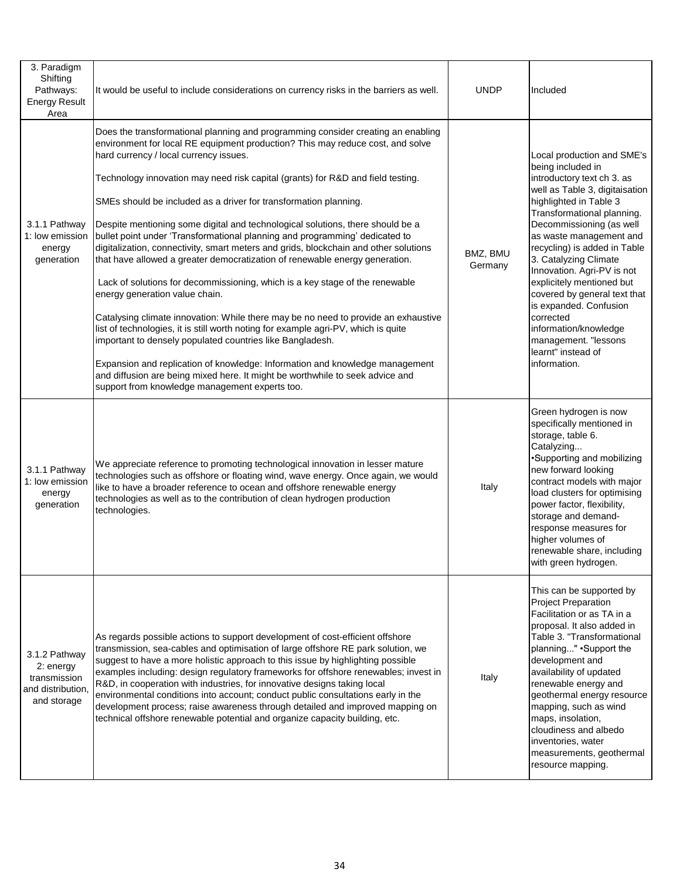| 3. Paradigm Shifting Pathways: Energy Result Area | It would be useful to include considerations on currency risks in the barriers as well. | UNDP | Included |
|---|---|---|---|
| 3.1.1 Pathway 1: low emission energy generation | Does the transformational planning and programming consider creating an enabling environment for local RE equipment production? This may reduce cost, and solve hard currency / local currency issues.<br><br>Technology innovation may need risk capital (grants) for R&D and field testing.<br><br>SMEs should be included as a driver for transformation planning.<br><br>Despite mentioning some digital and technological solutions, there should be a bullet point under 'Transformational planning and programming' dedicated to digitalization, connectivity, smart meters and grids, blockchain and other solutions that have allowed a greater democratization of renewable energy generation.<br><br>Lack of solutions for decommissioning, which is a key stage of the renewable energy generation value chain.<br><br>Catalysing climate innovation: While there may be no need to provide an exhaustive list of technologies, it is still worth noting for example agri-PV, which is quite important to densely populated countries like Bangladesh.<br><br>Expansion and replication of knowledge: Information and knowledge management and diffusion are being mixed here. It might be worthwhile to seek advice and support from knowledge management experts too. | BMZ, BMU Germany | Local production and SME's being included in introductory text ch 3. as well as Table 3, digitaisation highlighted in Table 3 Transformational planning. Decommissioning (as well as waste management and recycling) is added in Table 3. Catalyzing Climate Innovation. Agri-PV is not explicitely mentioned but covered by general text that is expanded. Confusion corrected information/knowledge management. "lessons learnt" instead of information. |
| 3.1.1 Pathway 1: low emission energy generation | We appreciate reference to promoting technological innovation in lesser mature technologies such as offshore or floating wind, wave energy. Once again, we would like to have a broader reference to ocean and offshore renewable energy technologies as well as to the contribution of clean hydrogen production technologies. | Italy | Green hydrogen is now specifically mentioned in storage, table 6. Catalyzing...<br>•Supporting and mobilizing new forward looking contract models with major load clusters for optimising power factor, flexibility, storage and demand-response measures for higher volumes of renewable share, including with green hydrogen. |
| 3.1.2 Pathway 2: energy transmission and distribution, and storage | As regards possible actions to support development of cost-efficient offshore transmission, sea-cables and optimisation of large offshore RE park solution, we suggest to have a more holistic approach to this issue by highlighting possible examples including: design regulatory frameworks for offshore renewables; invest in R&D, in cooperation with industries, for innovative designs taking local environmental conditions into account; conduct public consultations early in the development process; raise awareness through detailed and improved mapping on technical offshore renewable potential and organize capacity building, etc. | Italy | This can be supported by Project Preparation Facilitation or as TA in a proposal. It also added in Table 3. "Transformational planning..." •Support the development and availability of updated renewable energy and geothermal energy resource mapping, such as wind maps, insolation, cloudiness and albedo inventories, water measurements, geothermal resource mapping. |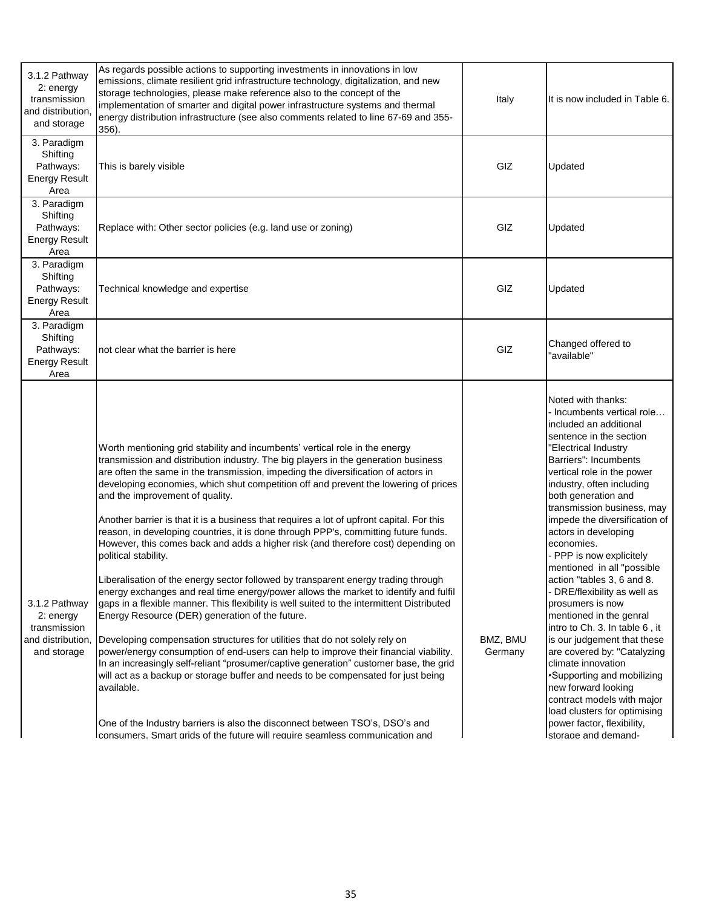| | | | |
|---|---|---|---|
| 3.1.2 Pathway 2: energy transmission and distribution, and storage | As regards possible actions to supporting investments in innovations in low emissions, climate resilient grid infrastructure technology, digitalization, and new storage technologies, please make reference also to the concept of the implementation of smarter and digital power infrastructure systems and thermal energy distribution infrastructure (see also comments related to line 67-69 and 355-356). | Italy | It is now included in Table 6. |
| 3. Paradigm Shifting Pathways: Energy Result Area | This is barely visible | GIZ | Updated |
| 3. Paradigm Shifting Pathways: Energy Result Area | Replace with: Other sector policies (e.g. land use or zoning) | GIZ | Updated |
| 3. Paradigm Shifting Pathways: Energy Result Area | Technical knowledge and expertise | GIZ | Updated |
| 3. Paradigm Shifting Pathways: Energy Result Area | not clear what the barrier is here | GIZ | Changed offered to "available" |
| 3.1.2 Pathway 2: energy transmission and distribution, and storage | Worth mentioning grid stability and incumbents' vertical role in the energy transmission and distribution industry. The big players in the generation business are often the same in the transmission, impeding the diversification of actors in developing economies, which shut competition off and prevent the lowering of prices and the improvement of quality.<br><br>Another barrier is that it is a business that requires a lot of upfront capital. For this reason, in developing countries, it is done through PPP's, committing future funds. However, this comes back and adds a higher risk (and therefore cost) depending on political stability.<br><br>Liberalisation of the energy sector followed by transparent energy trading through energy exchanges and real time energy/power allows the market to identify and fulfil gaps in a flexible manner. This flexibility is well suited to the intermittent Distributed Energy Resource (DER) generation of the future.<br><br>Developing compensation structures for utilities that do not solely rely on power/energy consumption of end-users can help to improve their financial viability. In an increasingly self-reliant "prosumer/captive generation" customer base, the grid will act as a backup or storage buffer and needs to be compensated for just being available.<br><br>One of the Industry barriers is also the disconnect between TSO's, DSO's and consumers. Smart grids of the future will require seamless communication and | BMZ, BMU Germany | Noted with thanks:<br>- Incumbents vertical role… included an additional sentence in the section "Electrical Industry Barriers": Incumbents vertical role in the power industry, often including both generation and transmission business, may impede the diversification of actors in developing economies.<br>- PPP is now explicitely mentioned in all "possible action "tables 3, 6 and 8.<br>- DRE/flexibility as well as prosumers is now mentioned in the genral intro to Ch. 3. In table 6 , it is our judgement that these are covered by: "Catalyzing climate innovation<br>•Supporting and mobilizing new forward looking contract models with major load clusters for optimising power factor, flexibility, storage and demand- |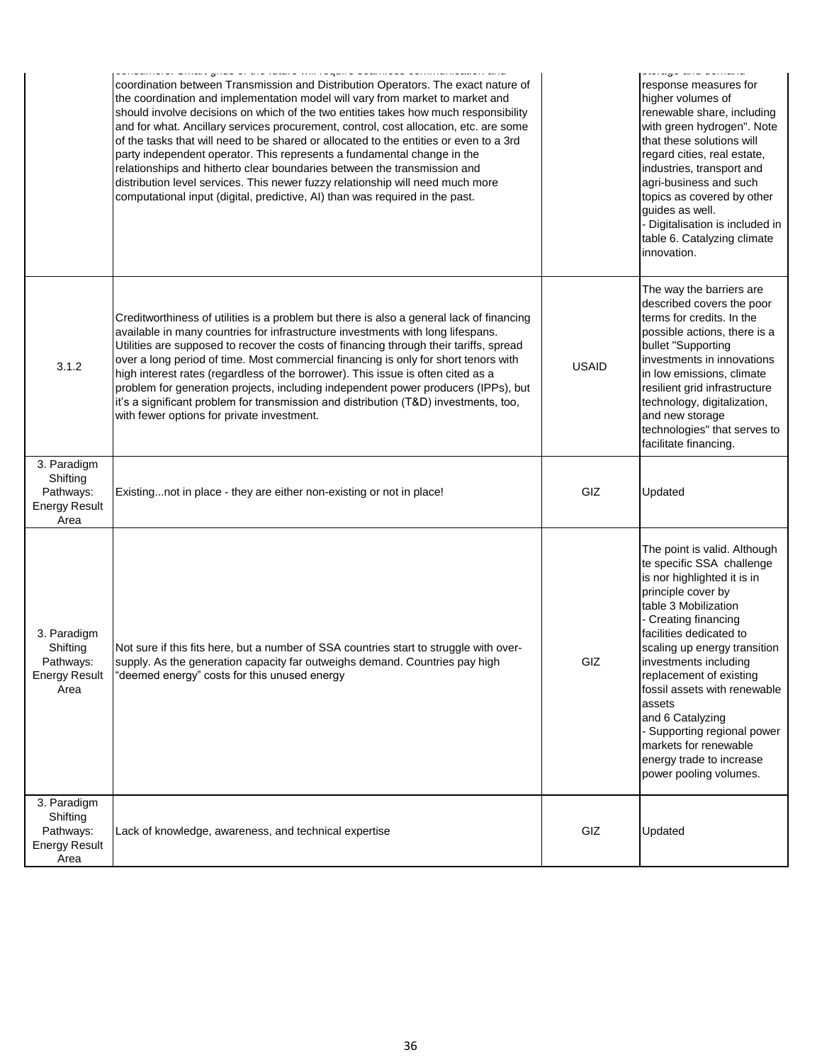| | | | |
|---|---|---|---|
| | consumers. Smart grids of the future will require seamless communication and coordination between Transmission and Distribution Operators. The exact nature of the coordination and implementation model will vary from market to market and should involve decisions on which of the two entities takes how much responsibility and for what. Ancillary services procurement, control, cost allocation, etc. are some of the tasks that will need to be shared or allocated to the entities or even to a 3rd party independent operator. This represents a fundamental change in the relationships and hitherto clear boundaries between the transmission and distribution level services. This newer fuzzy relationship will need much more computational input (digital, predictive, AI) than was required in the past. | | storage and demand response measures for higher volumes of renewable share, including with green hydrogen". Note that these solutions will regard cities, real estate, industries, transport and agri-business and such topics as covered by other guides as well.<br>- Digitalisation is included in table 6. Catalyzing climate innovation. |
| 3.1.2 | Creditworthiness of utilities is a problem but there is also a general lack of financing available in many countries for infrastructure investments with long lifespans. Utilities are supposed to recover the costs of financing through their tariffs, spread over a long period of time. Most commercial financing is only for short tenors with high interest rates (regardless of the borrower). This issue is often cited as a problem for generation projects, including independent power producers (IPPs), but it's a significant problem for transmission and distribution (T&D) investments, too, with fewer options for private investment. | USAID | The way the barriers are described covers the poor terms for credits. In the possible actions, there is a bullet "Supporting investments in innovations in low emissions, climate resilient grid infrastructure technology, digitalization, and new storage technologies" that serves to facilitate financing. |
| 3. Paradigm Shifting Pathways: Energy Result Area | Existing...not in place - they are either non-existing or not in place! | GIZ | Updated |
| 3. Paradigm Shifting Pathways: Energy Result Area | Not sure if this fits here, but a number of SSA countries start to struggle with over-supply. As the generation capacity far outweighs demand. Countries pay high "deemed energy" costs for this unused energy | GIZ | The point is valid. Although te specific SSA challenge is nor highlighted it is in principle cover by table 3 Mobilization<br>- Creating financing facilities dedicated to scaling up energy transition investments including replacement of existing fossil assets with renewable assets<br>and 6 Catalyzing<br>- Supporting regional power markets for renewable energy trade to increase power pooling volumes. |
| 3. Paradigm Shifting Pathways: Energy Result Area | Lack of knowledge, awareness, and technical expertise | GIZ | Updated |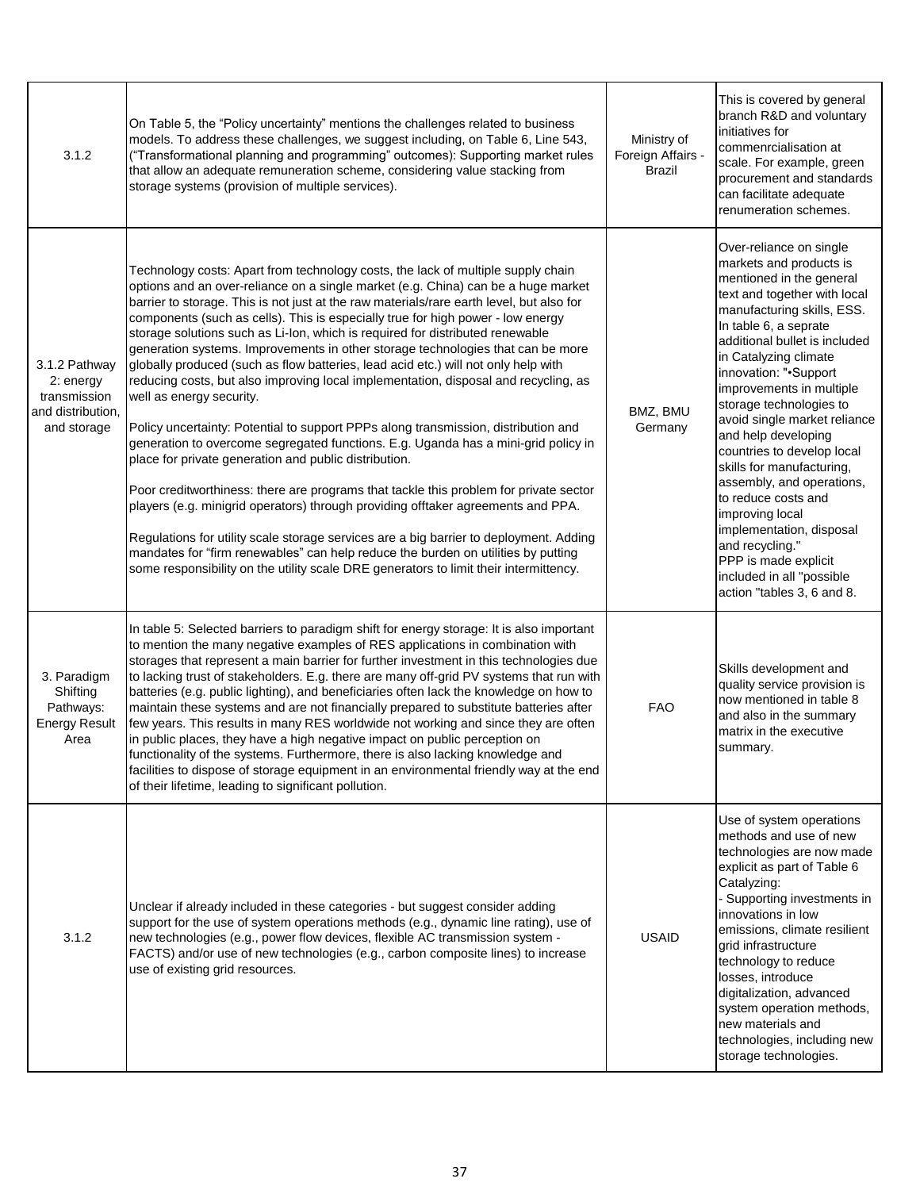| | | | |
|---|---|---|---|
| 3.1.2 | On Table 5, the "Policy uncertainty" mentions the challenges related to business models. To address these challenges, we suggest including, on Table 6, Line 543, ("Transformational planning and programming" outcomes): Supporting market rules that allow an adequate remuneration scheme, considering value stacking from storage systems (provision of multiple services). | Ministry of Foreign Affairs - Brazil | This is covered by general branch R&D and voluntary initiatives for commenrcialisation at scale. For example, green procurement and standards can facilitate adequate renumeration schemes. |
| 3.1.2 Pathway 2: energy transmission and distribution, and storage | Technology costs: Apart from technology costs, the lack of multiple supply chain options and an over-reliance on a single market (e.g. China) can be a huge market barrier to storage. This is not just at the raw materials/rare earth level, but also for components (such as cells). This is especially true for high power - low energy storage solutions such as Li-Ion, which is required for distributed renewable generation systems. Improvements in other storage technologies that can be more globally produced (such as flow batteries, lead acid etc.) will not only help with reducing costs, but also improving local implementation, disposal and recycling, as well as energy security.<br><br>Policy uncertainty: Potential to support PPPs along transmission, distribution and generation to overcome segregated functions. E.g. Uganda has a mini-grid policy in place for private generation and public distribution.<br><br>Poor creditworthiness: there are programs that tackle this problem for private sector players (e.g. minigrid operators) through providing offtaker agreements and PPA.<br><br>Regulations for utility scale storage services are a big barrier to deployment. Adding mandates for "firm renewables" can help reduce the burden on utilities by putting some responsibility on the utility scale DRE generators to limit their intermittency. | BMZ, BMU Germany | Over-reliance on single markets and products is mentioned in the general text and together with local manufacturing skills, ESS. In table 6, a seprate additional bullet is included in Catalyzing climate innovation: "•Support improvements in multiple storage technologies to avoid single market reliance and help developing countries to develop local skills for manufacturing, assembly, and operations, to reduce costs and improving local implementation, disposal and recycling."<br>PPP is made explicit included in all "possible action "tables 3, 6 and 8. |
| 3. Paradigm Shifting Pathways: Energy Result Area | In table 5: Selected barriers to paradigm shift for energy storage: It is also important to mention the many negative examples of RES applications in combination with storages that represent a main barrier for further investment in this technologies due to lacking trust of stakeholders. E.g. there are many off-grid PV systems that run with batteries (e.g. public lighting), and beneficiaries often lack the knowledge on how to maintain these systems and are not financially prepared to substitute batteries after few years. This results in many RES worldwide not working and since they are often in public places, they have a high negative impact on public perception on functionality of the systems. Furthermore, there is also lacking knowledge and facilities to dispose of storage equipment in an environmental friendly way at the end of their lifetime, leading to significant pollution. | FAO | Skills development and quality service provision is now mentioned in table 8 and also in the summary matrix in the executive summary. |
| 3.1.2 | Unclear if already included in these categories - but suggest consider adding support for the use of system operations methods (e.g., dynamic line rating), use of new technologies (e.g., power flow devices, flexible AC transmission system - FACTS) and/or use of new technologies (e.g., carbon composite lines) to increase use of existing grid resources. | USAID | Use of system operations methods and use of new technologies are now made explicit as part of Table 6 Catalyzing:<br>- Supporting investments in innovations in low emissions, climate resilient grid infrastructure technology to reduce losses, introduce digitalization, advanced system operation methods, new materials and technologies, including new storage technologies. |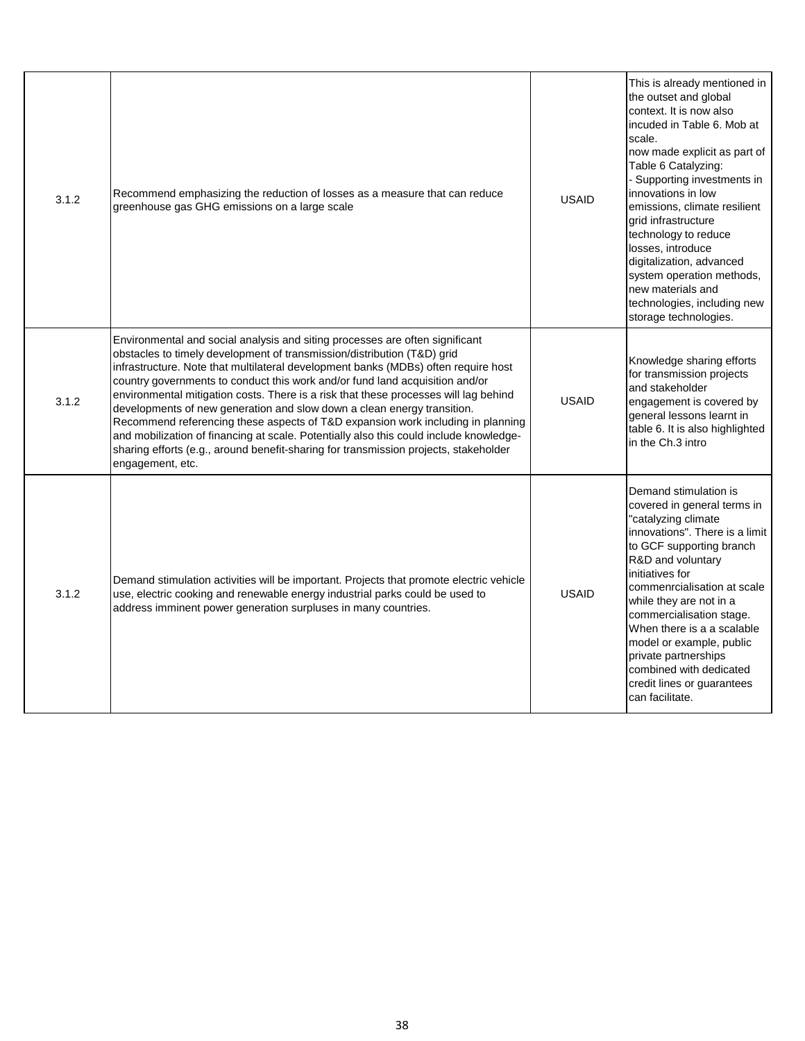| | | | |
|---|---|---|---|
| 3.1.2 | Recommend emphasizing the reduction of losses as a measure that can reduce greenhouse gas GHG emissions on a large scale | USAID | This is already mentioned in the outset and global context. It is now also incuded in Table 6. Mob at scale.<br>now made explicit as part of Table 6 Catalyzing:<br>- Supporting investments in innovations in low emissions, climate resilient grid infrastructure technology to reduce losses, introduce digitalization, advanced system operation methods, new materials and technologies, including new storage technologies. |
| 3.1.2 | Environmental and social analysis and siting processes are often significant obstacles to timely development of transmission/distribution (T&D) grid infrastructure. Note that multilateral development banks (MDBs) often require host country governments to conduct this work and/or fund land acquisition and/or environmental mitigation costs. There is a risk that these processes will lag behind developments of new generation and slow down a clean energy transition. Recommend referencing these aspects of T&D expansion work including in planning and mobilization of financing at scale. Potentially also this could include knowledge-sharing efforts (e.g., around benefit-sharing for transmission projects, stakeholder engagement, etc. | USAID | Knowledge sharing efforts for transmission projects and stakeholder engagement is covered by general lessons learnt in table 6. It is also highlighted in the Ch.3 intro |
| 3.1.2 | Demand stimulation activities will be important. Projects that promote electric vehicle use, electric cooking and renewable energy industrial parks could be used to address imminent power generation surpluses in many countries. | USAID | Demand stimulation is covered in general terms in "catalyzing climate innovations". There is a limit to GCF supporting branch R&D and voluntary initiatives for commenrcialisation at scale while they are not in a commercialisation stage. When there is a a scalable model or example, public private partnerships combined with dedicated credit lines or guarantees can facilitate. |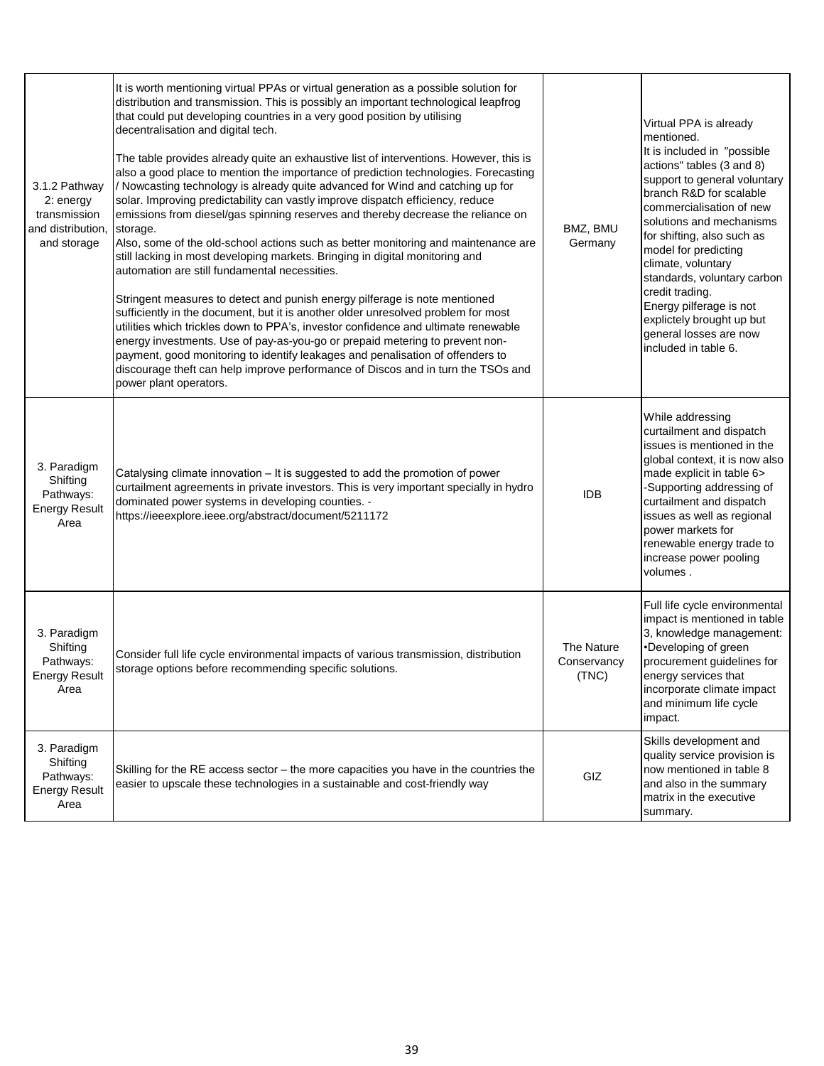| | | | |
|---|---|---|---|
| 3.1.2 Pathway 2: energy transmission and distribution, and storage | It is worth mentioning virtual PPAs or virtual generation as a possible solution for distribution and transmission. This is possibly an important technological leapfrog that could put developing countries in a very good position by utilising decentralisation and digital tech.<br><br>The table provides already quite an exhaustive list of interventions. However, this is also a good place to mention the importance of prediction technologies. Forecasting / Nowcasting technology is already quite advanced for Wind and catching up for solar. Improving predictability can vastly improve dispatch efficiency, reduce emissions from diesel/gas spinning reserves and thereby decrease the reliance on storage.<br>Also, some of the old-school actions such as better monitoring and maintenance are still lacking in most developing markets. Bringing in digital monitoring and automation are still fundamental necessities.<br><br>Stringent measures to detect and punish energy pilferage is note mentioned sufficiently in the document, but it is another older unresolved problem for most utilities which trickles down to PPA's, investor confidence and ultimate renewable energy investments. Use of pay-as-you-go or prepaid metering to prevent non-payment, good monitoring to identify leakages and penalisation of offenders to discourage theft can help improve performance of Discos and in turn the TSOs and power plant operators. | BMZ, BMU Germany | Virtual PPA is already mentioned.<br>It is included in "possible actions" tables (3 and 8) support to general voluntary branch R&D for scalable commercialisation of new solutions and mechanisms for shifting, also such as model for predicting climate, voluntary standards, voluntary carbon credit trading.<br>Energy pilferage is not explictely brought up but general losses are now included in table 6. |
| 3. Paradigm Shifting Pathways: Energy Result Area | Catalysing climate innovation – It is suggested to add the promotion of power curtailment agreements in private investors. This is very important specially in hydro dominated power systems in developing counties. - https://ieeexplore.ieee.org/abstract/document/5211172 | IDB | While addressing curtailment and dispatch issues is mentioned in the global context, it is now also made explicit in table 6><br>-Supporting addressing of curtailment and dispatch issues as well as regional power markets for renewable energy trade to increase power pooling volumes . |
| 3. Paradigm Shifting Pathways: Energy Result Area | Consider full life cycle environmental impacts of various transmission, distribution storage options before recommending specific solutions. | The Nature Conservancy (TNC) | Full life cycle environmental impact is mentioned in table 3, knowledge management:<br>•Developing of green procurement guidelines for energy services that incorporate climate impact and minimum life cycle impact. |
| 3. Paradigm Shifting Pathways: Energy Result Area | Skilling for the RE access sector – the more capacities you have in the countries the easier to upscale these technologies in a sustainable and cost-friendly way | GIZ | Skills development and quality service provision is now mentioned in table 8 and also in the summary matrix in the executive summary. |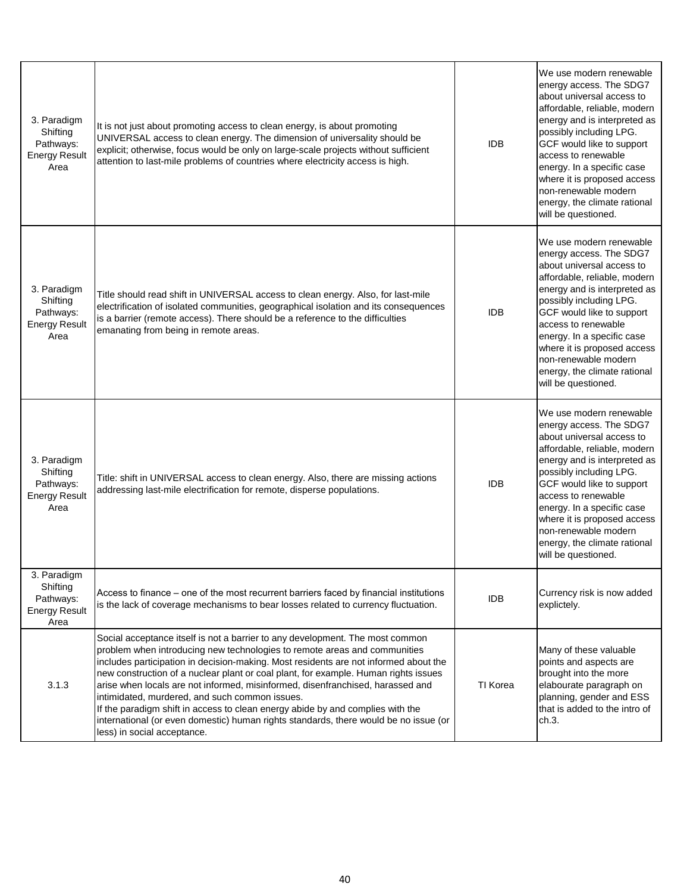| 3. Paradigm Shifting Pathways: Energy Result Area | It is not just about promoting access to clean energy, is about promoting UNIVERSAL access to clean energy. The dimension of universality should be explicit; otherwise, focus would be only on large-scale projects without sufficient attention to last-mile problems of countries where electricity access is high. | IDB | We use modern renewable energy access. The SDG7 about universal access to affordable, reliable, modern energy and is interpreted as possibly including LPG. GCF would like to support access to renewable energy. In a specific case where it is proposed access non-renewable modern energy, the climate rational will be questioned. |
|---|---|---|---|
| 3. Paradigm Shifting Pathways: Energy Result Area | Title should read shift in UNIVERSAL access to clean energy. Also, for last-mile electrification of isolated communities, geographical isolation and its consequences is a barrier (remote access). There should be a reference to the difficulties emanating from being in remote areas. | IDB | We use modern renewable energy access. The SDG7 about universal access to affordable, reliable, modern energy and is interpreted as possibly including LPG. GCF would like to support access to renewable energy. In a specific case where it is proposed access non-renewable modern energy, the climate rational will be questioned. |
| 3. Paradigm Shifting Pathways: Energy Result Area | Title: shift in UNIVERSAL access to clean energy. Also, there are missing actions addressing last-mile electrification for remote, disperse populations. | IDB | We use modern renewable energy access. The SDG7 about universal access to affordable, reliable, modern energy and is interpreted as possibly including LPG. GCF would like to support access to renewable energy. In a specific case where it is proposed access non-renewable modern energy, the climate rational will be questioned. |
| 3. Paradigm Shifting Pathways: Energy Result Area | Access to finance – one of the most recurrent barriers faced by financial institutions is the lack of coverage mechanisms to bear losses related to currency fluctuation. | IDB | Currency risk is now added explictely. |
| 3.1.3 | Social acceptance itself is not a barrier to any development. The most common problem when introducing new technologies to remote areas and communities includes participation in decision-making. Most residents are not informed about the new construction of a nuclear plant or coal plant, for example. Human rights issues arise when locals are not informed, misinformed, disenfranchised, harassed and intimidated, murdered, and such common issues.<br>If the paradigm shift in access to clean energy abide by and complies with the international (or even domestic) human rights standards, there would be no issue (or less) in social acceptance. | TI Korea | Many of these valuable points and aspects are brought into the more elabourate paragraph on planning, gender and ESS that is added to the intro of ch.3. |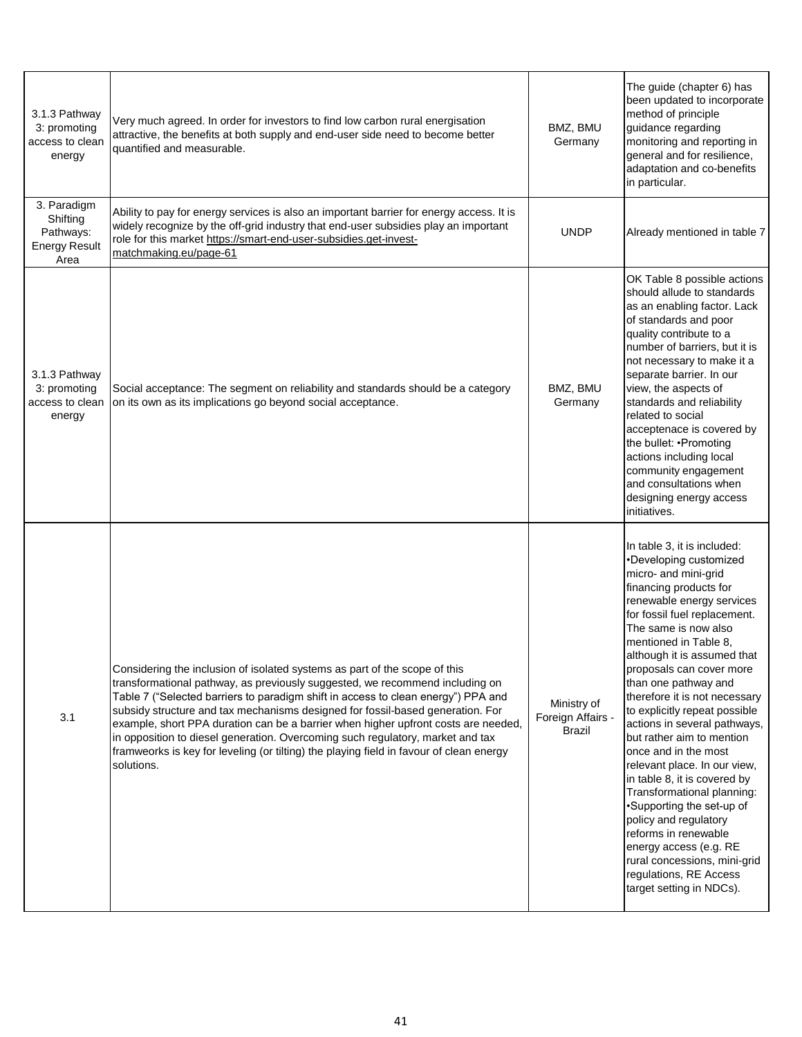| | | | |
|---|---|---|---|
| 3.1.3 Pathway 3: promoting access to clean energy | Very much agreed. In order for investors to find low carbon rural energisation attractive, the benefits at both supply and end-user side need to become better quantified and measurable. | BMZ, BMU Germany | The guide (chapter 6) has been updated to incorporate method of principle guidance regarding monitoring and reporting in general and for resilience, adaptation and co-benefits in particular. |
| 3. Paradigm Shifting Pathways: Energy Result Area | Ability to pay for energy services is also an important barrier for energy access. It is widely recognize by the off-grid industry that end-user subsidies play an important role for this market https://smart-end-user-subsidies.get-invest-matchmaking.eu/page-61 | UNDP | Already mentioned in table 7 |
| 3.1.3 Pathway 3: promoting access to clean energy | Social acceptance: The segment on reliability and standards should be a category on its own as its implications go beyond social acceptance. | BMZ, BMU Germany | OK Table 8 possible actions should allude to standards as an enabling factor. Lack of standards and poor quality contribute to a number of barriers, but it is not necessary to make it a separate barrier. In our view, the aspects of standards and reliability related to social acceptenace is covered by the bullet: •Promoting actions including local community engagement and consultations when designing energy access initiatives. |
| 3.1 | Considering the inclusion of isolated systems as part of the scope of this transformational pathway, as previously suggested, we recommend including on Table 7 ("Selected barriers to paradigm shift in access to clean energy") PPA and subsidy structure and tax mechanisms designed for fossil-based generation. For example, short PPA duration can be a barrier when higher upfront costs are needed, in opposition to diesel generation. Overcoming such regulatory, market and tax framweorks is key for leveling (or tilting) the playing field in favour of clean energy solutions. | Ministry of Foreign Affairs - Brazil | In table 3, it is included: •Developing customized micro- and mini-grid financing products for renewable energy services for fossil fuel replacement. The same is now also mentioned in Table 8, although it is assumed that proposals can cover more than one pathway and therefore it is not necessary to explicitly repeat possible actions in several pathways, but rather aim to mention once and in the most relevant place. In our view, in table 8, it is covered by Transformational planning: •Supporting the set-up of policy and regulatory reforms in renewable energy access (e.g. RE rural concessions, mini-grid regulations, RE Access target setting in NDCs). |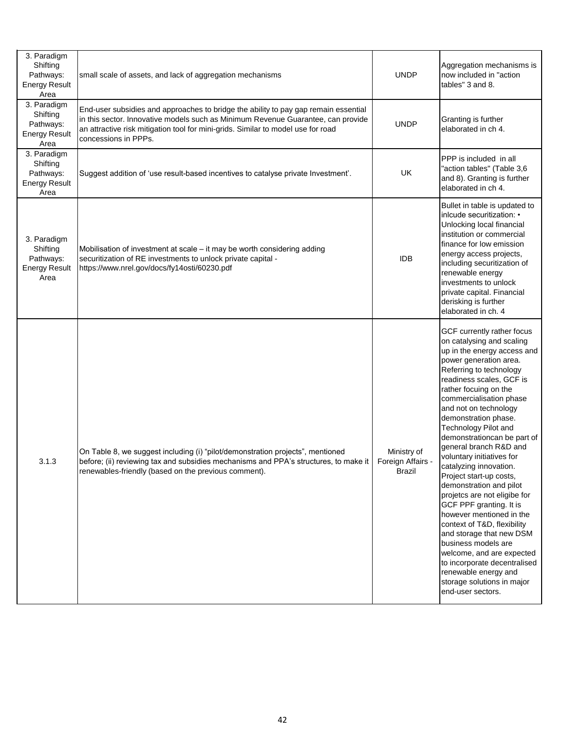| | | | |
|---|---|---|---|
| 3. Paradigm Shifting Pathways: Energy Result Area | small scale of assets, and lack of aggregation mechanisms | UNDP | Aggregation mechanisms is now included in "action tables" 3 and 8. |
| 3. Paradigm Shifting Pathways: Energy Result Area | End-user subsidies and approaches to bridge the ability to pay gap remain essential in this sector. Innovative models such as Minimum Revenue Guarantee, can provide an attractive risk mitigation tool for mini-grids. Similar to model use for road concessions in PPPs. | UNDP | Granting is further elaborated in ch 4. |
| 3. Paradigm Shifting Pathways: Energy Result Area | Suggest addition of 'use result-based incentives to catalyse private Investment'. | UK | PPP is included in all "action tables" (Table 3,6 and 8). Granting is further elaborated in ch 4. |
| 3. Paradigm Shifting Pathways: Energy Result Area | Mobilisation of investment at scale – it may be worth considering adding securitization of RE investments to unlock private capital - https://www.nrel.gov/docs/fy14osti/60230.pdf | IDB | Bullet in table is updated to inlcude securitization: • Unlocking local financial institution or commercial finance for low emission energy access projects, including securitization of renewable energy investments to unlock private capital. Financial derisking is further elaborated in ch. 4 |
| 3.1.3 | On Table 8, we suggest including (i) "pilot/demonstration projects", mentioned before; (ii) reviewing tax and subsidies mechanisms and PPA's structures, to make it renewables-friendly (based on the previous comment). | Ministry of Foreign Affairs - Brazil | GCF currently rather focus on catalysing and scaling up in the energy access and power generation area. Referring to technology readiness scales, GCF is rather focuing on the commercialisation phase and not on technology demonstration phase. Technology Pilot and demonstrationcan be part of general branch R&D and voluntary initiatives for catalyzing innovation. Project start-up costs, demonstration and pilot projetcs are not eligibe for GCF PPF granting. It is however mentioned in the context of T&D, flexibility and storage that new DSM business models are welcome, and are expected to incorporate decentralised renewable energy and storage solutions in major end-user sectors. |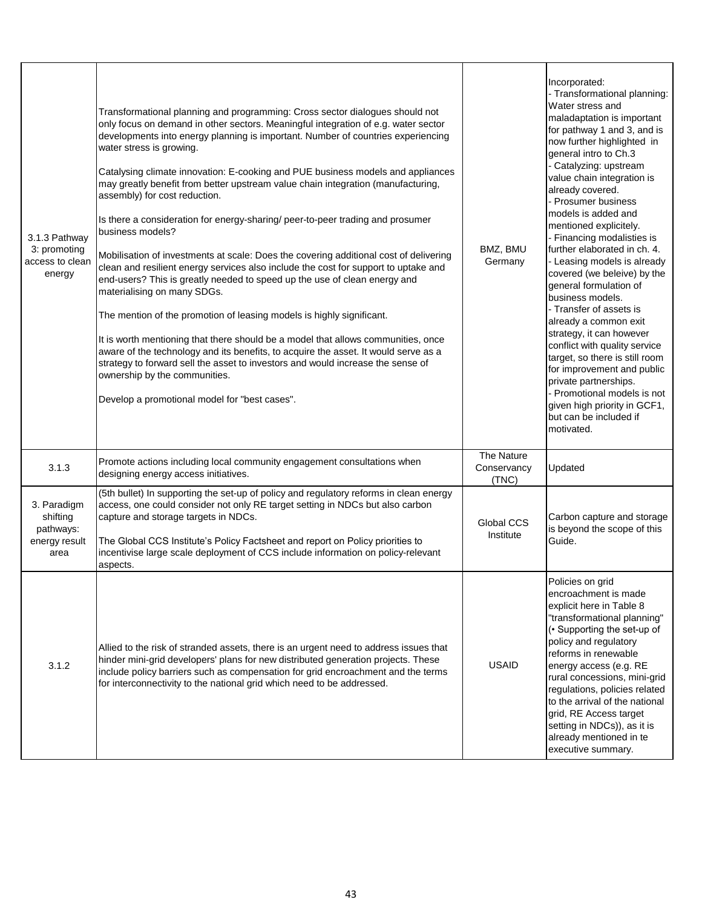| 3.1.3 Pathway 3: promoting access to clean energy | Transformational planning and programming: Cross sector dialogues should not only focus on demand in other sectors. Meaningful integration of e.g. water sector developments into energy planning is important. Number of countries experiencing water stress is growing.<br><br>Catalysing climate innovation: E-cooking and PUE business models and appliances may greatly benefit from better upstream value chain integration (manufacturing, assembly) for cost reduction.<br><br>Is there a consideration for energy-sharing/ peer-to-peer trading and prosumer business models?<br><br>Mobilisation of investments at scale: Does the covering additional cost of delivering clean and resilient energy services also include the cost for support to uptake and end-users? This is greatly needed to speed up the use of clean energy and materialising on many SDGs.<br><br>The mention of the promotion of leasing models is highly significant.<br><br>It is worth mentioning that there should be a model that allows communities, once aware of the technology and its benefits, to acquire the asset. It would serve as a strategy to forward sell the asset to investors and would increase the sense of ownership by the communities.<br><br>Develop a promotional model for "best cases". | BMZ, BMU Germany | Incorporated:<br>- Transformational planning: Water stress and maladaptation is important for pathway 1 and 3, and is now further highlighted in general intro to Ch.3<br>- Catalyzing: upstream value chain integration is already covered.<br>- Prosumer business models is added and mentioned explicitely.<br>- Financing modalisties is further elaborated in ch. 4.<br>- Leasing models is already covered (we beleive) by the general formulation of business models.<br>- Transfer of assets is already a common exit strategy, it can however conflict with quality service target, so there is still room for improvement and public private partnerships.<br>- Promotional models is not given high priority in GCF1, but can be included if motivated. |
|---|---|---|---|
| 3.1.3 | Promote actions including local community engagement consultations when designing energy access initiatives. | The Nature Conservancy (TNC) | Updated |
| 3. Paradigm shifting pathways: energy result area | (5th bullet) In supporting the set-up of policy and regulatory reforms in clean energy access, one could consider not only RE target setting in NDCs but also carbon capture and storage targets in NDCs.<br><br>The Global CCS Institute's Policy Factsheet and report on Policy priorities to incentivise large scale deployment of CCS include information on policy-relevant aspects. | Global CCS Institute | Carbon capture and storage is beyond the scope of this Guide. |
| 3.1.2 | Allied to the risk of stranded assets, there is an urgent need to address issues that hinder mini-grid developers' plans for new distributed generation projects. These include policy barriers such as compensation for grid encroachment and the terms for interconnectivity to the national grid which need to be addressed. | USAID | Policies on grid encroachment is made explicit here in Table 8 "transformational planning" (• Supporting the set-up of policy and regulatory reforms in renewable energy access (e.g. RE rural concessions, mini-grid regulations, policies related to the arrival of the national grid, RE Access target setting in NDCs)), as it is already mentioned in te executive summary. |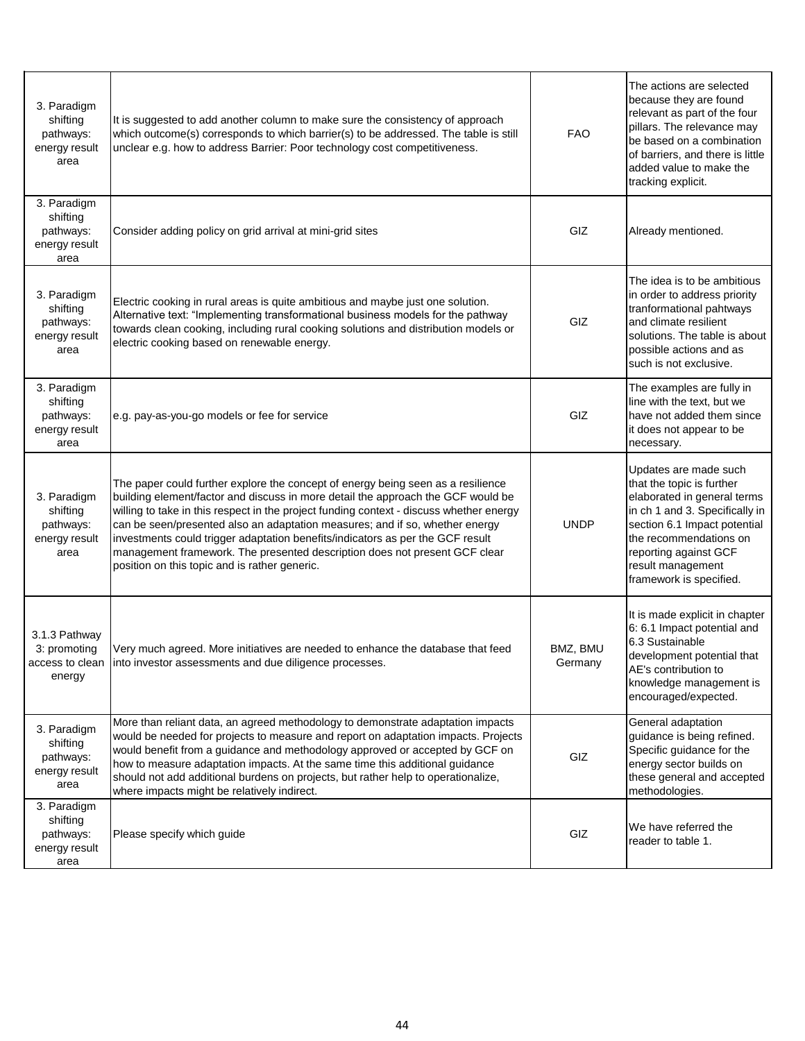| | | | |
|---|---|---|---|
| 3. Paradigm shifting pathways: energy result area | It is suggested to add another column to make sure the consistency of approach which outcome(s) corresponds to which barrier(s) to be addressed. The table is still unclear e.g. how to address Barrier: Poor technology cost competitiveness. | FAO | The actions are selected because they are found relevant as part of the four pillars. The relevance may be based on a combination of barriers, and there is little added value to make the tracking explicit. |
| 3. Paradigm shifting pathways: energy result area | Consider adding policy on grid arrival at mini-grid sites | GIZ | Already mentioned. |
| 3. Paradigm shifting pathways: energy result area | Electric cooking in rural areas is quite ambitious and maybe just one solution. Alternative text: "Implementing transformational business models for the pathway towards clean cooking, including rural cooking solutions and distribution models or electric cooking based on renewable energy. | GIZ | The idea is to be ambitious in order to address priority tranformational pahtways and climate resilient solutions. The table is about possible actions and as such is not exclusive. |
| 3. Paradigm shifting pathways: energy result area | e.g. pay-as-you-go models or fee for service | GIZ | The examples are fully in line with the text, but we have not added them since it does not appear to be necessary. |
| 3. Paradigm shifting pathways: energy result area | The paper could further explore the concept of energy being seen as a resilience building element/factor and discuss in more detail the approach the GCF would be willing to take in this respect in the project funding context - discuss whether energy can be seen/presented also an adaptation measures; and if so, whether energy investments could trigger adaptation benefits/indicators as per the GCF result management framework. The presented description does not present GCF clear position on this topic and is rather generic. | UNDP | Updates are made such that the topic is further elaborated in general terms in ch 1 and 3. Specifically in section 6.1 Impact potential the recommendations on reporting against GCF result management framework is specified. |
| 3.1.3 Pathway 3: promoting access to clean energy | Very much agreed. More initiatives are needed to enhance the database that feed into investor assessments and due diligence processes. | BMZ, BMU Germany | It is made explicit in chapter 6: 6.1 Impact potential and 6.3 Sustainable development potential that AE's contribution to knowledge management is encouraged/expected. |
| 3. Paradigm shifting pathways: energy result area | More than reliant data, an agreed methodology to demonstrate adaptation impacts would be needed for projects to measure and report on adaptation impacts. Projects would benefit from a guidance and methodology approved or accepted by GCF on how to measure adaptation impacts. At the same time this additional guidance should not add additional burdens on projects, but rather help to operationalize, where impacts might be relatively indirect. | GIZ | General adaptation guidance is being refined. Specific guidance for the energy sector builds on these general and accepted methodologies. |
| 3. Paradigm shifting pathways: energy result area | Please specify which guide | GIZ | We have referred the reader to table 1. |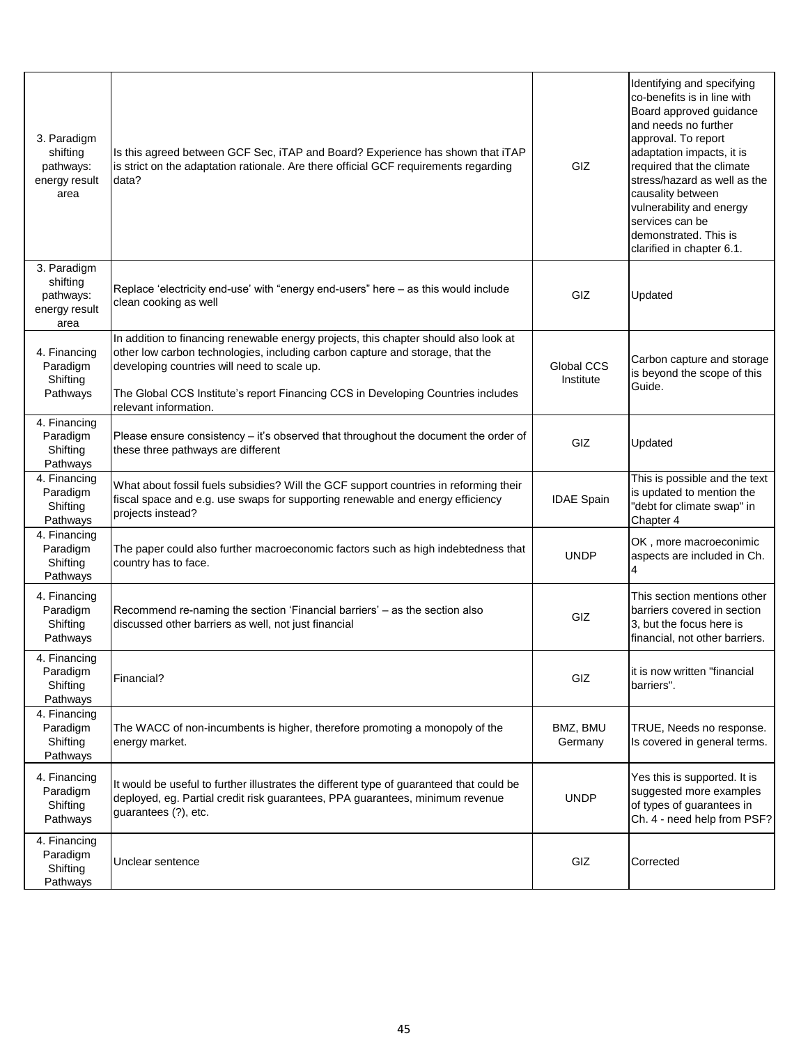| | | | |
|---|---|---|---|
| 3. Paradigm shifting pathways: energy result area | Is this agreed between GCF Sec, iTAP and Board? Experience has shown that iTAP is strict on the adaptation rationale. Are there official GCF requirements regarding data? | GIZ | Identifying and specifying co-benefits is in line with Board approved guidance and needs no further approval. To report adaptation impacts, it is required that the climate stress/hazard as well as the causality between vulnerability and energy services can be demonstrated. This is clarified in chapter 6.1. |
| 3. Paradigm shifting pathways: energy result area | Replace 'electricity end-use' with "energy end-users" here – as this would include clean cooking as well | GIZ | Updated |
| 4. Financing Paradigm Shifting Pathways | In addition to financing renewable energy projects, this chapter should also look at other low carbon technologies, including carbon capture and storage, that the developing countries will need to scale up.<br><br>The Global CCS Institute's report Financing CCS in Developing Countries includes relevant information. | Global CCS Institute | Carbon capture and storage is beyond the scope of this Guide. |
| 4. Financing Paradigm Shifting Pathways | Please ensure consistency – it's observed that throughout the document the order of these three pathways are different | GIZ | Updated |
| 4. Financing Paradigm Shifting Pathways | What about fossil fuels subsidies? Will the GCF support countries in reforming their fiscal space and e.g. use swaps for supporting renewable and energy efficiency projects instead? | IDAE Spain | This is possible and the text is updated to mention the "debt for climate swap" in Chapter 4 |
| 4. Financing Paradigm Shifting Pathways | The paper could also further macroeconomic factors such as high indebtedness that country has to face. | UNDP | OK , more macroeconimic aspects are included in Ch. 4 |
| 4. Financing Paradigm Shifting Pathways | Recommend re-naming the section 'Financial barriers' – as the section also discussed other barriers as well, not just financial | GIZ | This section mentions other barriers covered in section 3, but the focus here is financial, not other barriers. |
| 4. Financing Paradigm Shifting Pathways | Financial? | GIZ | it is now written "financial barriers". |
| 4. Financing Paradigm Shifting Pathways | The WACC of non-incumbents is higher, therefore promoting a monopoly of the energy market. | BMZ, BMU Germany | TRUE, Needs no response. Is covered in general terms. |
| 4. Financing Paradigm Shifting Pathways | It would be useful to further illustrates the different type of guaranteed that could be deployed, eg. Partial credit risk guarantees, PPA guarantees, minimum revenue guarantees (?), etc. | UNDP | Yes this is supported. It is suggested more examples of types of guarantees in Ch. 4 - need help from PSF? |
| 4. Financing Paradigm Shifting Pathways | Unclear sentence | GIZ | Corrected |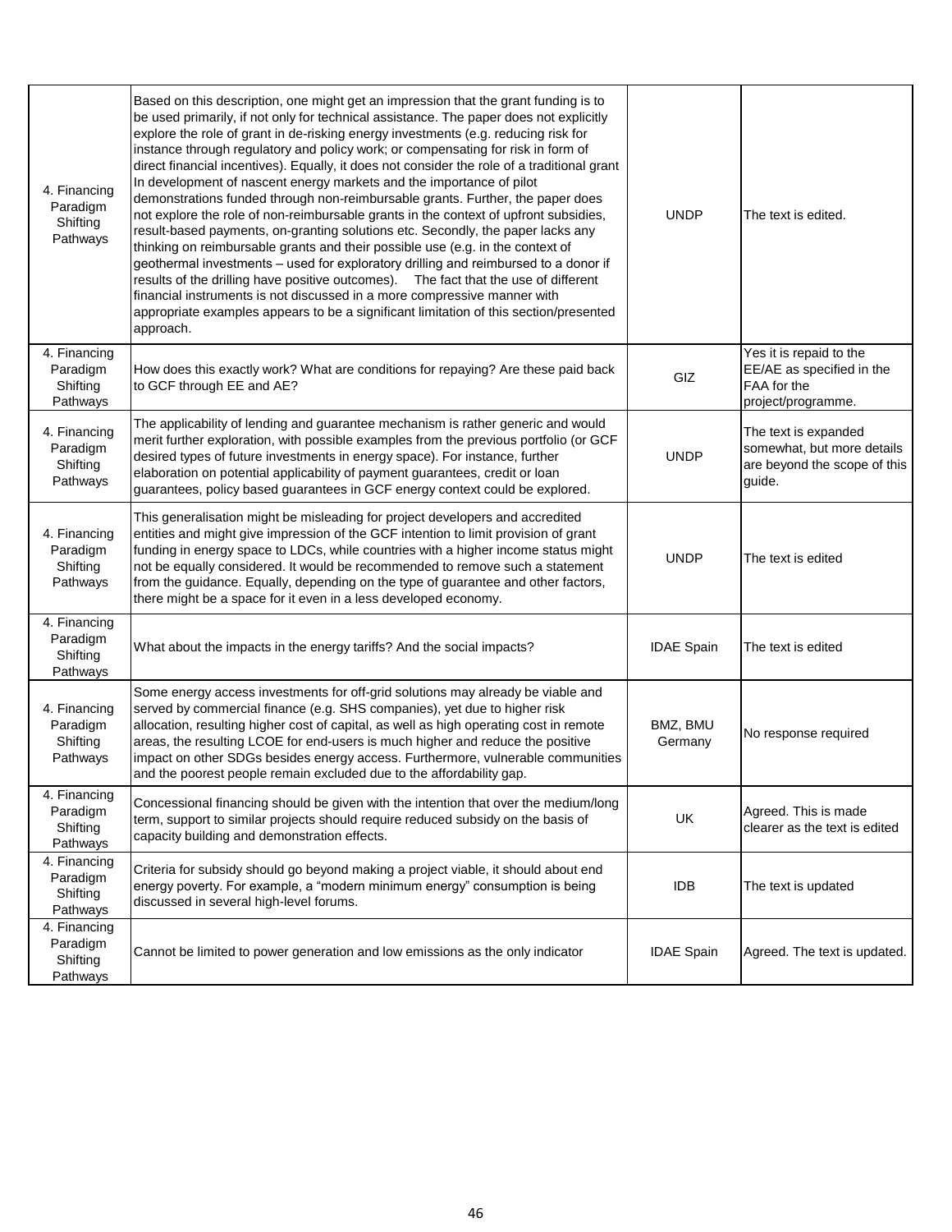| | | | |
|---|---|---|---|
| 4. Financing Paradigm Shifting Pathways | Based on this description, one might get an impression that the grant funding is to be used primarily, if not only for technical assistance. The paper does not explicitly explore the role of grant in de-risking energy investments (e.g. reducing risk for instance through regulatory and policy work; or compensating for risk in form of direct financial incentives). Equally, it does not consider the role of a traditional grant In development of nascent energy markets and the importance of pilot demonstrations funded through non-reimbursable grants. Further, the paper does not explore the role of non-reimbursable grants in the context of upfront subsidies, result-based payments, on-granting solutions etc. Secondly, the paper lacks any thinking on reimbursable grants and their possible use (e.g. in the context of geothermal investments – used for exploratory drilling and reimbursed to a donor if results of the drilling have positive outcomes). The fact that the use of different financial instruments is not discussed in a more compressive manner with appropriate examples appears to be a significant limitation of this section/presented approach. | UNDP | The text is edited. |
| 4. Financing Paradigm Shifting Pathways | How does this exactly work? What are conditions for repaying? Are these paid back to GCF through EE and AE? | GIZ | Yes it is repaid to the EE/AE as specified in the FAA for the project/programme. |
| 4. Financing Paradigm Shifting Pathways | The applicability of lending and guarantee mechanism is rather generic and would merit further exploration, with possible examples from the previous portfolio (or GCF desired types of future investments in energy space). For instance, further elaboration on potential applicability of payment guarantees, credit or loan guarantees, policy based guarantees in GCF energy context could be explored. | UNDP | The text is expanded somewhat, but more details are beyond the scope of this guide. |
| 4. Financing Paradigm Shifting Pathways | This generalisation might be misleading for project developers and accredited entities and might give impression of the GCF intention to limit provision of grant funding in energy space to LDCs, while countries with a higher income status might not be equally considered. It would be recommended to remove such a statement from the guidance. Equally, depending on the type of guarantee and other factors, there might be a space for it even in a less developed economy. | UNDP | The text is edited |
| 4. Financing Paradigm Shifting Pathways | What about the impacts in the energy tariffs? And the social impacts? | IDAE Spain | The text is edited |
| 4. Financing Paradigm Shifting Pathways | Some energy access investments for off-grid solutions may already be viable and served by commercial finance (e.g. SHS companies), yet due to higher risk allocation, resulting higher cost of capital, as well as high operating cost in remote areas, the resulting LCOE for end-users is much higher and reduce the positive impact on other SDGs besides energy access. Furthermore, vulnerable communities and the poorest people remain excluded due to the affordability gap. | BMZ, BMU Germany | No response required |
| 4. Financing Paradigm Shifting Pathways | Concessional financing should be given with the intention that over the medium/long term, support to similar projects should require reduced subsidy on the basis of capacity building and demonstration effects. | UK | Agreed. This is made clearer as the text is edited |
| 4. Financing Paradigm Shifting Pathways | Criteria for subsidy should go beyond making a project viable, it should about end energy poverty. For example, a "modern minimum energy" consumption is being discussed in several high-level forums. | IDB | The text is updated |
| 4. Financing Paradigm Shifting Pathways | Cannot be limited to power generation and low emissions as the only indicator | IDAE Spain | Agreed. The text is updated. |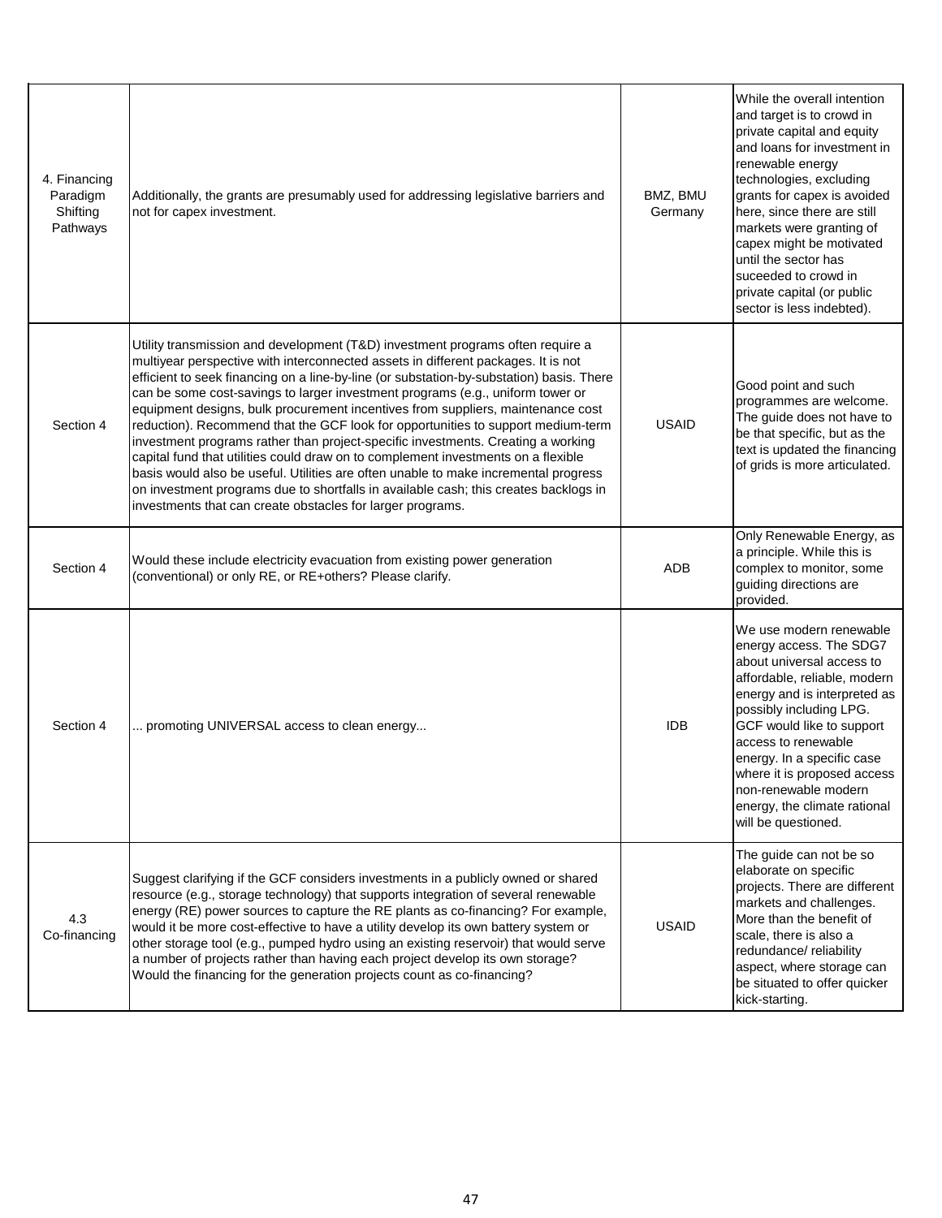| | | | |
|---|---|---|---|
| 4. Financing Paradigm Shifting Pathways | Additionally, the grants are presumably used for addressing legislative barriers and not for capex investment. | BMZ, BMU Germany | While the overall intention and target is to crowd in private capital and equity and loans for investment in renewable energy technologies, excluding grants for capex is avoided here, since there are still markets were granting of capex might be motivated until the sector has suceeded to crowd in private capital (or public sector is less indebted). |
| Section 4 | Utility transmission and development (T&D) investment programs often require a multiyear perspective with interconnected assets in different packages. It is not efficient to seek financing on a line-by-line (or substation-by-substation) basis. There can be some cost-savings to larger investment programs (e.g., uniform tower or equipment designs, bulk procurement incentives from suppliers, maintenance cost reduction). Recommend that the GCF look for opportunities to support medium-term investment programs rather than project-specific investments. Creating a working capital fund that utilities could draw on to complement investments on a flexible basis would also be useful. Utilities are often unable to make incremental progress on investment programs due to shortfalls in available cash; this creates backlogs in investments that can create obstacles for larger programs. | USAID | Good point and such programmes are welcome. The guide does not have to be that specific, but as the text is updated the financing of grids is more articulated. |
| Section 4 | Would these include electricity evacuation from existing power generation (conventional) or only RE, or RE+others? Please clarify. | ADB | Only Renewable Energy, as a principle. While this is complex to monitor, some guiding directions are provided. |
| Section 4 | ... promoting UNIVERSAL access to clean energy... | IDB | We use modern renewable energy access. The SDG7 about universal access to affordable, reliable, modern energy and is interpreted as possibly including LPG. GCF would like to support access to renewable energy. In a specific case where it is proposed access non-renewable modern energy, the climate rational will be questioned. |
| 4.3 Co-financing | Suggest clarifying if the GCF considers investments in a publicly owned or shared resource (e.g., storage technology) that supports integration of several renewable energy (RE) power sources to capture the RE plants as co-financing? For example, would it be more cost-effective to have a utility develop its own battery system or other storage tool (e.g., pumped hydro using an existing reservoir) that would serve a number of projects rather than having each project develop its own storage? Would the financing for the generation projects count as co-financing? | USAID | The guide can not be so elaborate on specific projects. There are different markets and challenges. More than the benefit of scale, there is also a redundance/ reliability aspect, where storage can be situated to offer quicker kick-starting. |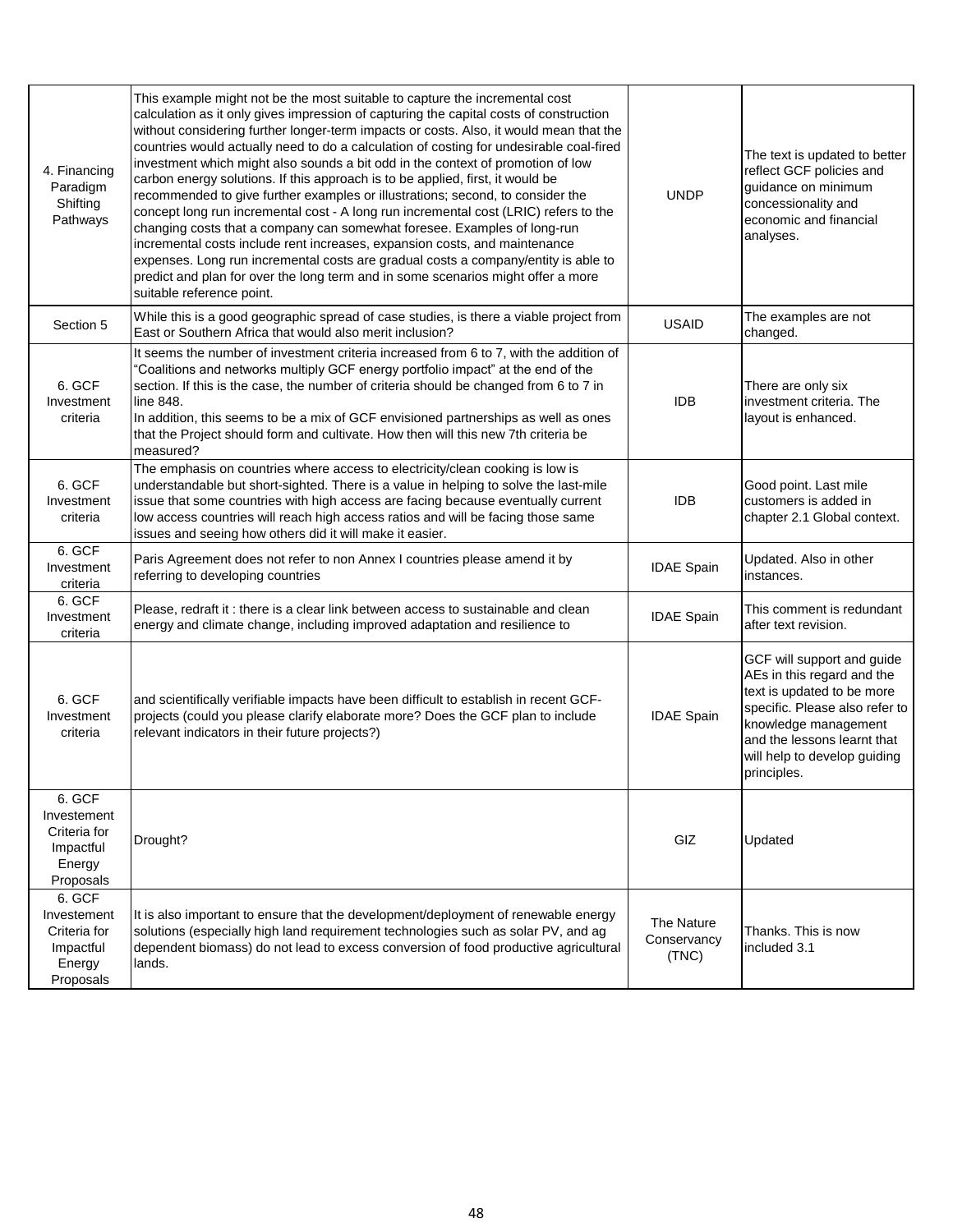| | | | |
|---|---|---|---|
| 4. Financing Paradigm Shifting Pathways | This example might not be the most suitable to capture the incremental cost calculation as it only gives impression of capturing the capital costs of construction without considering further longer-term impacts or costs. Also, it would mean that the countries would actually need to do a calculation of costing for undesirable coal-fired investment which might also sounds a bit odd in the context of promotion of low carbon energy solutions. If this approach is to be applied, first, it would be recommended to give further examples or illustrations; second, to consider the concept long run incremental cost - A long run incremental cost (LRIC) refers to the changing costs that a company can somewhat foresee. Examples of long-run incremental costs include rent increases, expansion costs, and maintenance expenses. Long run incremental costs are gradual costs a company/entity is able to predict and plan for over the long term and in some scenarios might offer a more suitable reference point. | UNDP | The text is updated to better reflect GCF policies and guidance on minimum concessionality and economic and financial analyses. |
| Section 5 | While this is a good geographic spread of case studies, is there a viable project from East or Southern Africa that would also merit inclusion? | USAID | The examples are not changed. |
| 6. GCF Investment criteria | It seems the number of investment criteria increased from 6 to 7, with the addition of "Coalitions and networks multiply GCF energy portfolio impact" at the end of the section. If this is the case, the number of criteria should be changed from 6 to 7 in line 848.<br>In addition, this seems to be a mix of GCF envisioned partnerships as well as ones that the Project should form and cultivate. How then will this new 7th criteria be measured? | IDB | There are only six investment criteria. The layout is enhanced. |
| 6. GCF Investment criteria | The emphasis on countries where access to electricity/clean cooking is low is understandable but short-sighted. There is a value in helping to solve the last-mile issue that some countries with high access are facing because eventually current low access countries will reach high access ratios and will be facing those same issues and seeing how others did it will make it easier. | IDB | Good point. Last mile customers is added in chapter 2.1 Global context. |
| 6. GCF Investment criteria | Paris Agreement does not refer to non Annex I countries please amend it by referring to developing countries | IDAE Spain | Updated. Also in other instances. |
| 6. GCF Investment criteria | Please, redraft it : there is a clear link between access to sustainable and clean energy and climate change, including improved adaptation and resilience to | IDAE Spain | This comment is redundant after text revision. |
| 6. GCF Investment criteria | and scientifically verifiable impacts have been difficult to establish in recent GCF-projects (could you please clarify elaborate more? Does the GCF plan to include relevant indicators in their future projects?) | IDAE Spain | GCF will support and guide AEs in this regard and the text is updated to be more specific. Please also refer to knowledge management and the lessons learnt that will help to develop guiding principles. |
| 6. GCF Investement Criteria for Impactful Energy Proposals | Drought? | GIZ | Updated |
| 6. GCF Investement Criteria for Impactful Energy Proposals | It is also important to ensure that the development/deployment of renewable energy solutions (especially high land requirement technologies such as solar PV, and ag dependent biomass) do not lead to excess conversion of food productive agricultural lands. | The Nature Conservancy (TNC) | Thanks. This is now included 3.1 |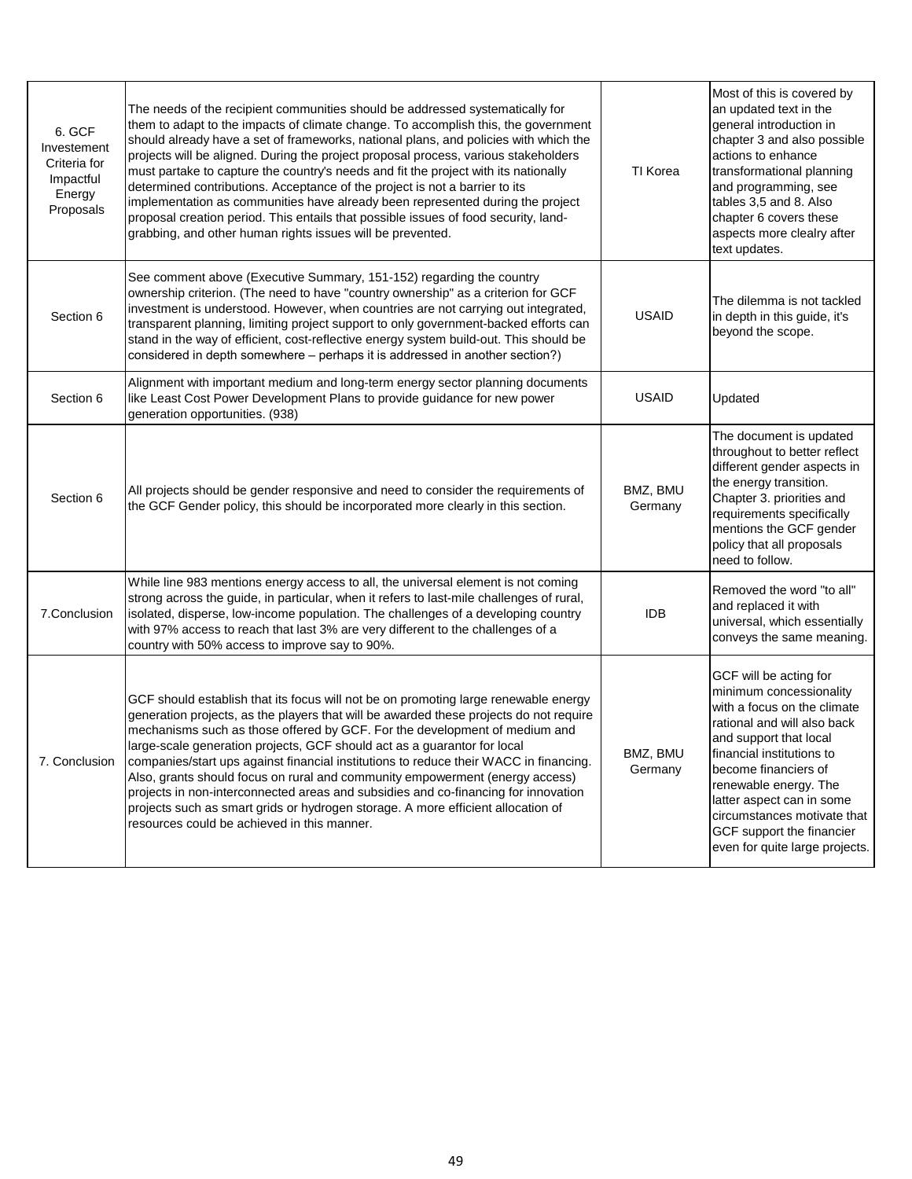| | | | |
|---|---|---|---|
| 6. GCF Investement Criteria for Impactful Energy Proposals | The needs of the recipient communities should be addressed systematically for them to adapt to the impacts of climate change. To accomplish this, the government should already have a set of frameworks, national plans, and policies with which the projects will be aligned. During the project proposal process, various stakeholders must partake to capture the country's needs and fit the project with its nationally determined contributions. Acceptance of the project is not a barrier to its implementation as communities have already been represented during the project proposal creation period. This entails that possible issues of food security, land-grabbing, and other human rights issues will be prevented. | TI Korea | Most of this is covered by an updated text in the general introduction in chapter 3 and also possible actions to enhance transformational planning and programming, see tables 3,5 and 8. Also chapter 6 covers these aspects more clealry after text updates. |
| Section 6 | See comment above (Executive Summary, 151-152) regarding the country ownership criterion. (The need to have "country ownership" as a criterion for GCF investment is understood. However, when countries are not carrying out integrated, transparent planning, limiting project support to only government-backed efforts can stand in the way of efficient, cost-reflective energy system build-out. This should be considered in depth somewhere – perhaps it is addressed in another section?) | USAID | The dilemma is not tackled in depth in this guide, it's beyond the scope. |
| Section 6 | Alignment with important medium and long-term energy sector planning documents like Least Cost Power Development Plans to provide guidance for new power generation opportunities. (938) | USAID | Updated |
| Section 6 | All projects should be gender responsive and need to consider the requirements of the GCF Gender policy, this should be incorporated more clearly in this section. | BMZ, BMU Germany | The document is updated throughout to better reflect different gender aspects in the energy transition. Chapter 3. priorities and requirements specifically mentions the GCF gender policy that all proposals need to follow. |
| 7.Conclusion | While line 983 mentions energy access to all, the universal element is not coming strong across the guide, in particular, when it refers to last-mile challenges of rural, isolated, disperse, low-income population. The challenges of a developing country with 97% access to reach that last 3% are very different to the challenges of a country with 50% access to improve say to 90%. | IDB | Removed the word "to all" and replaced it with universal, which essentially conveys the same meaning. |
| 7. Conclusion | GCF should establish that its focus will not be on promoting large renewable energy generation projects, as the players that will be awarded these projects do not require mechanisms such as those offered by GCF. For the development of medium and large-scale generation projects, GCF should act as a guarantor for local companies/start ups against financial institutions to reduce their WACC in financing. Also, grants should focus on rural and community empowerment (energy access) projects in non-interconnected areas and subsidies and co-financing for innovation projects such as smart grids or hydrogen storage. A more efficient allocation of resources could be achieved in this manner. | BMZ, BMU Germany | GCF will be acting for minimum concessionality with a focus on the climate rational and will also back and support that local financial institutions to become financiers of renewable energy. The latter aspect can in some circumstances motivate that GCF support the financier even for quite large projects. |